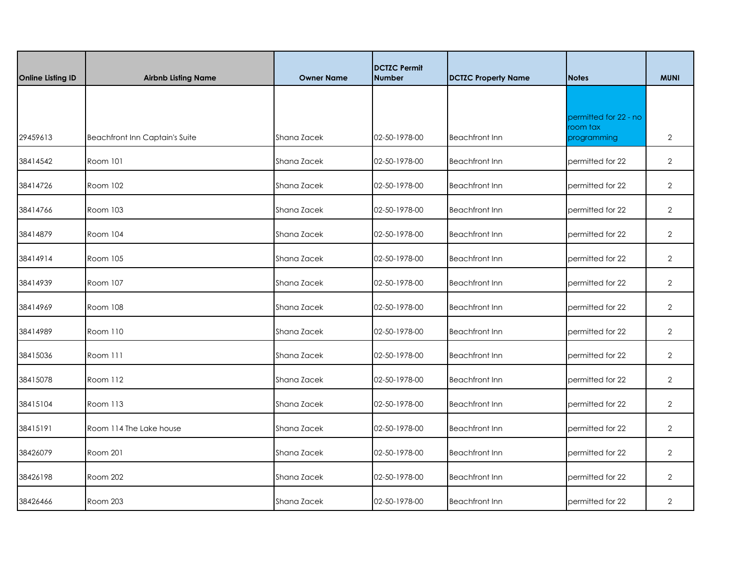| Online Listing ID | Airbnb Listing Name | Owner Name | DCTZC Permit Number | DCTZC Property Name | Notes | MUNI |
|---|---|---|---|---|---|---|
| 29459613 | Beachfront Inn Captain's Suite | Shana Zacek | 02-50-1978-00 | Beachfront Inn | permitted for 22 - no room tax programming | 2 |
| 38414542 | Room 101 | Shana Zacek | 02-50-1978-00 | Beachfront Inn | permitted for 22 | 2 |
| 38414726 | Room 102 | Shana Zacek | 02-50-1978-00 | Beachfront Inn | permitted for 22 | 2 |
| 38414766 | Room 103 | Shana Zacek | 02-50-1978-00 | Beachfront Inn | permitted for 22 | 2 |
| 38414879 | Room 104 | Shana Zacek | 02-50-1978-00 | Beachfront Inn | permitted for 22 | 2 |
| 38414914 | Room 105 | Shana Zacek | 02-50-1978-00 | Beachfront Inn | permitted for 22 | 2 |
| 38414939 | Room 107 | Shana Zacek | 02-50-1978-00 | Beachfront Inn | permitted for 22 | 2 |
| 38414969 | Room 108 | Shana Zacek | 02-50-1978-00 | Beachfront Inn | permitted for 22 | 2 |
| 38414989 | Room 110 | Shana Zacek | 02-50-1978-00 | Beachfront Inn | permitted for 22 | 2 |
| 38415036 | Room 111 | Shana Zacek | 02-50-1978-00 | Beachfront Inn | permitted for 22 | 2 |
| 38415078 | Room 112 | Shana Zacek | 02-50-1978-00 | Beachfront Inn | permitted for 22 | 2 |
| 38415104 | Room 113 | Shana Zacek | 02-50-1978-00 | Beachfront Inn | permitted for 22 | 2 |
| 38415191 | Room 114 The Lake house | Shana Zacek | 02-50-1978-00 | Beachfront Inn | permitted for 22 | 2 |
| 38426079 | Room 201 | Shana Zacek | 02-50-1978-00 | Beachfront Inn | permitted for 22 | 2 |
| 38426198 | Room 202 | Shana Zacek | 02-50-1978-00 | Beachfront Inn | permitted for 22 | 2 |
| 38426466 | Room 203 | Shana Zacek | 02-50-1978-00 | Beachfront Inn | permitted for 22 | 2 |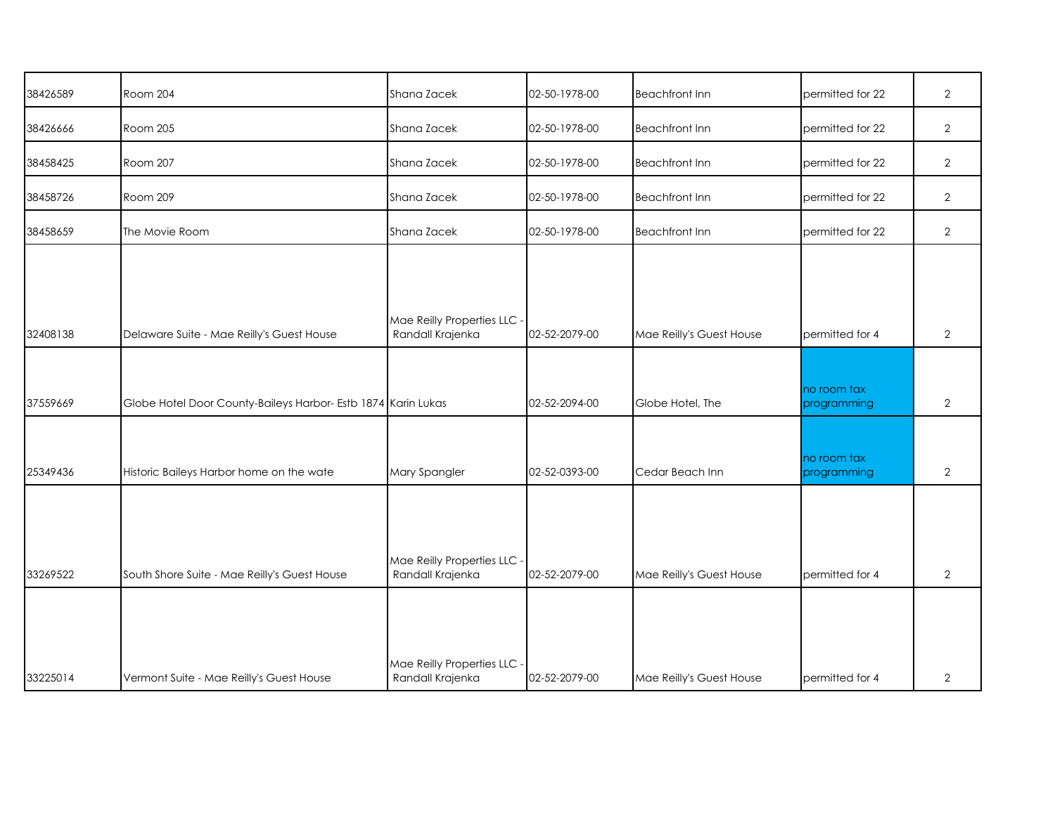| | | | | | | |
|---|---|---|---|---|---|---|
| 38426589 | Room 204 | Shana Zacek | 02-50-1978-00 | Beachfront Inn | permitted for 22 | 2 |
| 38426666 | Room 205 | Shana Zacek | 02-50-1978-00 | Beachfront Inn | permitted for 22 | 2 |
| 38458425 | Room 207 | Shana Zacek | 02-50-1978-00 | Beachfront Inn | permitted for 22 | 2 |
| 38458726 | Room 209 | Shana Zacek | 02-50-1978-00 | Beachfront Inn | permitted for 22 | 2 |
| 38458659 | The Movie Room | Shana Zacek | 02-50-1978-00 | Beachfront Inn | permitted for 22 | 2 |
| 32408138 | Delaware Suite - Mae Reilly's Guest House | Mae Reilly Properties LLC - Randall Krajenka | 02-52-2079-00 | Mae Reilly's Guest House | permitted for 4 | 2 |
| 37559669 | Globe Hotel Door County-Baileys Harbor- Estb 1874 | Karin Lukas | 02-52-2094-00 | Globe Hotel, The | no room tax programming | 2 |
| 25349436 | Historic Baileys Harbor home on the wate | Mary Spangler | 02-52-0393-00 | Cedar Beach Inn | no room tax programming | 2 |
| 33269522 | South Shore Suite - Mae Reilly's Guest House | Mae Reilly Properties LLC - Randall Krajenka | 02-52-2079-00 | Mae Reilly's Guest House | permitted for 4 | 2 |
| 33225014 | Vermont Suite - Mae Reilly's Guest House | Mae Reilly Properties LLC - Randall Krajenka | 02-52-2079-00 | Mae Reilly's Guest House | permitted for 4 | 2 |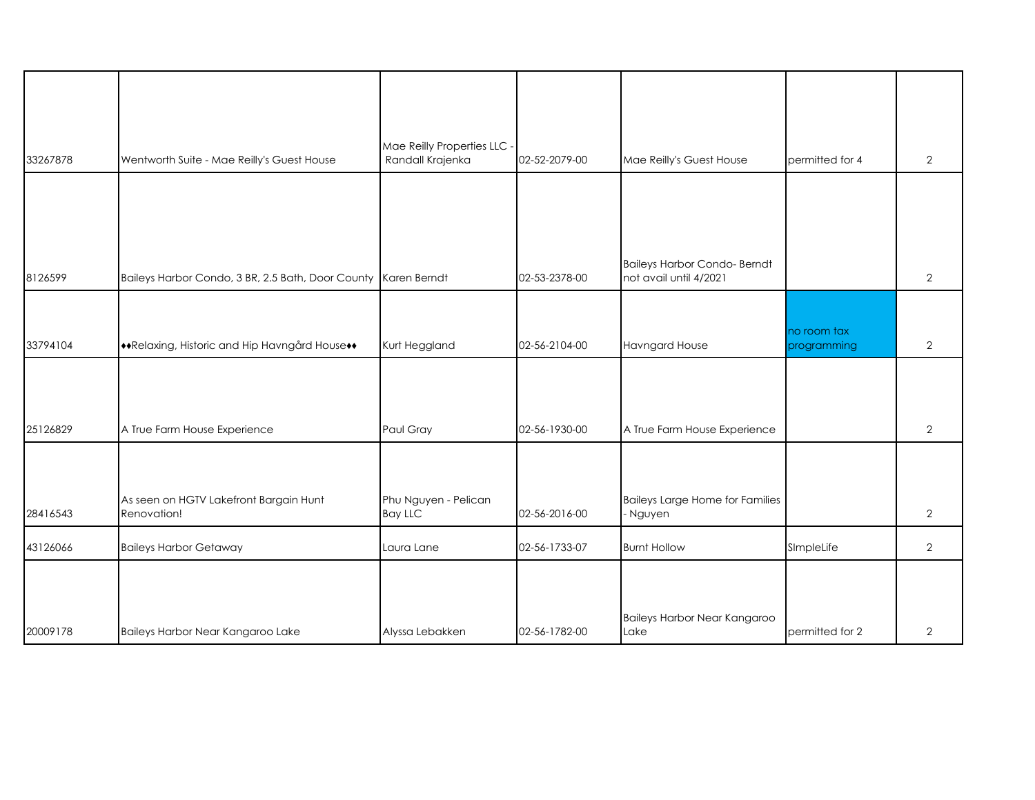| | | | | | | |
|---|---|---|---|---|---|---|
| 33267878 | Wentworth Suite - Mae Reilly's Guest House | Mae Reilly Properties LLC - Randall Krajenka | 02-52-2079-00 | Mae Reilly's Guest House | permitted for 4 | 2 |
| 8126599 | Baileys Harbor Condo, 3 BR, 2.5 Bath, Door County | Karen Berndt | 02-53-2378-00 | Baileys Harbor Condo- Berndt not avail until 4/2021 | | 2 |
| 33794104 | ♦♦Relaxing, Historic and Hip Havngård House♦♦ | Kurt Heggland | 02-56-2104-00 | Havngard House | no room tax programming | 2 |
| 25126829 | A True Farm House Experience | Paul Gray | 02-56-1930-00 | A True Farm House Experience | | 2 |
| 28416543 | As seen on HGTV Lakefront Bargain Hunt Renovation! | Phu Nguyen - Pelican Bay LLC | 02-56-2016-00 | Baileys Large Home for Families - Nguyen | | 2 |
| 43126066 | Baileys Harbor Getaway | Laura Lane | 02-56-1733-07 | Burnt Hollow | SImpleLife | 2 |
| 20009178 | Baileys Harbor Near Kangaroo Lake | Alyssa Lebakken | 02-56-1782-00 | Baileys Harbor Near Kangaroo Lake | permitted for 2 | 2 |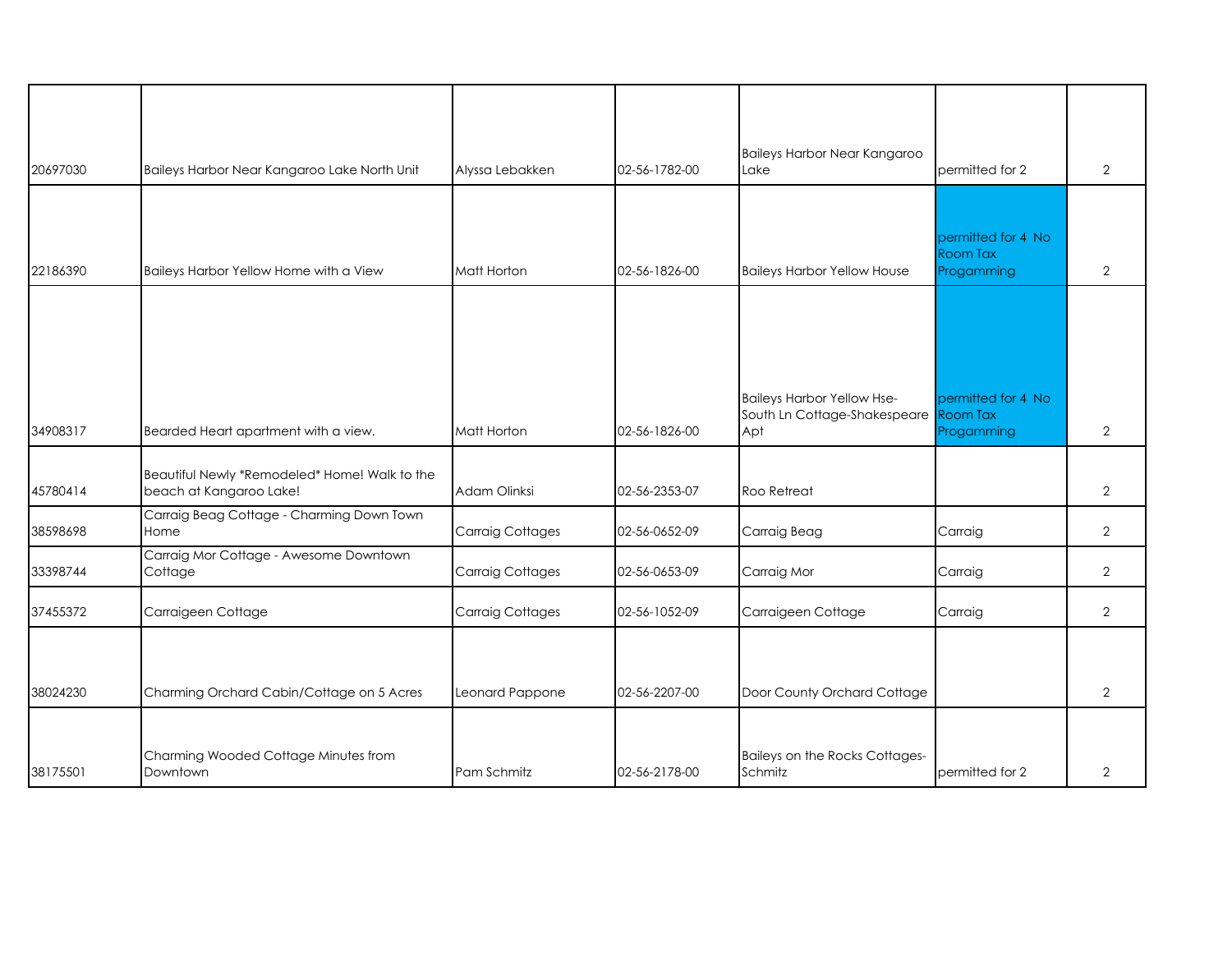| | | | | | | |
|---|---|---|---|---|---|---|
| 20697030 | Baileys Harbor Near Kangaroo Lake North Unit | Alyssa Lebakken | 02-56-1782-00 | Baileys Harbor Near Kangaroo Lake | permitted for 2 | 2 |
| 22186390 | Baileys Harbor Yellow Home with a View | Matt Horton | 02-56-1826-00 | Baileys Harbor Yellow House | permitted for 4 No Room Tax Progamming | 2 |
| 34908317 | Bearded Heart apartment with a view. | Matt Horton | 02-56-1826-00 | Baileys Harbor Yellow Hse-South Ln Cottage-Shakespeare Apt | permitted for 4 No Room Tax Progamming | 2 |
| 45780414 | Beautiful Newly *Remodeled* Home! Walk to the beach at Kangaroo Lake! | Adam Olinksi | 02-56-2353-07 | Roo Retreat | | 2 |
| 38598698 | Carraig Beag Cottage - Charming Down Town Home | Carraig Cottages | 02-56-0652-09 | Carraig Beag | Carraig | 2 |
| 33398744 | Carraig Mor Cottage - Awesome Downtown Cottage | Carraig Cottages | 02-56-0653-09 | Carraig Mor | Carraig | 2 |
| 37455372 | Carraigeen Cottage | Carraig Cottages | 02-56-1052-09 | Carraigeen Cottage | Carraig | 2 |
| 38024230 | Charming Orchard Cabin/Cottage on 5 Acres | Leonard Pappone | 02-56-2207-00 | Door County Orchard Cottage | | 2 |
| 38175501 | Charming Wooded Cottage Minutes from Downtown | Pam Schmitz | 02-56-2178-00 | Baileys on the Rocks Cottages-Schmitz | permitted for 2 | 2 |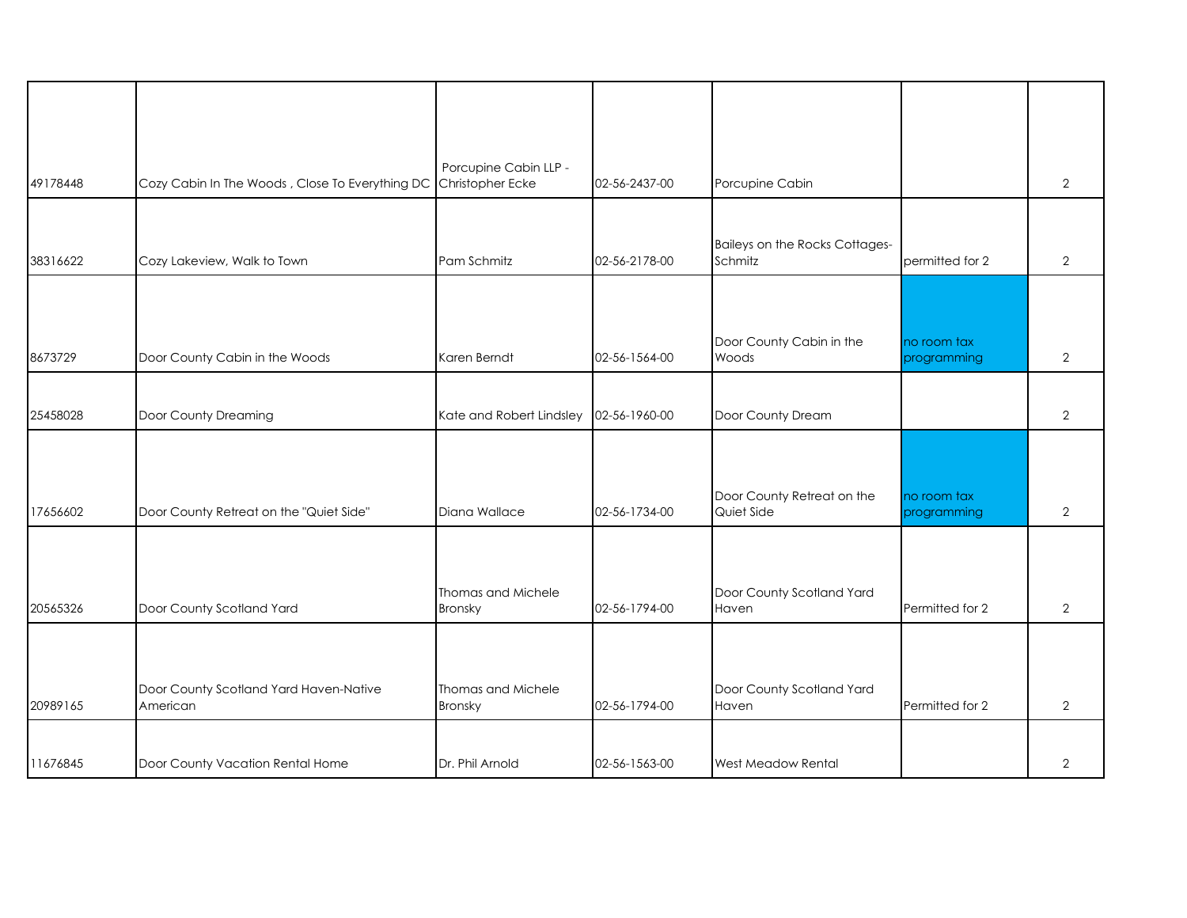| | | | | | | |
|---|---|---|---|---|---|---|
| 49178448 | Cozy Cabin In The Woods , Close To Everything DC | Porcupine Cabin LLP - Christopher Ecke | 02-56-2437-00 | Porcupine Cabin | | 2 |
| 38316622 | Cozy Lakeview, Walk to Town | Pam Schmitz | 02-56-2178-00 | Baileys on the Rocks Cottages-Schmitz | permitted for 2 | 2 |
| 8673729 | Door County Cabin in the Woods | Karen Berndt | 02-56-1564-00 | Door County Cabin in the Woods | no room tax programming | 2 |
| 25458028 | Door County Dreaming | Kate and Robert Lindsley | 02-56-1960-00 | Door County Dream | | 2 |
| 17656602 | Door County Retreat on the "Quiet Side" | Diana Wallace | 02-56-1734-00 | Door County Retreat on the Quiet Side | no room tax programming | 2 |
| 20565326 | Door County Scotland Yard | Thomas and Michele Bronsky | 02-56-1794-00 | Door County Scotland Yard Haven | Permitted for 2 | 2 |
| 20989165 | Door County Scotland Yard Haven-Native American | Thomas and Michele Bronsky | 02-56-1794-00 | Door County Scotland Yard Haven | Permitted for 2 | 2 |
| 11676845 | Door County Vacation Rental Home | Dr. Phil Arnold | 02-56-1563-00 | West Meadow Rental | | 2 |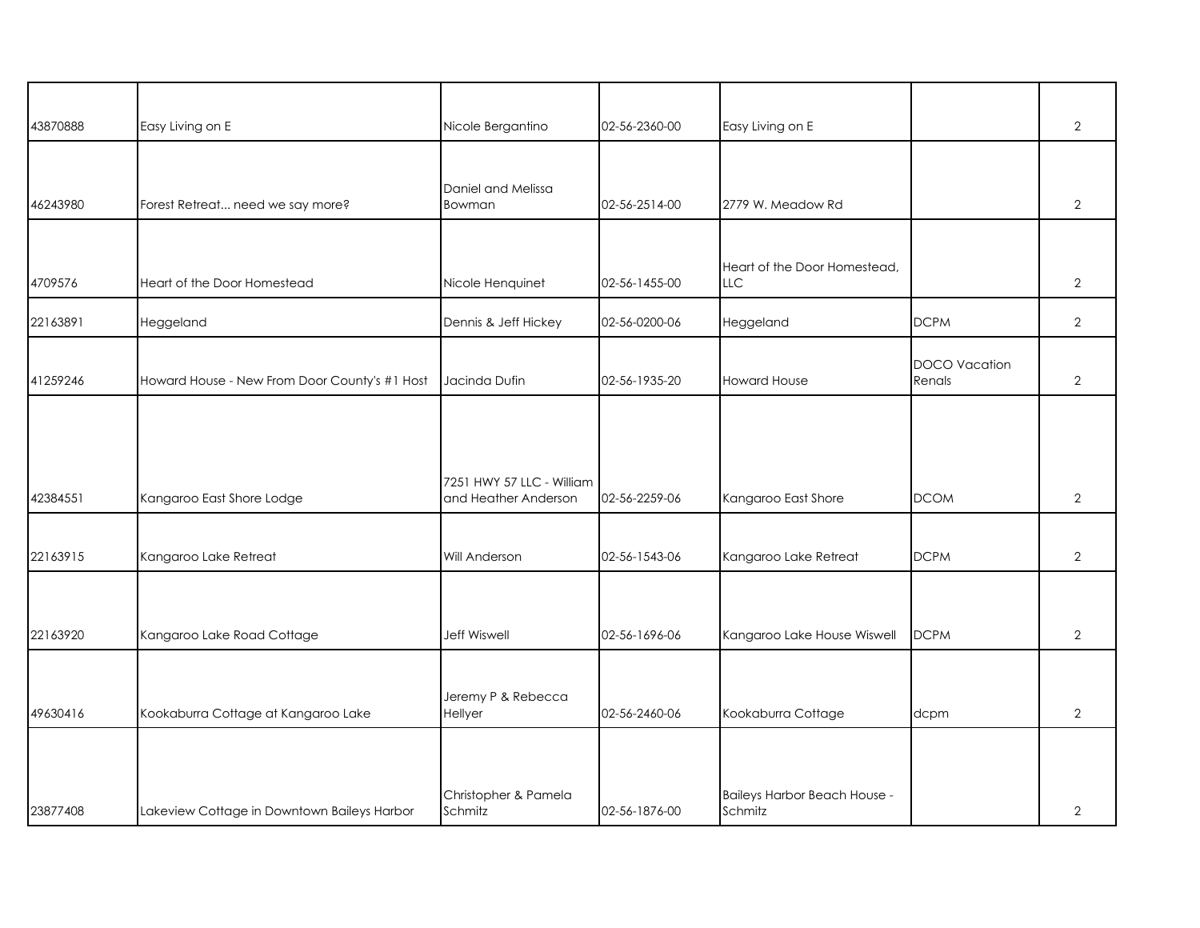| | | | | | | |
|---|---|---|---|---|---|---|
| 43870888 | Easy Living on E | Nicole Bergantino | 02-56-2360-00 | Easy Living on E | | 2 |
| 46243980 | Forest Retreat... need we say more? | Daniel and Melissa Bowman | 02-56-2514-00 | 2779 W. Meadow Rd | | 2 |
| 4709576 | Heart of the Door Homestead | Nicole Henquinet | 02-56-1455-00 | Heart of the Door Homestead, LLC | | 2 |
| 22163891 | Heggeland | Dennis & Jeff Hickey | 02-56-0200-06 | Heggeland | DCPM | 2 |
| 41259246 | Howard House - New From Door County's #1 Host | Jacinda Dufin | 02-56-1935-20 | Howard House | DOCO Vacation Renals | 2 |
| 42384551 | Kangaroo East Shore Lodge | 7251 HWY 57 LLC - William and Heather Anderson | 02-56-2259-06 | Kangaroo East Shore | DCOM | 2 |
| 22163915 | Kangaroo Lake Retreat | Will Anderson | 02-56-1543-06 | Kangaroo Lake Retreat | DCPM | 2 |
| 22163920 | Kangaroo Lake Road Cottage | Jeff Wiswell | 02-56-1696-06 | Kangaroo Lake House Wiswell | DCPM | 2 |
| 49630416 | Kookaburra Cottage at Kangaroo Lake | Jeremy P & Rebecca Hellyer | 02-56-2460-06 | Kookaburra Cottage | dcpm | 2 |
| 23877408 | Lakeview Cottage in Downtown Baileys Harbor | Christopher & Pamela Schmitz | 02-56-1876-00 | Baileys Harbor Beach House - Schmitz | | 2 |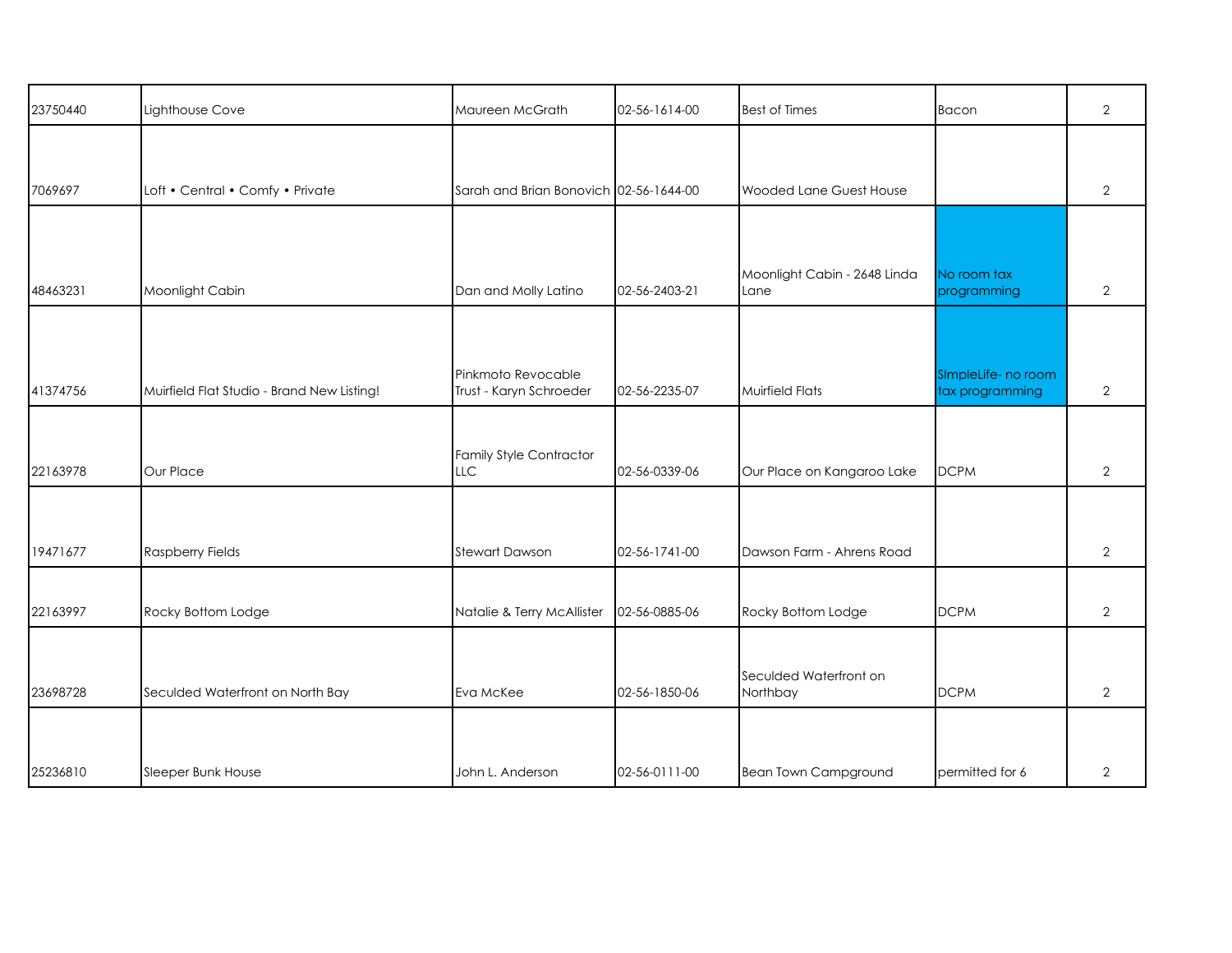| | | | | | | |
|---|---|---|---|---|---|---|
| 23750440 | Lighthouse Cove | Maureen McGrath | 02-56-1614-00 | Best of Times | Bacon | 2 |
| 7069697 | Loft • Central • Comfy • Private | Sarah and Brian Bonovich | 02-56-1644-00 | Wooded Lane Guest House | | 2 |
| 48463231 | Moonlight Cabin | Dan and Molly Latino | 02-56-2403-21 | Moonlight Cabin - 2648 Linda Lane | No room tax programming | 2 |
| 41374756 | Muirfield Flat Studio - Brand New Listing! | Pinkmoto Revocable Trust - Karyn Schroeder | 02-56-2235-07 | Muirfield Flats | SImpleLife- no room tax programming | 2 |
| 22163978 | Our Place | Family Style Contractor LLC | 02-56-0339-06 | Our Place on Kangaroo Lake | DCPM | 2 |
| 19471677 | Raspberry Fields | Stewart Dawson | 02-56-1741-00 | Dawson Farm - Ahrens Road | | 2 |
| 22163997 | Rocky Bottom Lodge | Natalie & Terry McAllister | 02-56-0885-06 | Rocky Bottom Lodge | DCPM | 2 |
| 23698728 | Seculded Waterfront on North Bay | Eva McKee | 02-56-1850-06 | Seculded Waterfront on Northbay | DCPM | 2 |
| 25236810 | Sleeper Bunk House | John L. Anderson | 02-56-0111-00 | Bean Town Campground | permitted for 6 | 2 |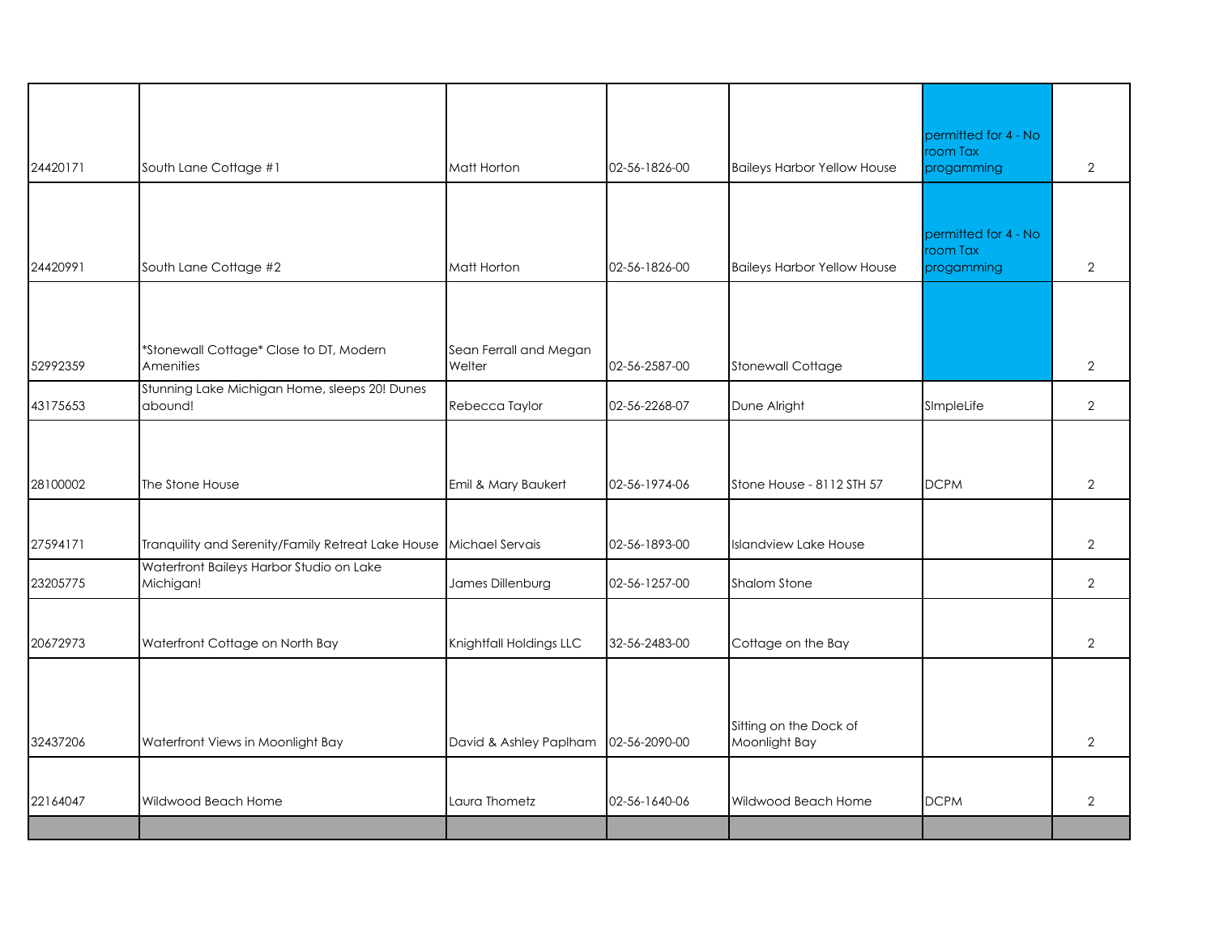| | | | | | | |
|---|---|---|---|---|---|---|
| 24420171 | South Lane Cottage #1 | Matt Horton | 02-56-1826-00 | Baileys Harbor Yellow House | permitted for 4 - No room Tax progamming | 2 |
| 24420991 | South Lane Cottage #2 | Matt Horton | 02-56-1826-00 | Baileys Harbor Yellow House | permitted for 4 - No room Tax progamming | 2 |
| 52992359 | *Stonewall Cottage* Close to DT, Modern Amenities | Sean Ferrall and Megan Welter | 02-56-2587-00 | Stonewall Cottage | | 2 |
| 43175653 | Stunning Lake Michigan Home, sleeps 20! Dunes abound! | Rebecca Taylor | 02-56-2268-07 | Dune Alright | SImpleLife | 2 |
| 28100002 | The Stone House | Emil & Mary Baukert | 02-56-1974-06 | Stone House - 8112 STH 57 | DCPM | 2 |
| 27594171 | Tranquility and Serenity/Family Retreat Lake House | Michael Servais | 02-56-1893-00 | Islandview Lake House | | 2 |
| 23205775 | Waterfront Baileys Harbor Studio on Lake Michigan! | James Dillenburg | 02-56-1257-00 | Shalom Stone | | 2 |
| 20672973 | Waterfront Cottage on North Bay | Knightfall Holdings LLC | 32-56-2483-00 | Cottage on the Bay | | 2 |
| 32437206 | Waterfront Views in Moonlight Bay | David & Ashley Paplham | 02-56-2090-00 | Sitting on the Dock of Moonlight Bay | | 2 |
| 22164047 | Wildwood Beach Home | Laura Thometz | 02-56-1640-06 | Wildwood Beach Home | DCPM | 2 |
| | | | | | | |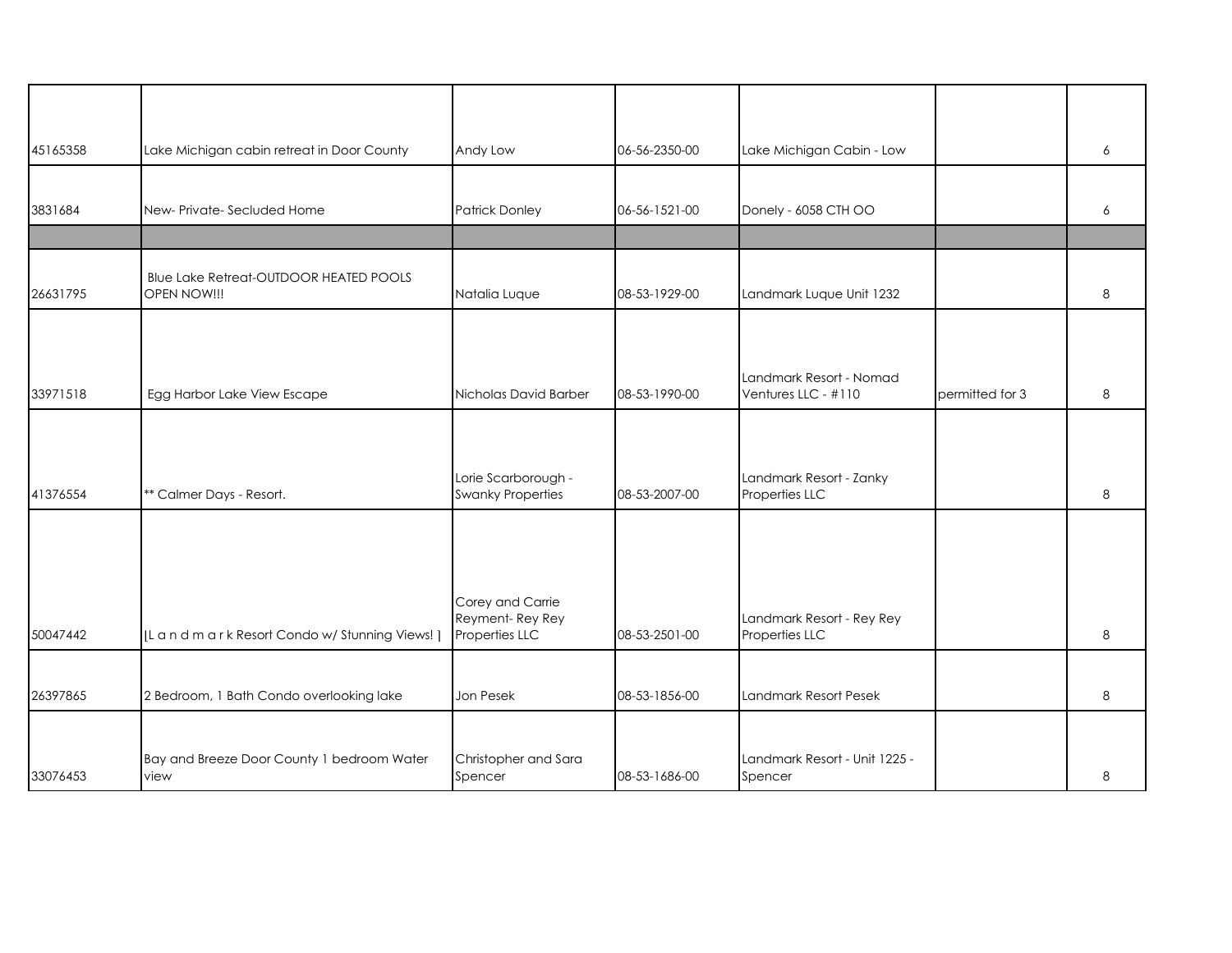| | | | | | | |
|---|---|---|---|---|---|---|
| 45165358 | Lake Michigan cabin retreat in Door County | Andy Low | 06-56-2350-00 | Lake Michigan Cabin - Low | | 6 |
| 3831684 | New- Private- Secluded Home | Patrick Donley | 06-56-1521-00 | Donely - 6058 CTH OO | | 6 |
| | | | | | | |
| 26631795 | Blue Lake Retreat-OUTDOOR HEATED POOLS OPEN NOW!!! | Natalia Luque | 08-53-1929-00 | Landmark Luque Unit 1232 | | 8 |
| 33971518 | Egg Harbor Lake View Escape | Nicholas David Barber | 08-53-1990-00 | Landmark Resort - Nomad Ventures LLC - #110 | permitted for 3 | 8 |
| 41376554 | ** Calmer Days - Resort. | Lorie Scarborough - Swanky Properties | 08-53-2007-00 | Landmark Resort - Zanky Properties LLC | | 8 |
| 50047442 | [L a n d m a r k Resort Condo w/ Stunning Views! ] | Corey and Carrie Reyment- Rey Rey Properties LLC | 08-53-2501-00 | Landmark Resort - Rey Rey Properties LLC | | 8 |
| 26397865 | 2 Bedroom, 1 Bath Condo overlooking lake | Jon Pesek | 08-53-1856-00 | Landmark Resort Pesek | | 8 |
| 33076453 | Bay and Breeze Door County 1 bedroom Water view | Christopher and Sara Spencer | 08-53-1686-00 | Landmark Resort - Unit 1225 - Spencer | | 8 |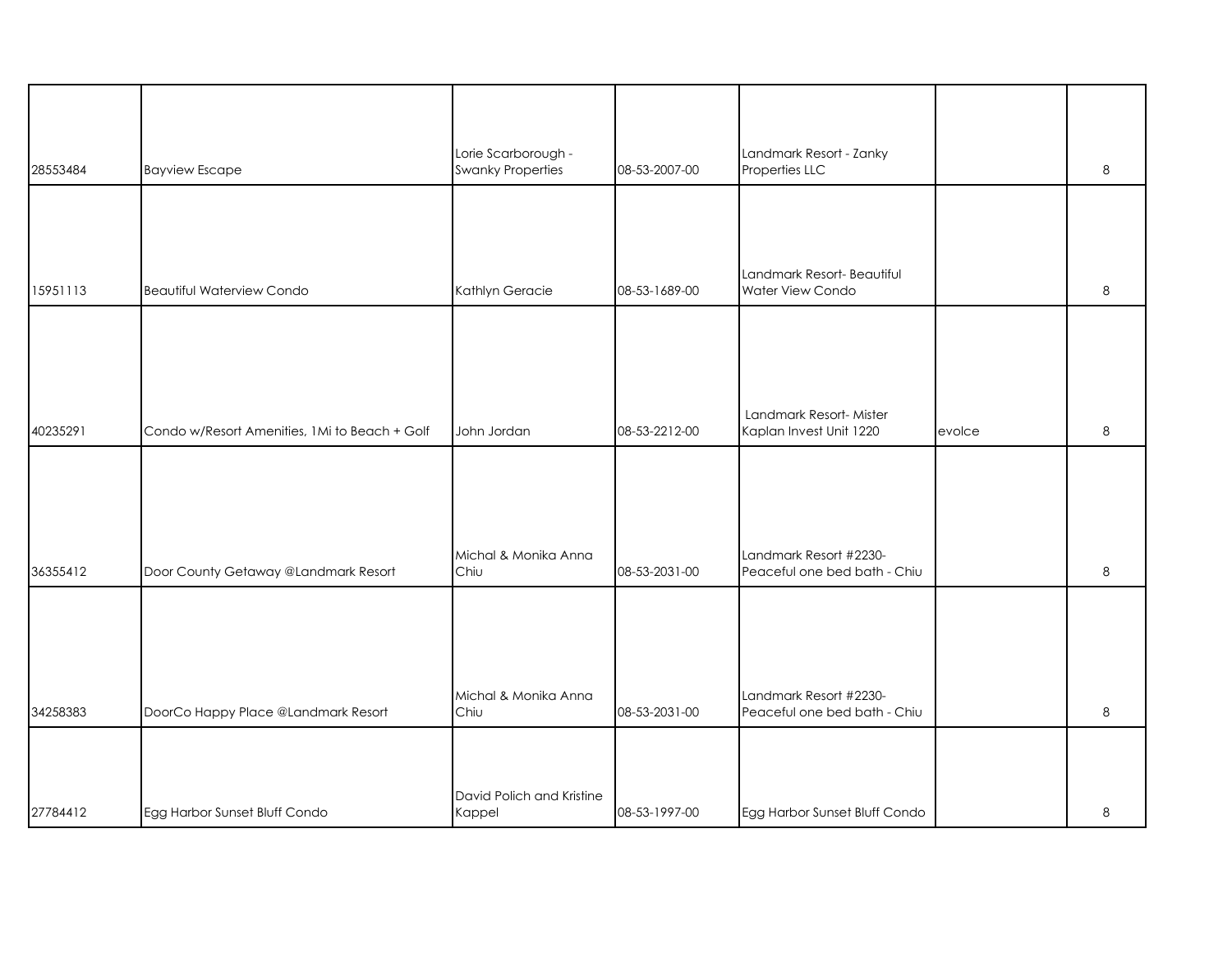| | | | | | | |
|---|---|---|---|---|---|---|
| 28553484 | Bayview Escape | Lorie Scarborough - Swanky Properties | 08-53-2007-00 | Landmark Resort - Zanky Properties LLC | | 8 |
| 15951113 | Beautiful Waterview Condo | Kathlyn Geracie | 08-53-1689-00 | Landmark Resort- Beautiful Water View Condo | | 8 |
| 40235291 | Condo w/Resort Amenities, 1Mi to Beach + Golf | John Jordan | 08-53-2212-00 | Landmark Resort- Mister Kaplan Invest Unit 1220 | evolce | 8 |
| 36355412 | Door County Getaway @Landmark Resort | Michal & Monika Anna Chiu | 08-53-2031-00 | Landmark Resort #2230- Peaceful one bed bath - Chiu | | 8 |
| 34258383 | DoorCo Happy Place @Landmark Resort | Michal & Monika Anna Chiu | 08-53-2031-00 | Landmark Resort #2230- Peaceful one bed bath - Chiu | | 8 |
| 27784412 | Egg Harbor Sunset Bluff Condo | David Polich and Kristine Kappel | 08-53-1997-00 | Egg Harbor Sunset Bluff Condo | | 8 |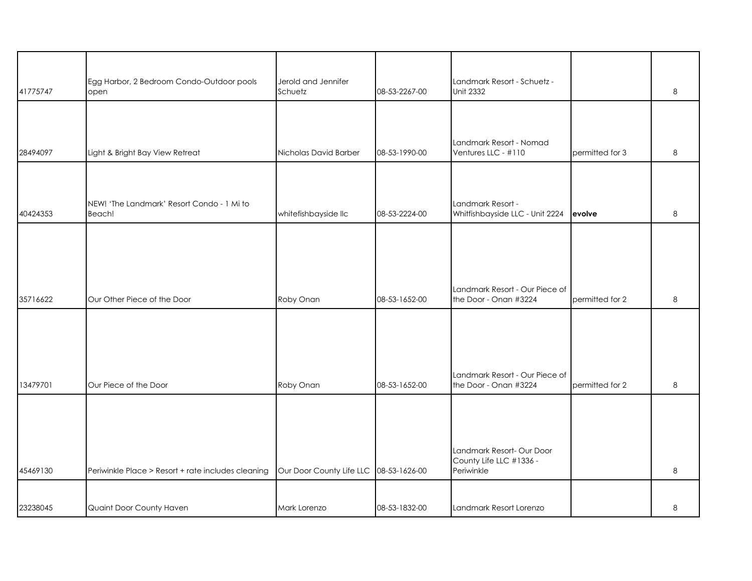| | | | | | | |
|---|---|---|---|---|---|---|
| 41775747 | Egg Harbor, 2 Bedroom Condo-Outdoor pools open | Jerold and Jennifer Schuetz | 08-53-2267-00 | Landmark Resort - Schuetz - Unit 2332 | | 8 |
| 28494097 | Light & Bright Bay View Retreat | Nicholas David Barber | 08-53-1990-00 | Landmark Resort - Nomad Ventures LLC - #110 | permitted for 3 | 8 |
| 40424353 | NEW! 'The Landmark' Resort Condo - 1 Mi to Beach! | whitefishbayside llc | 08-53-2224-00 | Landmark Resort - Whitfishbayside LLC - Unit 2224 | **evolve** | 8 |
| 35716622 | Our Other Piece of the Door | Roby Onan | 08-53-1652-00 | Landmark Resort - Our Piece of the Door - Onan #3224 | permitted for 2 | 8 |
| 13479701 | Our Piece of the Door | Roby Onan | 08-53-1652-00 | Landmark Resort - Our Piece of the Door - Onan #3224 | permitted for 2 | 8 |
| 45469130 | Periwinkle Place > Resort + rate includes cleaning | Our Door County Life LLC | 08-53-1626-00 | Landmark Resort- Our Door County Life LLC #1336 - Periwinkle | | 8 |
| 23238045 | Quaint Door County Haven | Mark Lorenzo | 08-53-1832-00 | Landmark Resort Lorenzo | | 8 |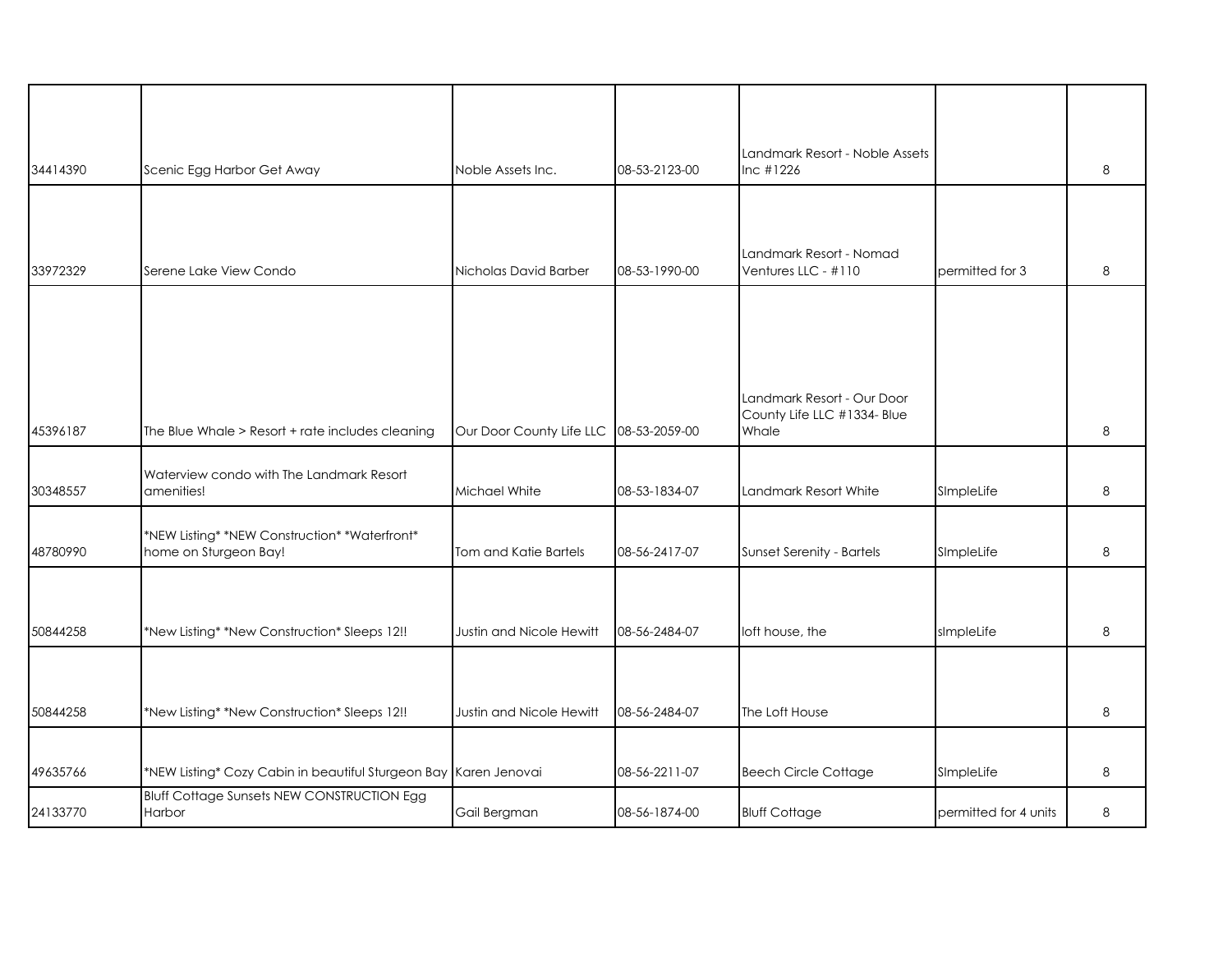| | | | | | | |
|---|---|---|---|---|---|---|
| 34414390 | Scenic Egg Harbor Get Away | Noble Assets Inc. | 08-53-2123-00 | Landmark Resort - Noble Assets Inc #1226 | | 8 |
| 33972329 | Serene Lake View Condo | Nicholas David Barber | 08-53-1990-00 | Landmark Resort - Nomad Ventures LLC - #110 | permitted for 3 | 8 |
| 45396187 | The Blue Whale > Resort + rate includes cleaning | Our Door County Life LLC | 08-53-2059-00 | Landmark Resort - Our Door County Life LLC #1334- Blue Whale | | 8 |
| 30348557 | Waterview condo with The Landmark Resort amenities! | Michael White | 08-53-1834-07 | Landmark Resort White | SImpleLife | 8 |
| 48780990 | *NEW Listing* *NEW Construction* *Waterfront* home on Sturgeon Bay! | Tom and Katie Bartels | 08-56-2417-07 | Sunset Serenity - Bartels | SImpleLife | 8 |
| 50844258 | *New Listing* *New Construction* Sleeps 12!! | Justin and Nicole Hewitt | 08-56-2484-07 | loft house, the | sImpleLife | 8 |
| 50844258 | *New Listing* *New Construction* Sleeps 12!! | Justin and Nicole Hewitt | 08-56-2484-07 | The Loft House | | 8 |
| 49635766 | *NEW Listing* Cozy Cabin in beautiful Sturgeon Bay | Karen Jenovai | 08-56-2211-07 | Beech Circle Cottage | SImpleLife | 8 |
| 24133770 | Bluff Cottage Sunsets NEW CONSTRUCTION Egg Harbor | Gail Bergman | 08-56-1874-00 | Bluff Cottage | permitted for 4 units | 8 |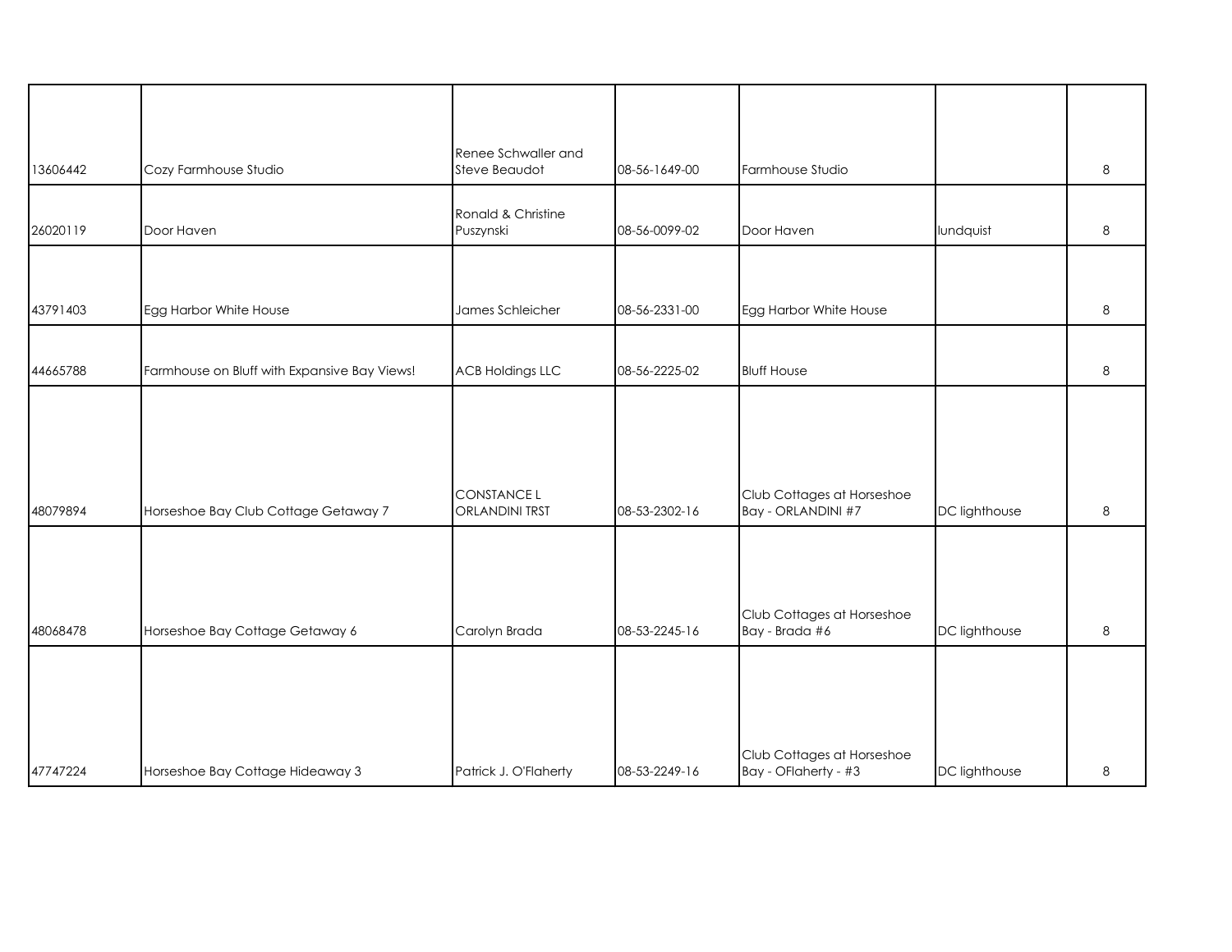| | | | | | | |
|---|---|---|---|---|---|---|
| 13606442 | Cozy Farmhouse Studio | Renee Schwaller and Steve Beaudot | 08-56-1649-00 | Farmhouse Studio | | 8 |
| 26020119 | Door Haven | Ronald & Christine Puszynski | 08-56-0099-02 | Door Haven | lundquist | 8 |
| 43791403 | Egg Harbor White House | James Schleicher | 08-56-2331-00 | Egg Harbor White House | | 8 |
| 44665788 | Farmhouse on Bluff with Expansive Bay Views! | ACB Holdings LLC | 08-56-2225-02 | Bluff House | | 8 |
| 48079894 | Horseshoe Bay Club Cottage Getaway 7 | CONSTANCE L ORLANDINI TRST | 08-53-2302-16 | Club Cottages at Horseshoe Bay - ORLANDINI #7 | DC lighthouse | 8 |
| 48068478 | Horseshoe Bay Cottage Getaway 6 | Carolyn Brada | 08-53-2245-16 | Club Cottages at Horseshoe Bay - Brada #6 | DC lighthouse | 8 |
| 47747224 | Horseshoe Bay Cottage Hideaway 3 | Patrick J. O'Flaherty | 08-53-2249-16 | Club Cottages at Horseshoe Bay - OFlaherty - #3 | DC lighthouse | 8 |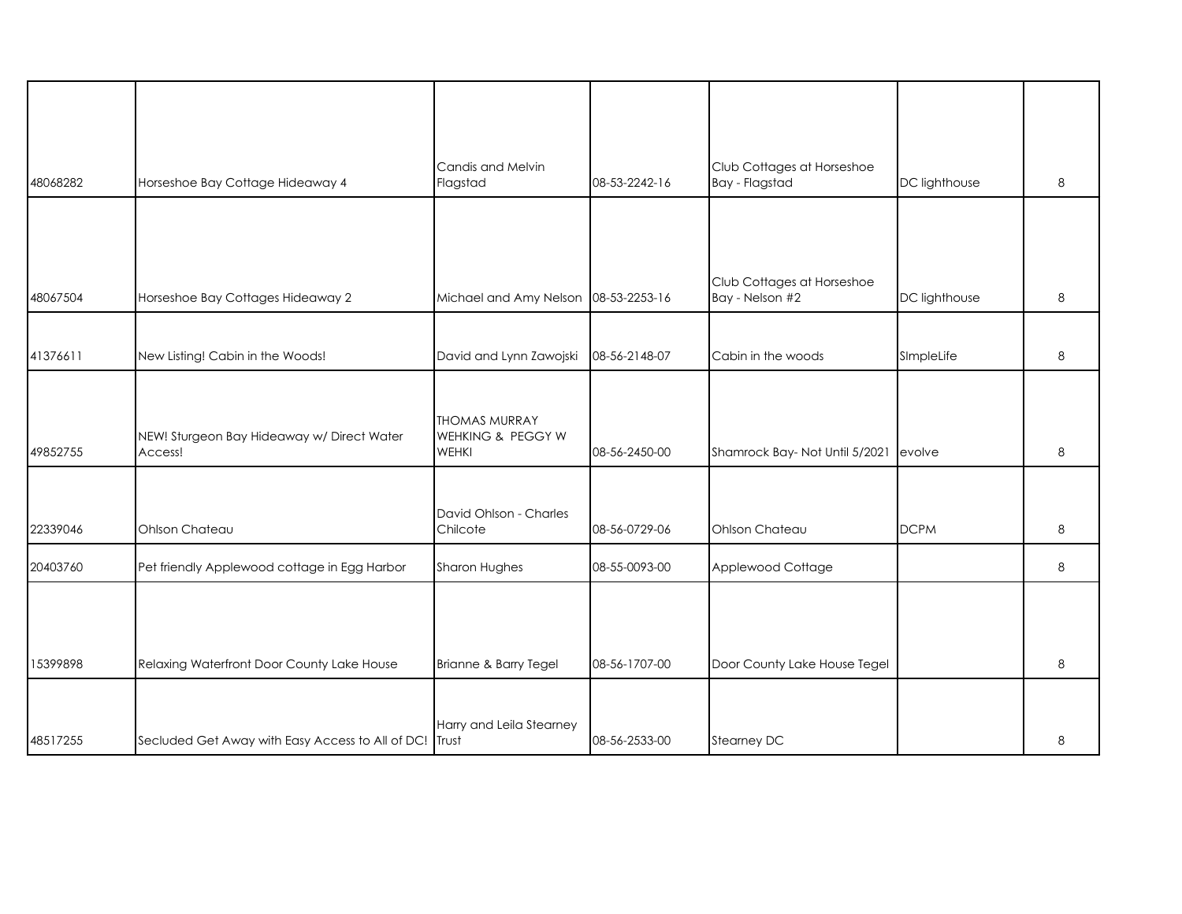| | | | | | | |
|---|---|---|---|---|---|---|
| 48068282 | Horseshoe Bay Cottage Hideaway 4 | Candis and Melvin Flagstad | 08-53-2242-16 | Club Cottages at Horseshoe Bay - Flagstad | DC lighthouse | 8 |
| 48067504 | Horseshoe Bay Cottages Hideaway 2 | Michael and Amy Nelson | 08-53-2253-16 | Club Cottages at Horseshoe Bay - Nelson #2 | DC lighthouse | 8 |
| 41376611 | New Listing! Cabin in the Woods! | David and Lynn Zawojski | 08-56-2148-07 | Cabin in the woods | SImpleLife | 8 |
| 49852755 | NEW! Sturgeon Bay Hideaway w/ Direct Water Access! | THOMAS MURRAY WEHKING & PEGGY W WEHKI | 08-56-2450-00 | Shamrock Bay- Not Until 5/2021 | evolve | 8 |
| 22339046 | Ohlson Chateau | David Ohlson - Charles Chilcote | 08-56-0729-06 | Ohlson Chateau | DCPM | 8 |
| 20403760 | Pet friendly Applewood cottage in Egg Harbor | Sharon Hughes | 08-55-0093-00 | Applewood Cottage | | 8 |
| 15399898 | Relaxing Waterfront Door County Lake House | Brianne & Barry Tegel | 08-56-1707-00 | Door County Lake House Tegel | | 8 |
| 48517255 | Secluded Get Away with Easy Access to All of DC! | Harry and Leila Stearney Trust | 08-56-2533-00 | Stearney DC | | 8 |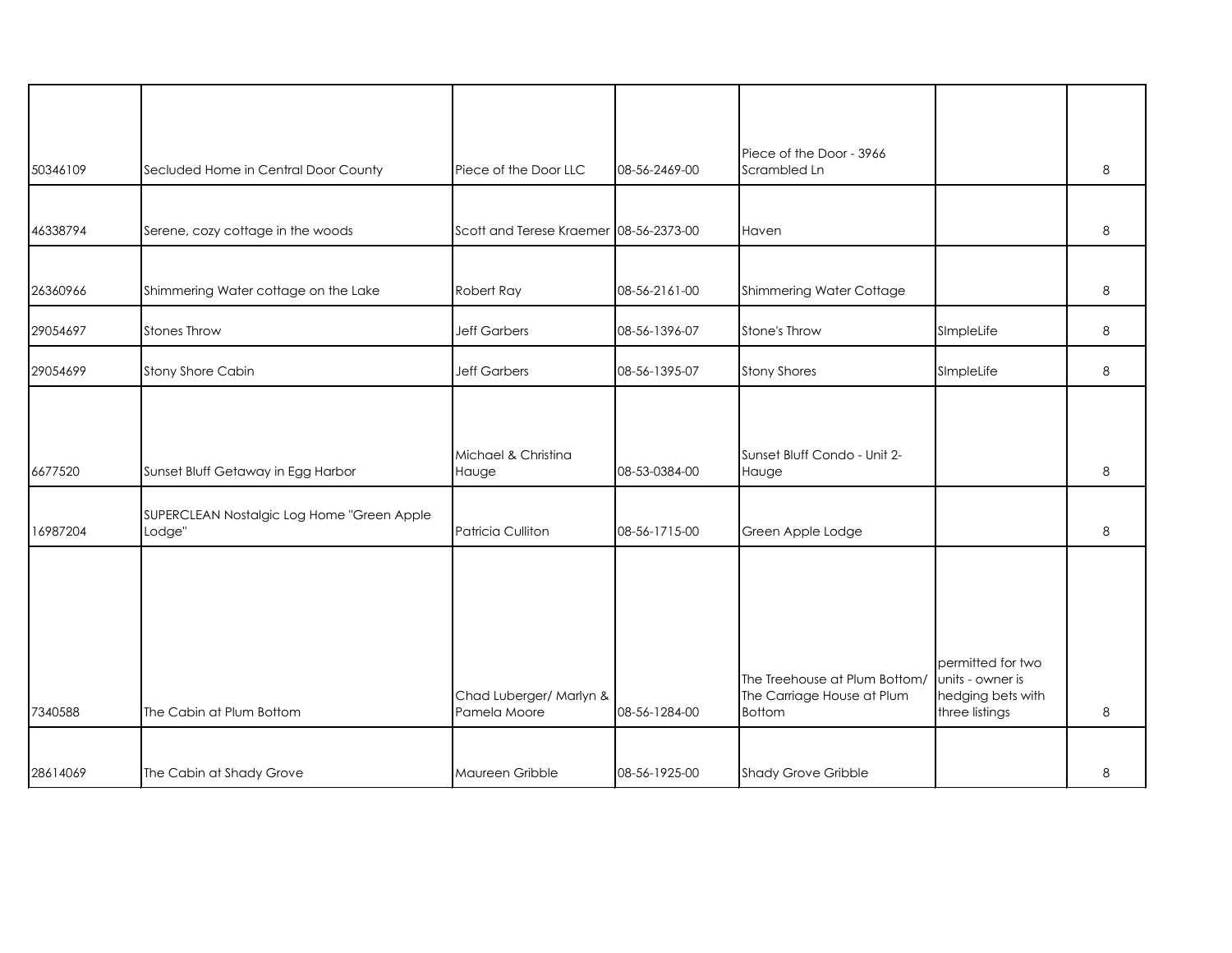| | | | | | | |
|---|---|---|---|---|---|---|
| 50346109 | Secluded Home in Central Door County | Piece of the Door LLC | 08-56-2469-00 | Piece of the Door - 3966 Scrambled Ln | | 8 |
| 46338794 | Serene, cozy cottage in the woods | Scott and Terese Kraemer | 08-56-2373-00 | Haven | | 8 |
| 26360966 | Shimmering Water cottage on the Lake | Robert Ray | 08-56-2161-00 | Shimmering Water Cottage | | 8 |
| 29054697 | Stones Throw | Jeff Garbers | 08-56-1396-07 | Stone's Throw | SImpleLife | 8 |
| 29054699 | Stony Shore Cabin | Jeff Garbers | 08-56-1395-07 | Stony Shores | SImpleLife | 8 |
| 6677520 | Sunset Bluff Getaway in Egg Harbor | Michael & Christina Hauge | 08-53-0384-00 | Sunset Bluff Condo - Unit 2-Hauge | | 8 |
| 16987204 | SUPERCLEAN Nostalgic Log Home "Green Apple Lodge" | Patricia Culliton | 08-56-1715-00 | Green Apple Lodge | | 8 |
| 7340588 | The Cabin at Plum Bottom | Chad Luberger/ Marlyn & Pamela Moore | 08-56-1284-00 | The Treehouse at Plum Bottom/ The Carriage House at Plum Bottom | permitted for two units - owner is hedging bets with three listings | 8 |
| 28614069 | The Cabin at Shady Grove | Maureen Gribble | 08-56-1925-00 | Shady Grove Gribble | | 8 |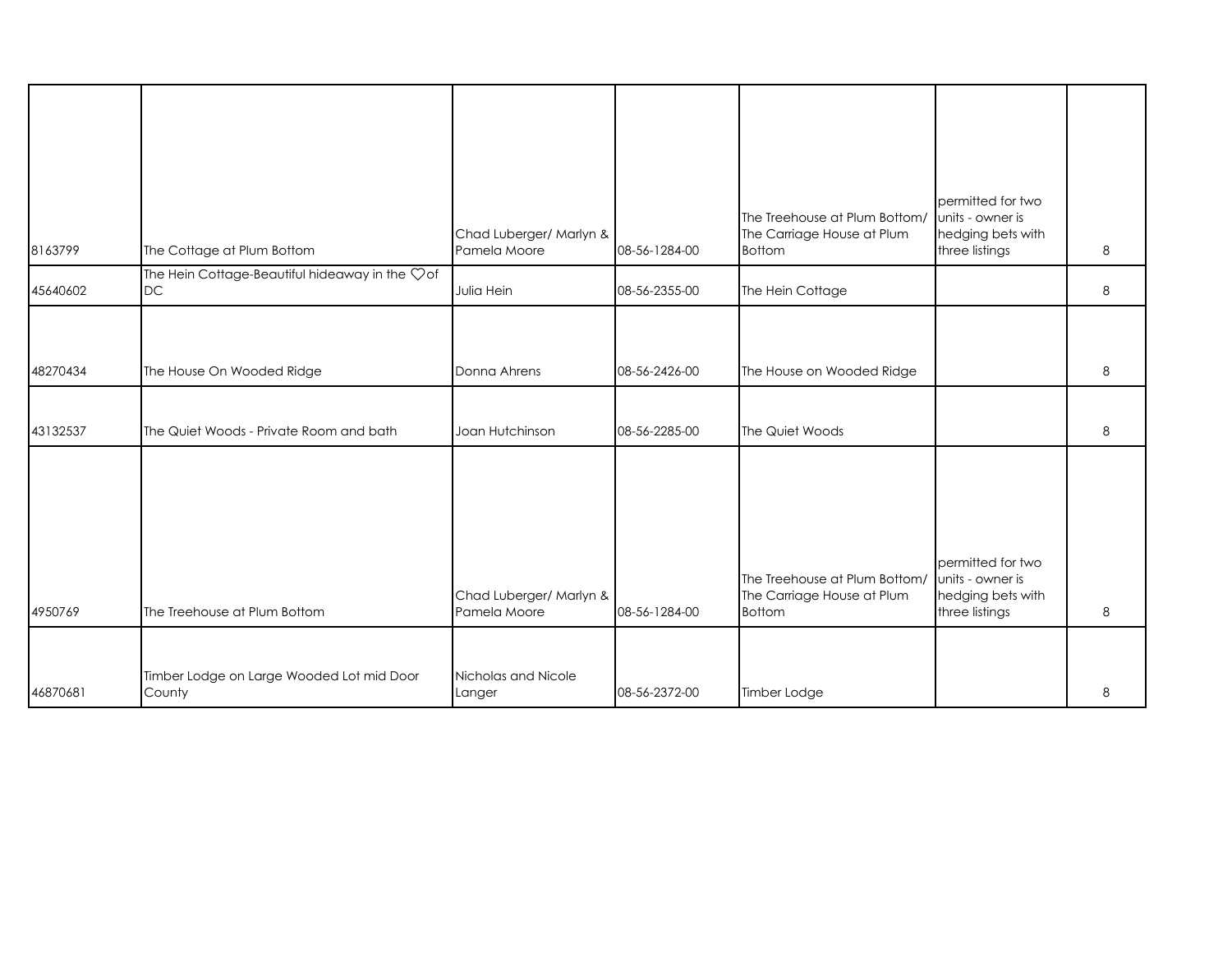| | | | | | | |
|---|---|---|---|---|---|---|
| 8163799 | The Cottage at Plum Bottom | Chad Luberger/ Marlyn & Pamela Moore | 08-56-1284-00 | The Treehouse at Plum Bottom/ The Carriage House at Plum Bottom | permitted for two units - owner is hedging bets with three listings | 8 |
| 45640602 | The Hein Cottage-Beautiful hideaway in the ♡of DC | Julia Hein | 08-56-2355-00 | The Hein Cottage | | 8 |
| 48270434 | The House On Wooded Ridge | Donna Ahrens | 08-56-2426-00 | The House on Wooded Ridge | | 8 |
| 43132537 | The Quiet Woods - Private Room and bath | Joan Hutchinson | 08-56-2285-00 | The Quiet Woods | | 8 |
| 4950769 | The Treehouse at Plum Bottom | Chad Luberger/ Marlyn & Pamela Moore | 08-56-1284-00 | The Treehouse at Plum Bottom/ The Carriage House at Plum Bottom | permitted for two units - owner is hedging bets with three listings | 8 |
| 46870681 | Timber Lodge on Large Wooded Lot mid Door County | Nicholas and Nicole Langer | 08-56-2372-00 | Timber Lodge | | 8 |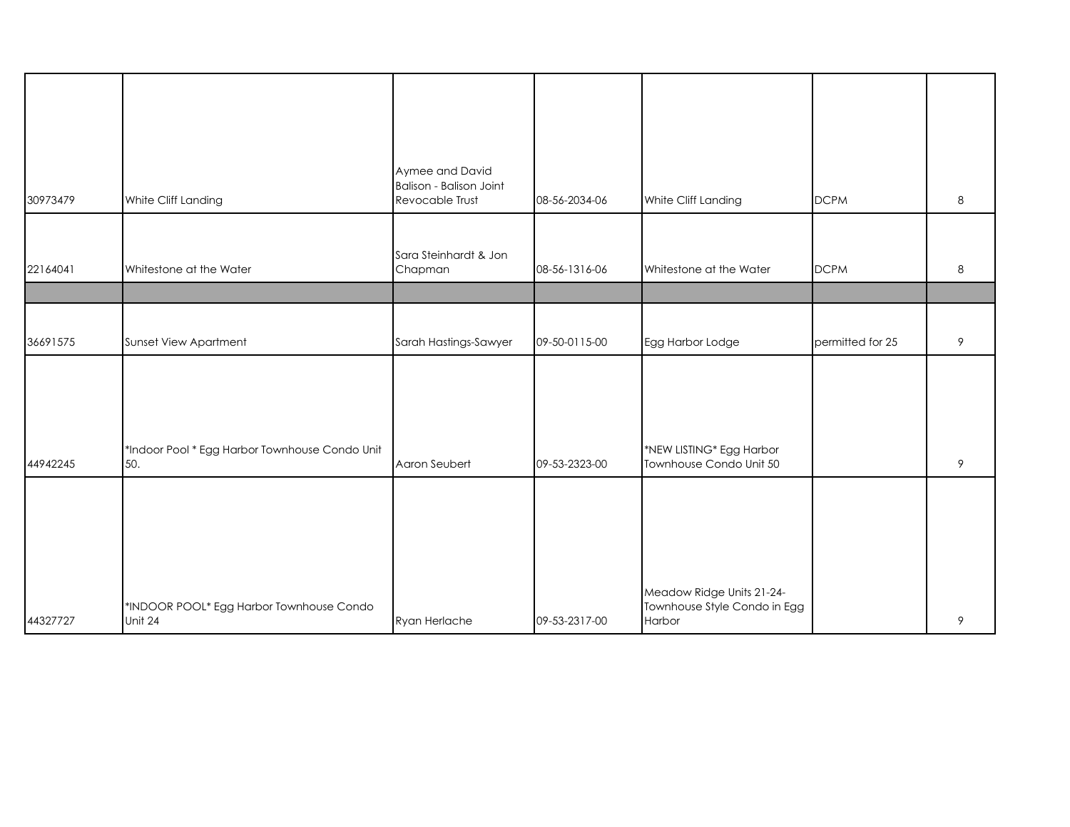| | | | | | | |
|---|---|---|---|---|---|---|
| 30973479 | White Cliff Landing | Aymee and David Balison - Balison Joint Revocable Trust | 08-56-2034-06 | White Cliff Landing | DCPM | 8 |
| 22164041 | Whitestone at the Water | Sara Steinhardt & Jon Chapman | 08-56-1316-06 | Whitestone at the Water | DCPM | 8 |
| | | | | | | |
| 36691575 | Sunset View Apartment | Sarah Hastings-Sawyer | 09-50-0115-00 | Egg Harbor Lodge | permitted for 25 | 9 |
| 44942245 | *Indoor Pool * Egg Harbor Townhouse Condo Unit 50. | Aaron Seubert | 09-53-2323-00 | *NEW LISTING* Egg Harbor Townhouse Condo Unit 50 | | 9 |
| 44327727 | *INDOOR POOL* Egg Harbor Townhouse Condo Unit 24 | Ryan Herlache | 09-53-2317-00 | Meadow Ridge Units 21-24- Townhouse Style Condo in Egg Harbor | | 9 |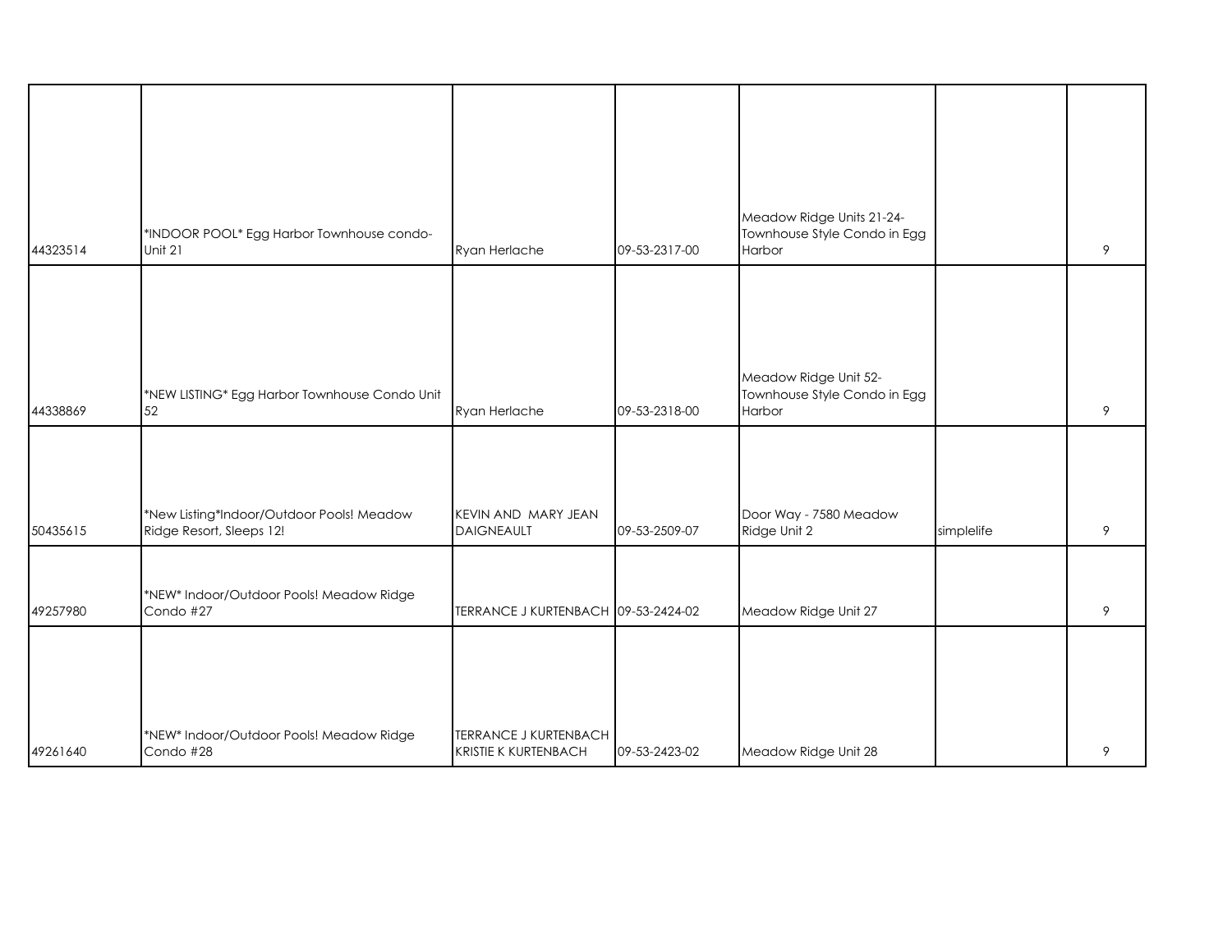| | | | | | | |
|---|---|---|---|---|---|---|
| 44323514 | *INDOOR POOL* Egg Harbor Townhouse condo-Unit 21 | Ryan Herlache | 09-53-2317-00 | Meadow Ridge Units 21-24-Townhouse Style Condo in Egg Harbor | | 9 |
| 44338869 | *NEW LISTING* Egg Harbor Townhouse Condo Unit 52 | Ryan Herlache | 09-53-2318-00 | Meadow Ridge Unit 52-Townhouse Style Condo in Egg Harbor | | 9 |
| 50435615 | *New Listing*Indoor/Outdoor Pools! Meadow Ridge Resort, Sleeps 12! | KEVIN AND MARY JEAN DAIGNEAULT | 09-53-2509-07 | Door Way - 7580 Meadow Ridge Unit 2 | simplelife | 9 |
| 49257980 | *NEW* Indoor/Outdoor Pools! Meadow Ridge Condo #27 | TERRANCE J KURTENBACH | 09-53-2424-02 | Meadow Ridge Unit 27 | | 9 |
| 49261640 | *NEW* Indoor/Outdoor Pools! Meadow Ridge Condo #28 | TERRANCE J KURTENBACH KRISTIE K KURTENBACH | 09-53-2423-02 | Meadow Ridge Unit 28 | | 9 |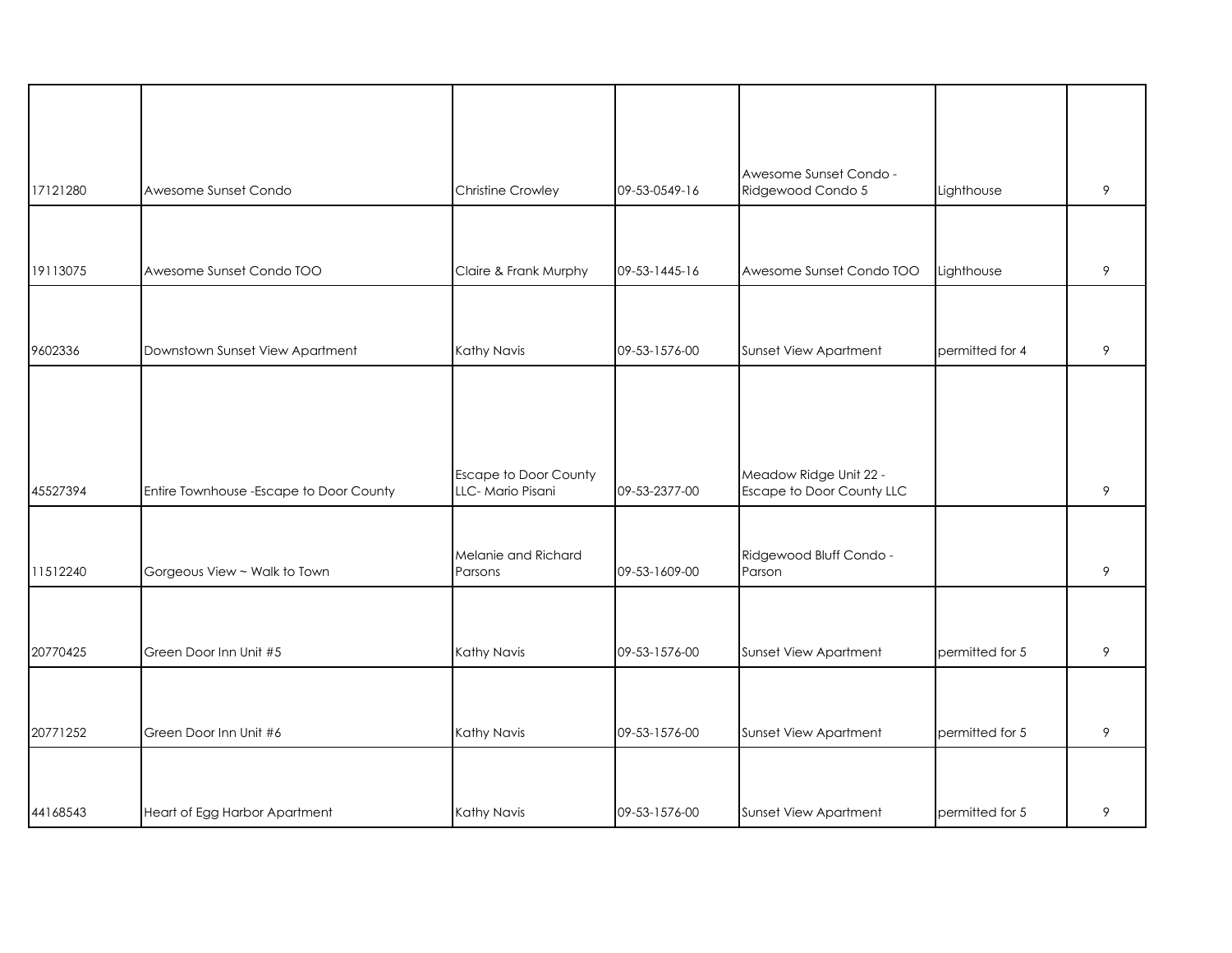|  |  |  |  |  |  |  |
|---|---|---|---|---|---|---|
| 17121280 | Awesome Sunset Condo | Christine Crowley | 09-53-0549-16 | Awesome Sunset Condo - Ridgewood Condo 5 | Lighthouse | 9 |
| 19113075 | Awesome Sunset Condo TOO | Claire & Frank Murphy | 09-53-1445-16 | Awesome Sunset Condo TOO | Lighthouse | 9 |
| 9602336 | Downstown Sunset View Apartment | Kathy Navis | 09-53-1576-00 | Sunset View Apartment | permitted for 4 | 9 |
| 45527394 | Entire Townhouse -Escape to Door County | Escape to Door County LLC- Mario Pisani | 09-53-2377-00 | Meadow Ridge Unit 22 - Escape to Door County LLC |  | 9 |
| 11512240 | Gorgeous View ~ Walk to Town | Melanie and Richard Parsons | 09-53-1609-00 | Ridgewood Bluff Condo - Parson |  | 9 |
| 20770425 | Green Door Inn Unit #5 | Kathy Navis | 09-53-1576-00 | Sunset View Apartment | permitted for 5 | 9 |
| 20771252 | Green Door Inn Unit #6 | Kathy Navis | 09-53-1576-00 | Sunset View Apartment | permitted for 5 | 9 |
| 44168543 | Heart of Egg Harbor Apartment | Kathy Navis | 09-53-1576-00 | Sunset View Apartment | permitted for 5 | 9 |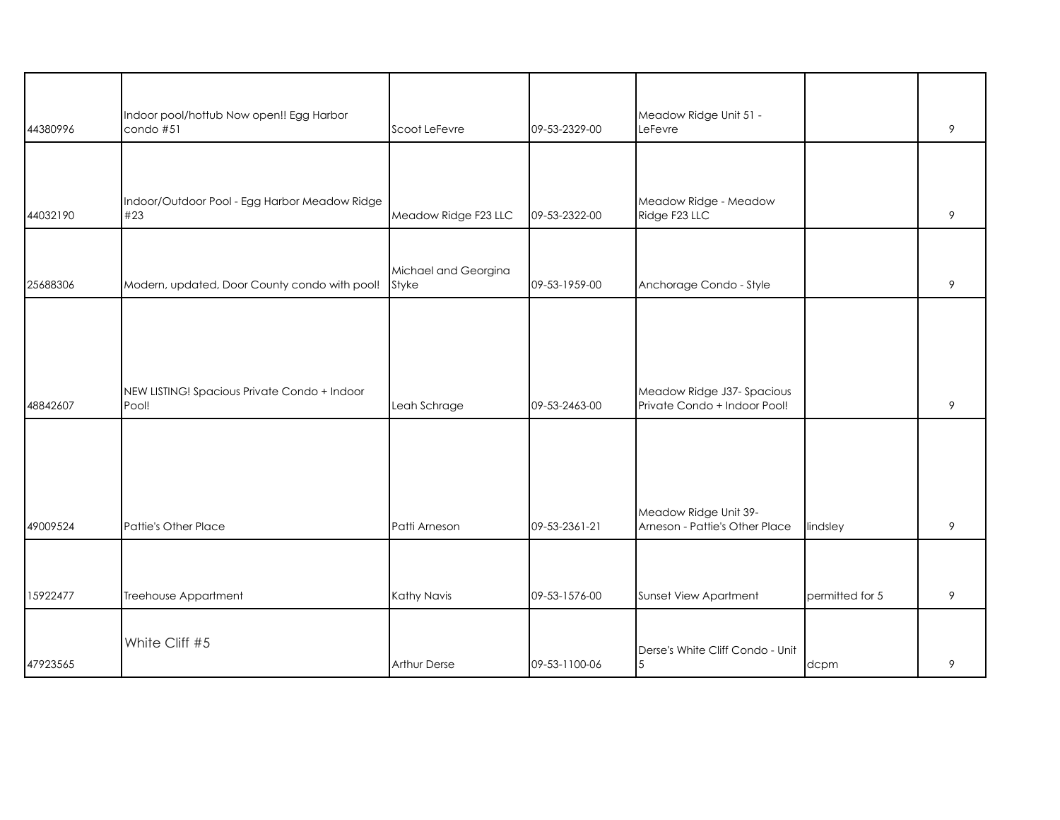| | | | | | | |
|---|---|---|---|---|---|---|
| 44380996 | Indoor pool/hottub Now open!! Egg Harbor condo #51 | Scoot LeFevre | 09-53-2329-00 | Meadow Ridge Unit 51 - LeFevre | | 9 |
| 44032190 | Indoor/Outdoor Pool - Egg Harbor Meadow Ridge #23 | Meadow Ridge F23 LLC | 09-53-2322-00 | Meadow Ridge - Meadow Ridge F23 LLC | | 9 |
| 25688306 | Modern, updated, Door County condo with pool! | Michael and Georgina Styke | 09-53-1959-00 | Anchorage Condo - Style | | 9 |
| 48842607 | NEW LISTING! Spacious Private Condo + Indoor Pool! | Leah Schrage | 09-53-2463-00 | Meadow Ridge J37- Spacious Private Condo + Indoor Pool! | | 9 |
| 49009524 | Pattie's Other Place | Patti Arneson | 09-53-2361-21 | Meadow Ridge Unit 39- Arneson - Pattie's Other Place | lindsley | 9 |
| 15922477 | Treehouse Appartment | Kathy Navis | 09-53-1576-00 | Sunset View Apartment | permitted for 5 | 9 |
| 47923565 | White Cliff #5 | Arthur Derse | 09-53-1100-06 | Derse's White Cliff Condo - Unit 5 | dcpm | 9 |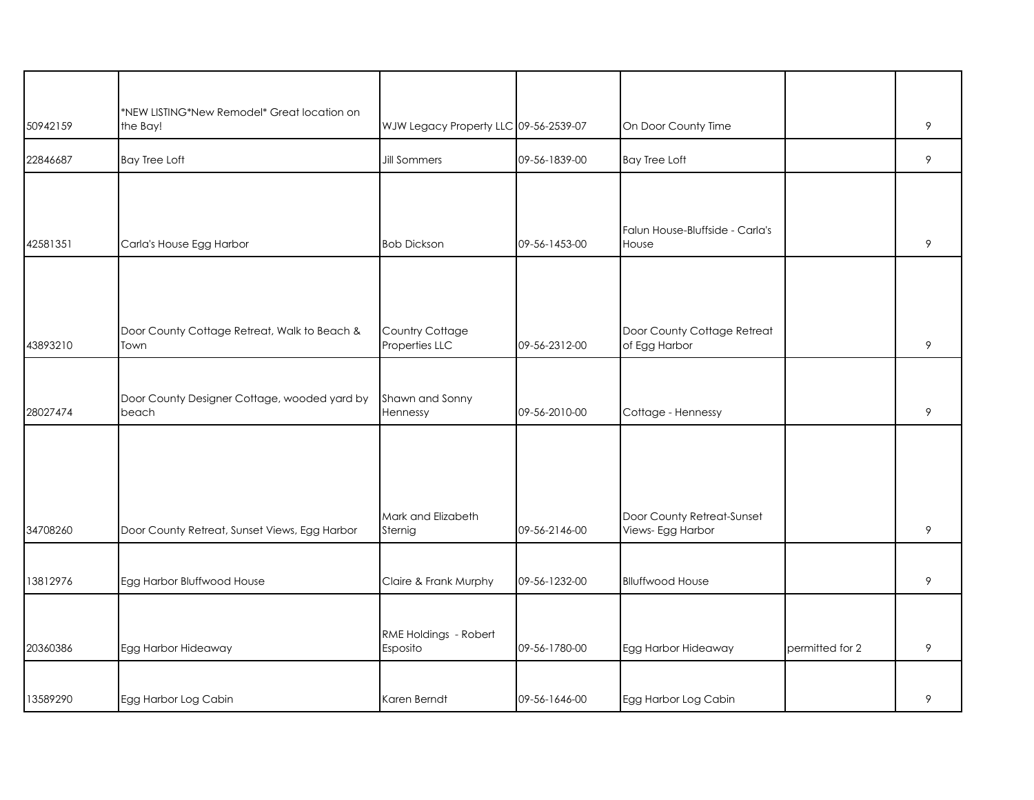| | | | | | | |
|---|---|---|---|---|---|---|
| 50942159 | *NEW LISTING*New Remodel* Great location on the Bay! | WJW Legacy Property LLC | 09-56-2539-07 | On Door County Time | | 9 |
| 22846687 | Bay Tree Loft | Jill Sommers | 09-56-1839-00 | Bay Tree Loft | | 9 |
| 42581351 | Carla's House Egg Harbor | Bob Dickson | 09-56-1453-00 | Falun House-Bluffside - Carla's House | | 9 |
| 43893210 | Door County Cottage Retreat, Walk to Beach & Town | Country Cottage Properties LLC | 09-56-2312-00 | Door County Cottage Retreat of Egg Harbor | | 9 |
| 28027474 | Door County Designer Cottage, wooded yard by beach | Shawn and Sonny Hennessy | 09-56-2010-00 | Cottage - Hennessy | | 9 |
| 34708260 | Door County Retreat, Sunset Views, Egg Harbor | Mark and Elizabeth Sternig | 09-56-2146-00 | Door County Retreat-Sunset Views- Egg Harbor | | 9 |
| 13812976 | Egg Harbor Bluffwood House | Claire & Frank Murphy | 09-56-1232-00 | Blluffwood House | | 9 |
| 20360386 | Egg Harbor Hideaway | RME Holdings - Robert Esposito | 09-56-1780-00 | Egg Harbor Hideaway | permitted for 2 | 9 |
| 13589290 | Egg Harbor Log Cabin | Karen Berndt | 09-56-1646-00 | Egg Harbor Log Cabin | | 9 |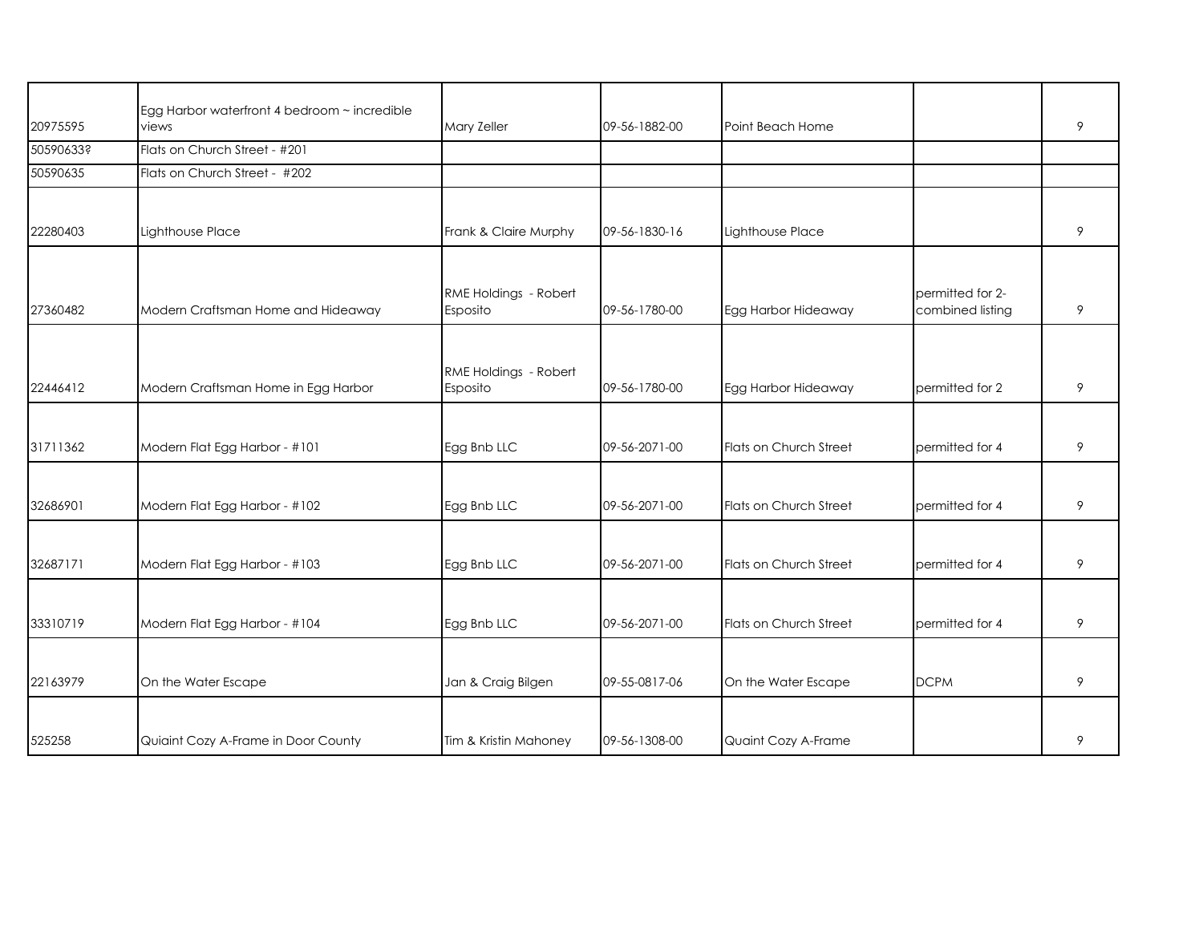| | | | | | | |
|---|---|---|---|---|---|---|
| 20975595 | Egg Harbor waterfront 4 bedroom ~ incredible views | Mary Zeller | 09-56-1882-00 | Point Beach Home | | 9 |
| 50590633? | Flats on Church Street - #201 | | | | | |
| 50590635 | Flats on Church Street - #202 | | | | | |
| 22280403 | Lighthouse Place | Frank & Claire Murphy | 09-56-1830-16 | Lighthouse Place | | 9 |
| 27360482 | Modern Craftsman Home and Hideaway | RME Holdings - Robert Esposito | 09-56-1780-00 | Egg Harbor Hideaway | permitted for 2-combined listing | 9 |
| 22446412 | Modern Craftsman Home in Egg Harbor | RME Holdings - Robert Esposito | 09-56-1780-00 | Egg Harbor Hideaway | permitted for 2 | 9 |
| 31711362 | Modern Flat Egg Harbor - #101 | Egg Bnb LLC | 09-56-2071-00 | Flats on Church Street | permitted for 4 | 9 |
| 32686901 | Modern Flat Egg Harbor - #102 | Egg Bnb LLC | 09-56-2071-00 | Flats on Church Street | permitted for 4 | 9 |
| 32687171 | Modern Flat Egg Harbor - #103 | Egg Bnb LLC | 09-56-2071-00 | Flats on Church Street | permitted for 4 | 9 |
| 33310719 | Modern Flat Egg Harbor - #104 | Egg Bnb LLC | 09-56-2071-00 | Flats on Church Street | permitted for 4 | 9 |
| 22163979 | On the Water Escape | Jan & Craig Bilgen | 09-55-0817-06 | On the Water Escape | DCPM | 9 |
| 525258 | Quiaint Cozy A-Frame in Door County | Tim & Kristin Mahoney | 09-56-1308-00 | Quaint Cozy A-Frame | | 9 |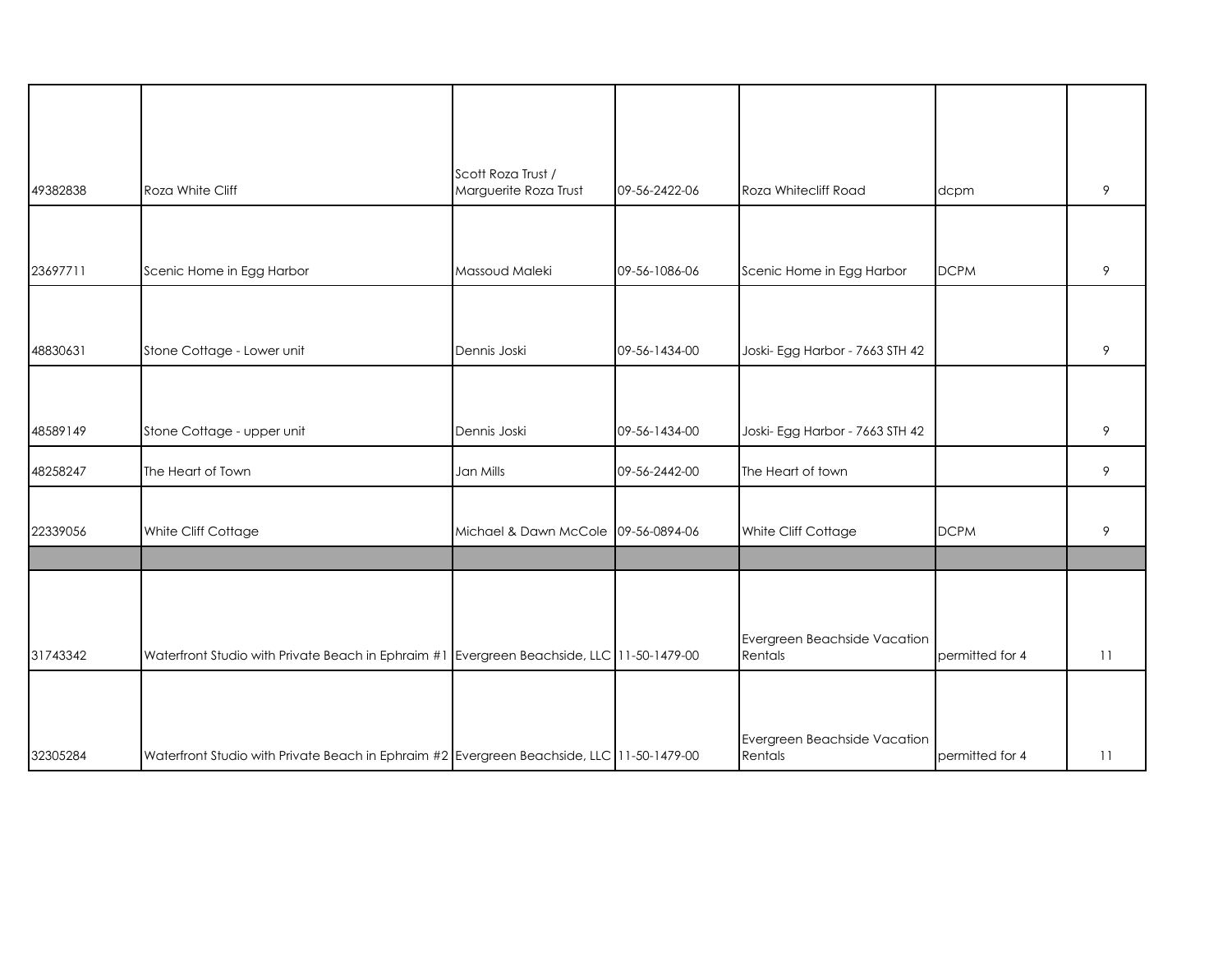| | | | | | | |
|---|---|---|---|---|---|---|
| 49382838 | Roza White Cliff | Scott Roza Trust / Marguerite Roza Trust | 09-56-2422-06 | Roza Whitecliff Road | dcpm | 9 |
| 23697711 | Scenic Home in Egg Harbor | Massoud Maleki | 09-56-1086-06 | Scenic Home in Egg Harbor | DCPM | 9 |
| 48830631 | Stone Cottage - Lower unit | Dennis Joski | 09-56-1434-00 | Joski- Egg Harbor - 7663 STH 42 | | 9 |
| 48589149 | Stone Cottage - upper unit | Dennis Joski | 09-56-1434-00 | Joski- Egg Harbor - 7663 STH 42 | | 9 |
| 48258247 | The Heart of Town | Jan Mills | 09-56-2442-00 | The Heart of town | | 9 |
| 22339056 | White Cliff Cottage | Michael & Dawn McCole | 09-56-0894-06 | White Cliff Cottage | DCPM | 9 |
| | | | | | | |
| 31743342 | Waterfront Studio with Private Beach in Ephraim #1 | Evergreen Beachside, LLC | 11-50-1479-00 | Evergreen Beachside Vacation Rentals | permitted for 4 | 11 |
| 32305284 | Waterfront Studio with Private Beach in Ephraim #2 | Evergreen Beachside, LLC | 11-50-1479-00 | Evergreen Beachside Vacation Rentals | permitted for 4 | 11 |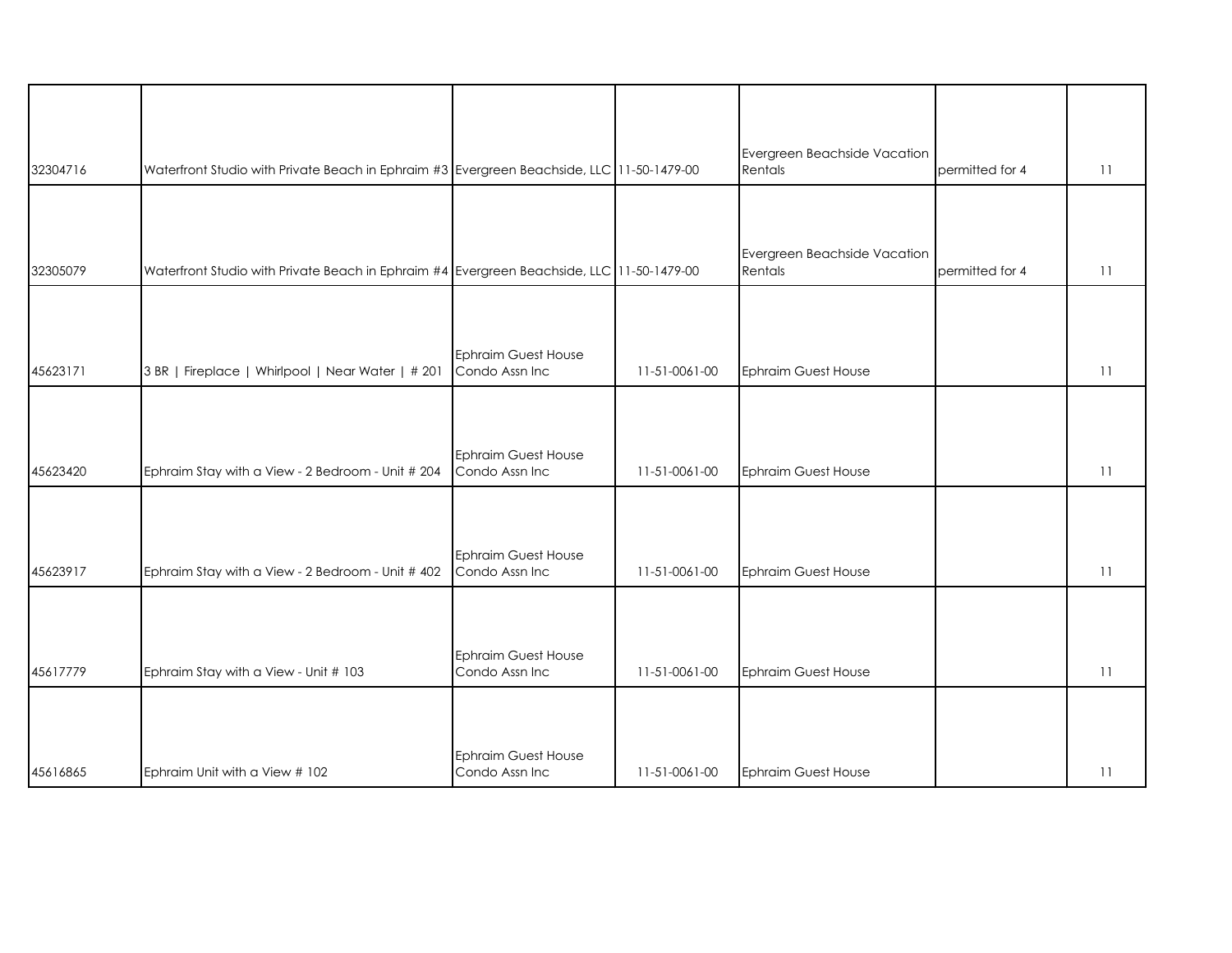|  |  |  |  |  |  |  |
|---|---|---|---|---|---|---|
| 32304716 | Waterfront Studio with Private Beach in Ephraim #3 | Evergreen Beachside, LLC | 11-50-1479-00 | Evergreen Beachside Vacation Rentals | permitted for 4 | 11 |
| 32305079 | Waterfront Studio with Private Beach in Ephraim #4 | Evergreen Beachside, LLC | 11-50-1479-00 | Evergreen Beachside Vacation Rentals | permitted for 4 | 11 |
| 45623171 | 3 BR \| Fireplace \| Whirlpool \| Near Water \| # 201 | Ephraim Guest House Condo Assn Inc | 11-51-0061-00 | Ephraim Guest House |  | 11 |
| 45623420 | Ephraim Stay with a View - 2 Bedroom - Unit # 204 | Ephraim Guest House Condo Assn Inc | 11-51-0061-00 | Ephraim Guest House |  | 11 |
| 45623917 | Ephraim Stay with a View - 2 Bedroom - Unit # 402 | Ephraim Guest House Condo Assn Inc | 11-51-0061-00 | Ephraim Guest House |  | 11 |
| 45617779 | Ephraim Stay with a View - Unit # 103 | Ephraim Guest House Condo Assn Inc | 11-51-0061-00 | Ephraim Guest House |  | 11 |
| 45616865 | Ephraim Unit with a View # 102 | Ephraim Guest House Condo Assn Inc | 11-51-0061-00 | Ephraim Guest House |  | 11 |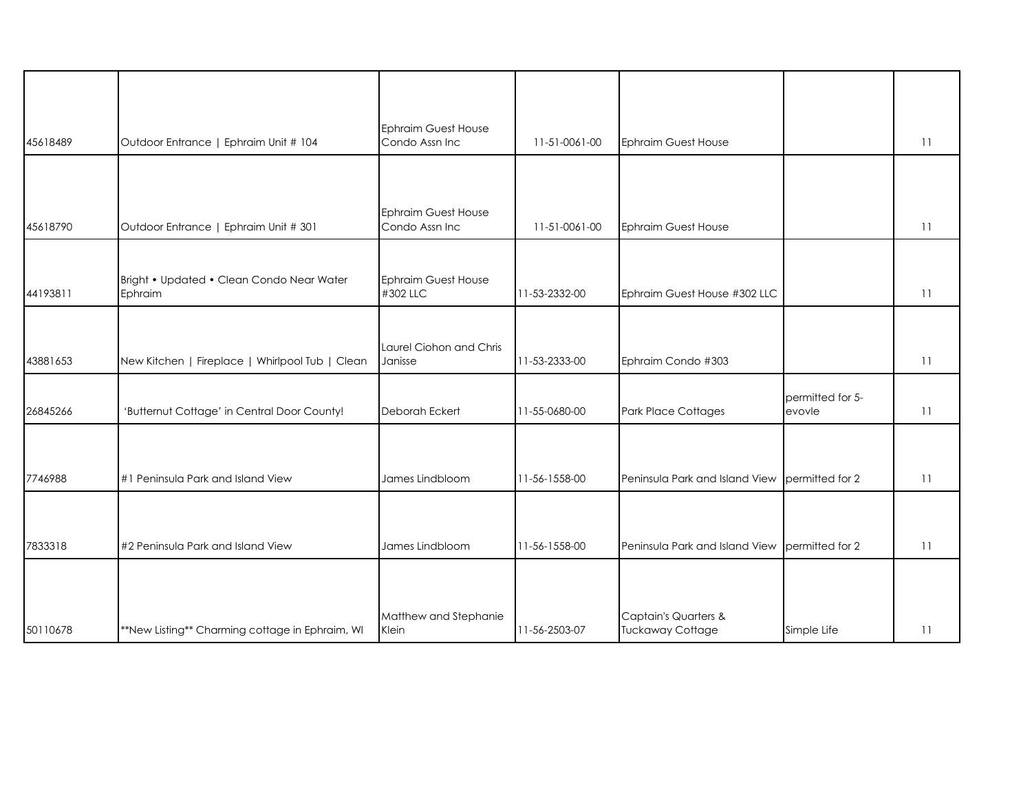| | | | | | | |
|---|---|---|---|---|---|---|
| 45618489 | Outdoor Entrance \| Ephraim Unit # 104 | Ephraim Guest House Condo Assn Inc | 11-51-0061-00 | Ephraim Guest House | | 11 |
| 45618790 | Outdoor Entrance \| Ephraim Unit # 301 | Ephraim Guest House Condo Assn Inc | 11-51-0061-00 | Ephraim Guest House | | 11 |
| 44193811 | Bright • Updated • Clean Condo Near Water Ephraim | Ephraim Guest House #302 LLC | 11-53-2332-00 | Ephraim Guest House #302 LLC | | 11 |
| 43881653 | New Kitchen \| Fireplace \| Whirlpool Tub \| Clean | Laurel Ciohon and Chris Janisse | 11-53-2333-00 | Ephraim Condo #303 | | 11 |
| 26845266 | 'Butternut Cottage' in Central Door County! | Deborah Eckert | 11-55-0680-00 | Park Place Cottages | permitted for 5-evovle | 11 |
| 7746988 | #1 Peninsula Park and Island View | James Lindbloom | 11-56-1558-00 | Peninsula Park and Island View | permitted for 2 | 11 |
| 7833318 | #2 Peninsula Park and Island View | James Lindbloom | 11-56-1558-00 | Peninsula Park and Island View | permitted for 2 | 11 |
| 50110678 | **New Listing** Charming cottage in Ephraim, WI | Matthew and Stephanie Klein | 11-56-2503-07 | Captain's Quarters & Tuckaway Cottage | Simple Life | 11 |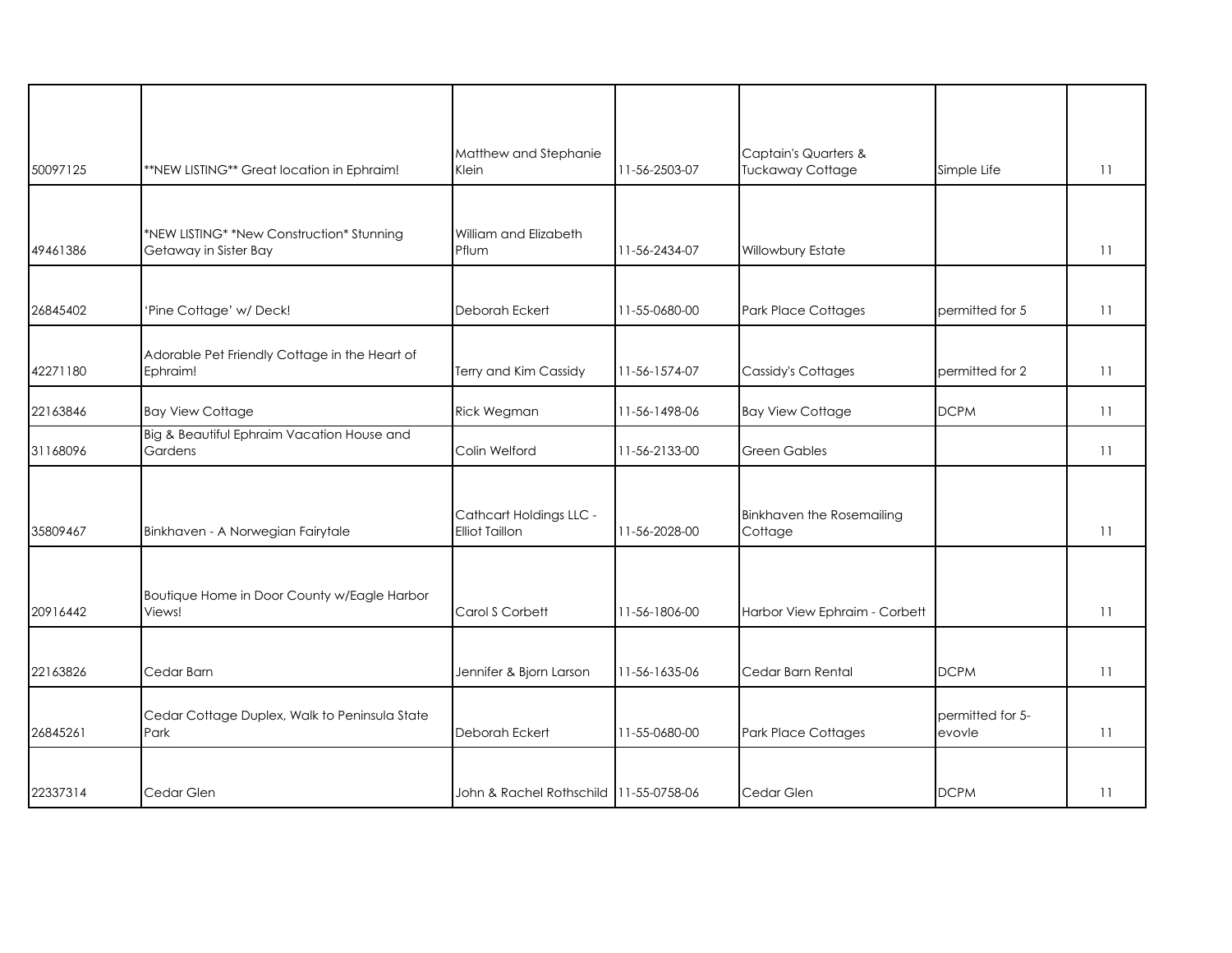| | | | | | | |
|---|---|---|---|---|---|---|
| 50097125 | **NEW LISTING** Great location in Ephraim! | Matthew and Stephanie Klein | 11-56-2503-07 | Captain's Quarters & Tuckaway Cottage | Simple Life | 11 |
| 49461386 | *NEW LISTING* *New Construction* Stunning Getaway in Sister Bay | William and Elizabeth Pflum | 11-56-2434-07 | Willowbury Estate | | 11 |
| 26845402 | 'Pine Cottage' w/ Deck! | Deborah Eckert | 11-55-0680-00 | Park Place Cottages | permitted for 5 | 11 |
| 42271180 | Adorable Pet Friendly Cottage in the Heart of Ephraim! | Terry and Kim Cassidy | 11-56-1574-07 | Cassidy's Cottages | permitted for 2 | 11 |
| 22163846 | Bay View Cottage | Rick Wegman | 11-56-1498-06 | Bay View Cottage | DCPM | 11 |
| 31168096 | Big & Beautiful Ephraim Vacation House and Gardens | Colin Welford | 11-56-2133-00 | Green Gables | | 11 |
| 35809467 | Binkhaven - A Norwegian Fairytale | Cathcart Holdings LLC - Elliot Taillon | 11-56-2028-00 | Binkhaven the Rosemailing Cottage | | 11 |
| 20916442 | Boutique Home in Door County w/Eagle Harbor Views! | Carol S Corbett | 11-56-1806-00 | Harbor View Ephraim - Corbett | | 11 |
| 22163826 | Cedar Barn | Jennifer & Bjorn Larson | 11-56-1635-06 | Cedar Barn Rental | DCPM | 11 |
| 26845261 | Cedar Cottage Duplex, Walk to Peninsula State Park | Deborah Eckert | 11-55-0680-00 | Park Place Cottages | permitted for 5-evovle | 11 |
| 22337314 | Cedar Glen | John & Rachel Rothschild | 11-55-0758-06 | Cedar Glen | DCPM | 11 |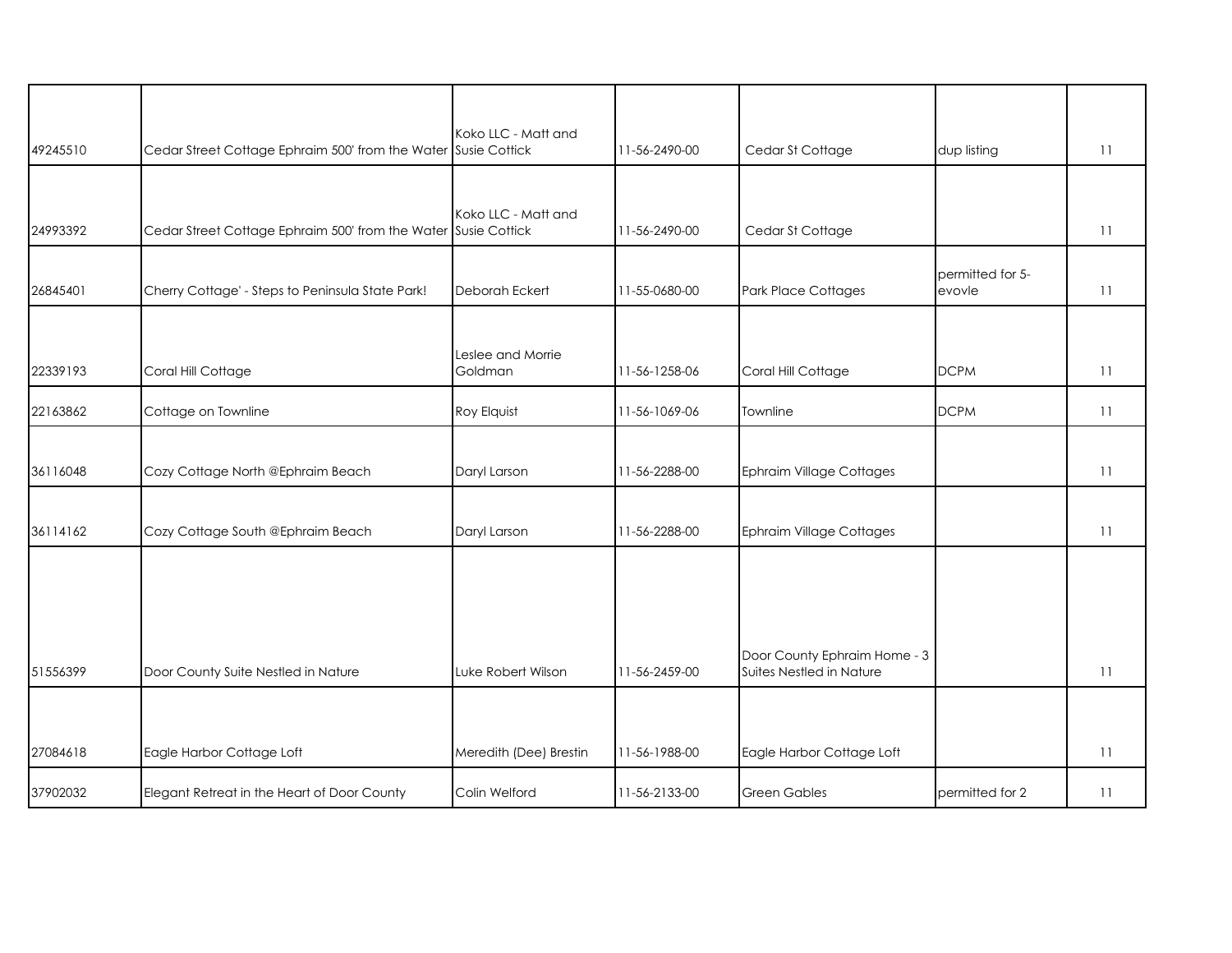| | | | | | | |
|---|---|---|---|---|---|---|
| 49245510 | Cedar Street Cottage Ephraim 500' from the Water | Koko LLC - Matt and Susie Cottick | 11-56-2490-00 | Cedar St Cottage | dup listing | 11 |
| 24993392 | Cedar Street Cottage Ephraim 500' from the Water | Koko LLC - Matt and Susie Cottick | 11-56-2490-00 | Cedar St Cottage | | 11 |
| 26845401 | Cherry Cottage' - Steps to Peninsula State Park! | Deborah Eckert | 11-55-0680-00 | Park Place Cottages | permitted for 5-evovle | 11 |
| 22339193 | Coral Hill Cottage | Leslee and Morrie Goldman | 11-56-1258-06 | Coral Hill Cottage | DCPM | 11 |
| 22163862 | Cottage on Townline | Roy Elquist | 11-56-1069-06 | Townline | DCPM | 11 |
| 36116048 | Cozy Cottage North @Ephraim Beach | Daryl Larson | 11-56-2288-00 | Ephraim Village Cottages | | 11 |
| 36114162 | Cozy Cottage South @Ephraim Beach | Daryl Larson | 11-56-2288-00 | Ephraim Village Cottages | | 11 |
| 51556399 | Door County Suite Nestled in Nature | Luke Robert Wilson | 11-56-2459-00 | Door County Ephraim Home - 3 Suites Nestled in Nature | | 11 |
| 27084618 | Eagle Harbor Cottage Loft | Meredith (Dee) Brestin | 11-56-1988-00 | Eagle Harbor Cottage Loft | | 11 |
| 37902032 | Elegant Retreat in the Heart of Door County | Colin Welford | 11-56-2133-00 | Green Gables | permitted for 2 | 11 |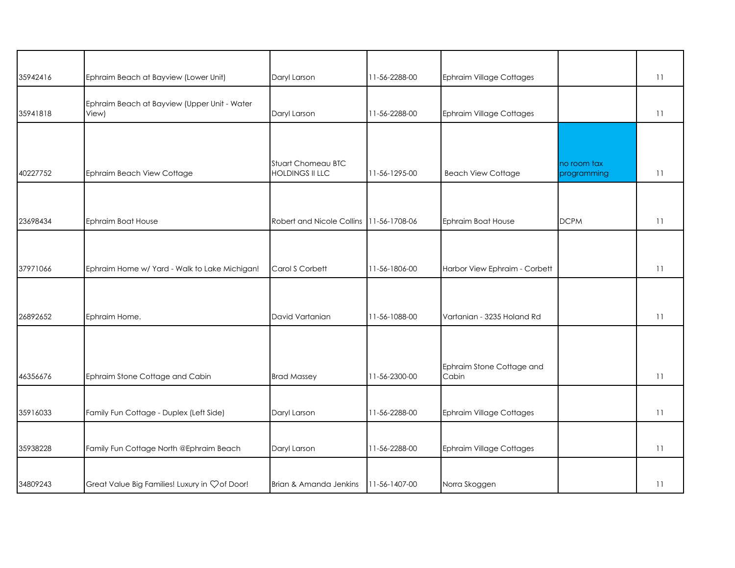| | | | | | | |
|---|---|---|---|---|---|---|
| 35942416 | Ephraim Beach at Bayview (Lower Unit) | Daryl Larson | 11-56-2288-00 | Ephraim Village Cottages | | 11 |
| 35941818 | Ephraim Beach at Bayview (Upper Unit - Water View) | Daryl Larson | 11-56-2288-00 | Ephraim Village Cottages | | 11 |
| 40227752 | Ephraim Beach View Cottage | Stuart Chomeau BTC HOLDINGS II LLC | 11-56-1295-00 | Beach View Cottage | no room tax programming | 11 |
| 23698434 | Ephraim Boat House | Robert and Nicole Collins | 11-56-1708-06 | Ephraim Boat House | DCPM | 11 |
| 37971066 | Ephraim Home w/ Yard - Walk to Lake Michigan! | Carol S Corbett | 11-56-1806-00 | Harbor View Ephraim - Corbett | | 11 |
| 26892652 | Ephraim Home. | David Vartanian | 11-56-1088-00 | Vartanian - 3235 Holand Rd | | 11 |
| 46356676 | Ephraim Stone Cottage and Cabin | Brad Massey | 11-56-2300-00 | Ephraim Stone Cottage and Cabin | | 11 |
| 35916033 | Family Fun Cottage - Duplex (Left Side) | Daryl Larson | 11-56-2288-00 | Ephraim Village Cottages | | 11 |
| 35938228 | Family Fun Cottage North @Ephraim Beach | Daryl Larson | 11-56-2288-00 | Ephraim Village Cottages | | 11 |
| 34809243 | Great Value Big Families! Luxury in ♡of Door! | Brian & Amanda Jenkins | 11-56-1407-00 | Norra Skoggen | | 11 |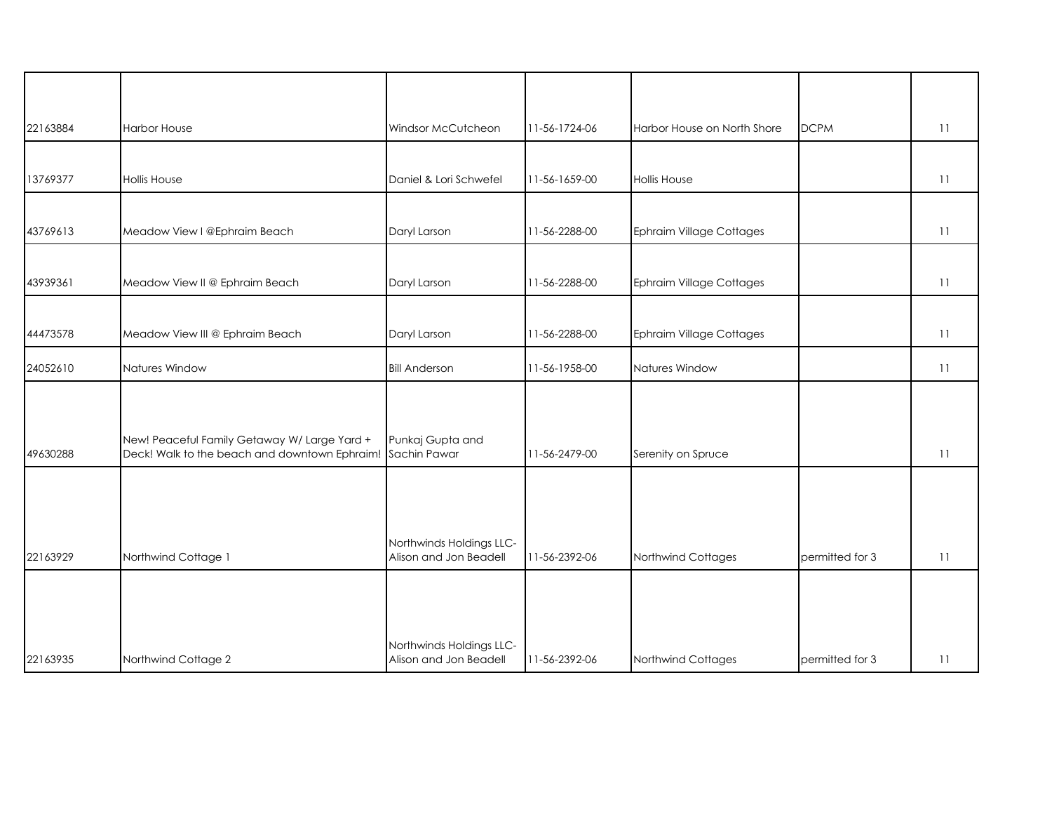| | | | | | | |
|---|---|---|---|---|---|---|
| 22163884 | Harbor House | Windsor McCutcheon | 11-56-1724-06 | Harbor House on North Shore | DCPM | 11 |
| 13769377 | Hollis House | Daniel & Lori Schwefel | 11-56-1659-00 | Hollis House | | 11 |
| 43769613 | Meadow View I @Ephraim Beach | Daryl Larson | 11-56-2288-00 | Ephraim Village Cottages | | 11 |
| 43939361 | Meadow View II @ Ephraim Beach | Daryl Larson | 11-56-2288-00 | Ephraim Village Cottages | | 11 |
| 44473578 | Meadow View III @ Ephraim Beach | Daryl Larson | 11-56-2288-00 | Ephraim Village Cottages | | 11 |
| 24052610 | Natures Window | Bill Anderson | 11-56-1958-00 | Natures Window | | 11 |
| 49630288 | New! Peaceful Family Getaway W/ Large Yard + Deck! Walk to the beach and downtown Ephraim! | Punkaj Gupta and Sachin Pawar | 11-56-2479-00 | Serenity on Spruce | | 11 |
| 22163929 | Northwind Cottage 1 | Northwinds Holdings LLC- Alison and Jon Beadell | 11-56-2392-06 | Northwind Cottages | permitted for 3 | 11 |
| 22163935 | Northwind Cottage 2 | Northwinds Holdings LLC- Alison and Jon Beadell | 11-56-2392-06 | Northwind Cottages | permitted for 3 | 11 |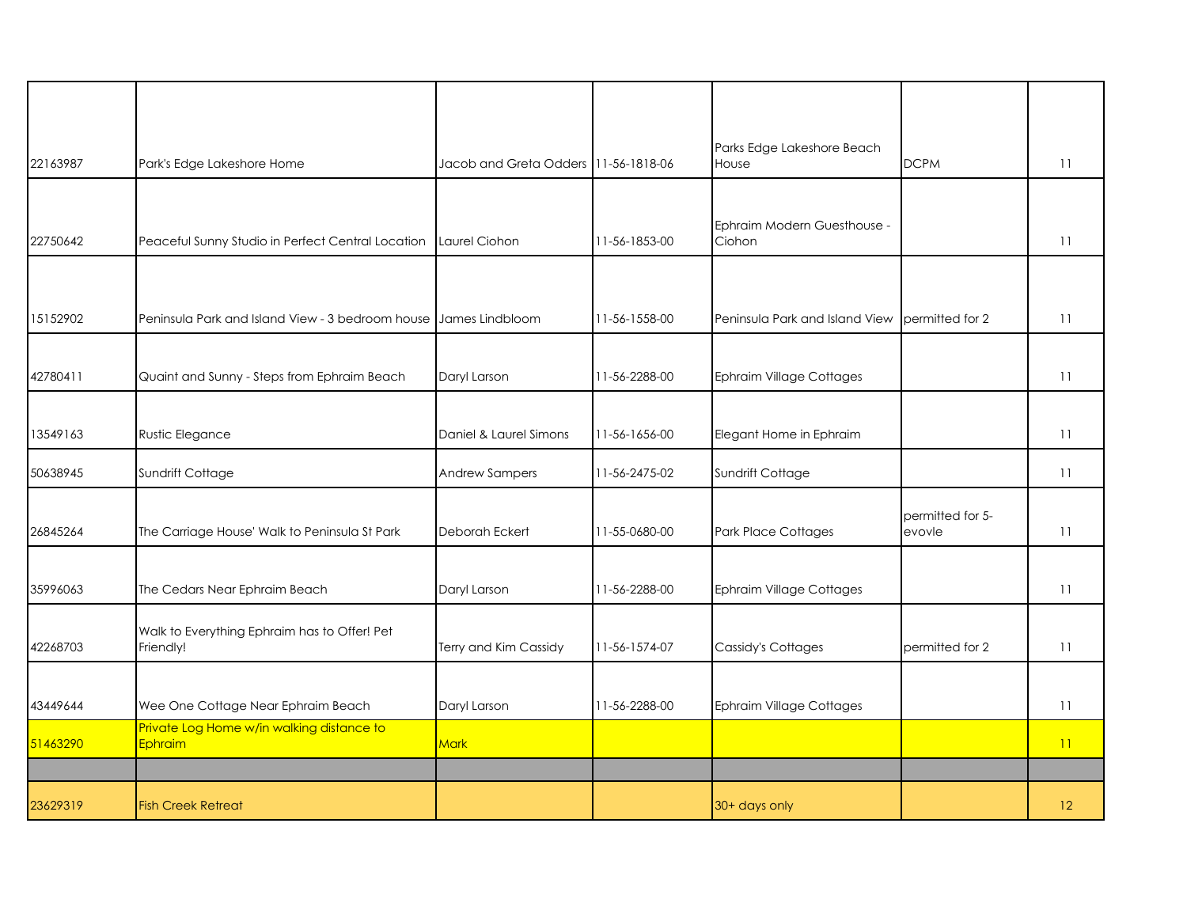| | | | | | | |
|---|---|---|---|---|---|---|
| 22163987 | Park's Edge Lakeshore Home | Jacob and Greta Odders | 11-56-1818-06 | Parks Edge Lakeshore Beach House | DCPM | 11 |
| 22750642 | Peaceful Sunny Studio in Perfect Central Location | Laurel Ciohon | 11-56-1853-00 | Ephraim Modern Guesthouse - Ciohon | | 11 |
| 15152902 | Peninsula Park and Island View - 3 bedroom house | James Lindbloom | 11-56-1558-00 | Peninsula Park and Island View | permitted for 2 | 11 |
| 42780411 | Quaint and Sunny - Steps from Ephraim Beach | Daryl Larson | 11-56-2288-00 | Ephraim Village Cottages | | 11 |
| 13549163 | Rustic Elegance | Daniel & Laurel Simons | 11-56-1656-00 | Elegant Home in Ephraim | | 11 |
| 50638945 | Sundrift Cottage | Andrew Sampers | 11-56-2475-02 | Sundrift Cottage | | 11 |
| 26845264 | The Carriage House' Walk to Peninsula St Park | Deborah Eckert | 11-55-0680-00 | Park Place Cottages | permitted for 5- evovle | 11 |
| 35996063 | The Cedars Near Ephraim Beach | Daryl Larson | 11-56-2288-00 | Ephraim Village Cottages | | 11 |
| 42268703 | Walk to Everything Ephraim has to Offer! Pet Friendly! | Terry and Kim Cassidy | 11-56-1574-07 | Cassidy's Cottages | permitted for 2 | 11 |
| 43449644 | Wee One Cottage Near Ephraim Beach | Daryl Larson | 11-56-2288-00 | Ephraim Village Cottages | | 11 |
| 51463290 | Private Log Home w/in walking distance to Ephraim | Mark | | | | 11 |
| | | | | | | |
| 23629319 | Fish Creek Retreat | | | 30+ days only | | 12 |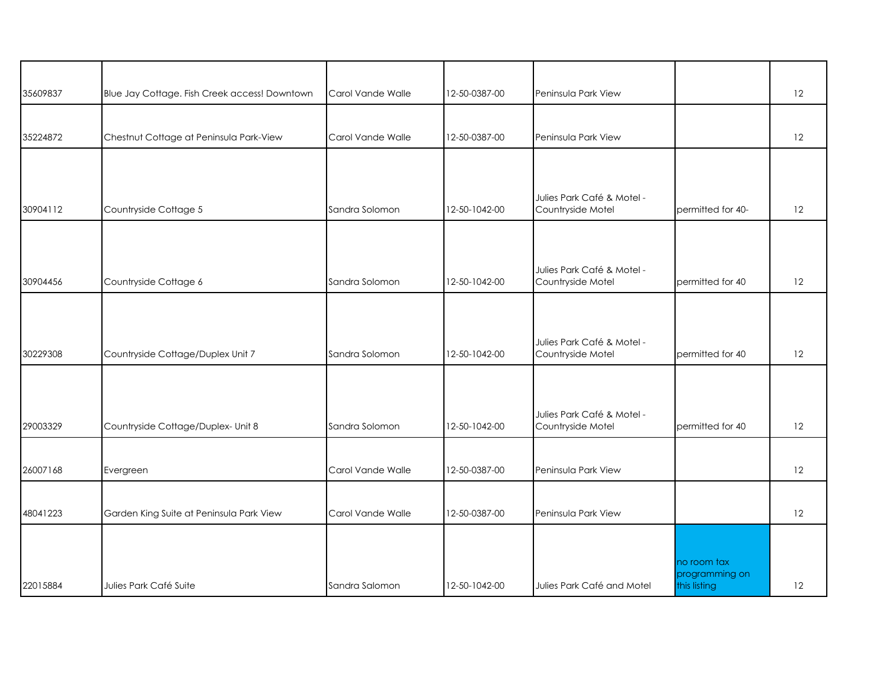| | | | | | | |
|---|---|---|---|---|---|---|
| 35609837 | Blue Jay Cottage. Fish Creek access! Downtown | Carol Vande Walle | 12-50-0387-00 | Peninsula Park View | | 12 |
| 35224872 | Chestnut Cottage at Peninsula Park-View | Carol Vande Walle | 12-50-0387-00 | Peninsula Park View | | 12 |
| 30904112 | Countryside Cottage 5 | Sandra Solomon | 12-50-1042-00 | Julies Park Café & Motel - Countryside Motel | permitted for 40- | 12 |
| 30904456 | Countryside Cottage 6 | Sandra Solomon | 12-50-1042-00 | Julies Park Café & Motel - Countryside Motel | permitted for 40 | 12 |
| 30229308 | Countryside Cottage/Duplex Unit 7 | Sandra Solomon | 12-50-1042-00 | Julies Park Café & Motel - Countryside Motel | permitted for 40 | 12 |
| 29003329 | Countryside Cottage/Duplex- Unit 8 | Sandra Solomon | 12-50-1042-00 | Julies Park Café & Motel - Countryside Motel | permitted for 40 | 12 |
| 26007168 | Evergreen | Carol Vande Walle | 12-50-0387-00 | Peninsula Park View | | 12 |
| 48041223 | Garden King Suite at Peninsula Park View | Carol Vande Walle | 12-50-0387-00 | Peninsula Park View | | 12 |
| 22015884 | Julies Park Café Suite | Sandra Salomon | 12-50-1042-00 | Julies Park Café and Motel | no room tax programming on this listing | 12 |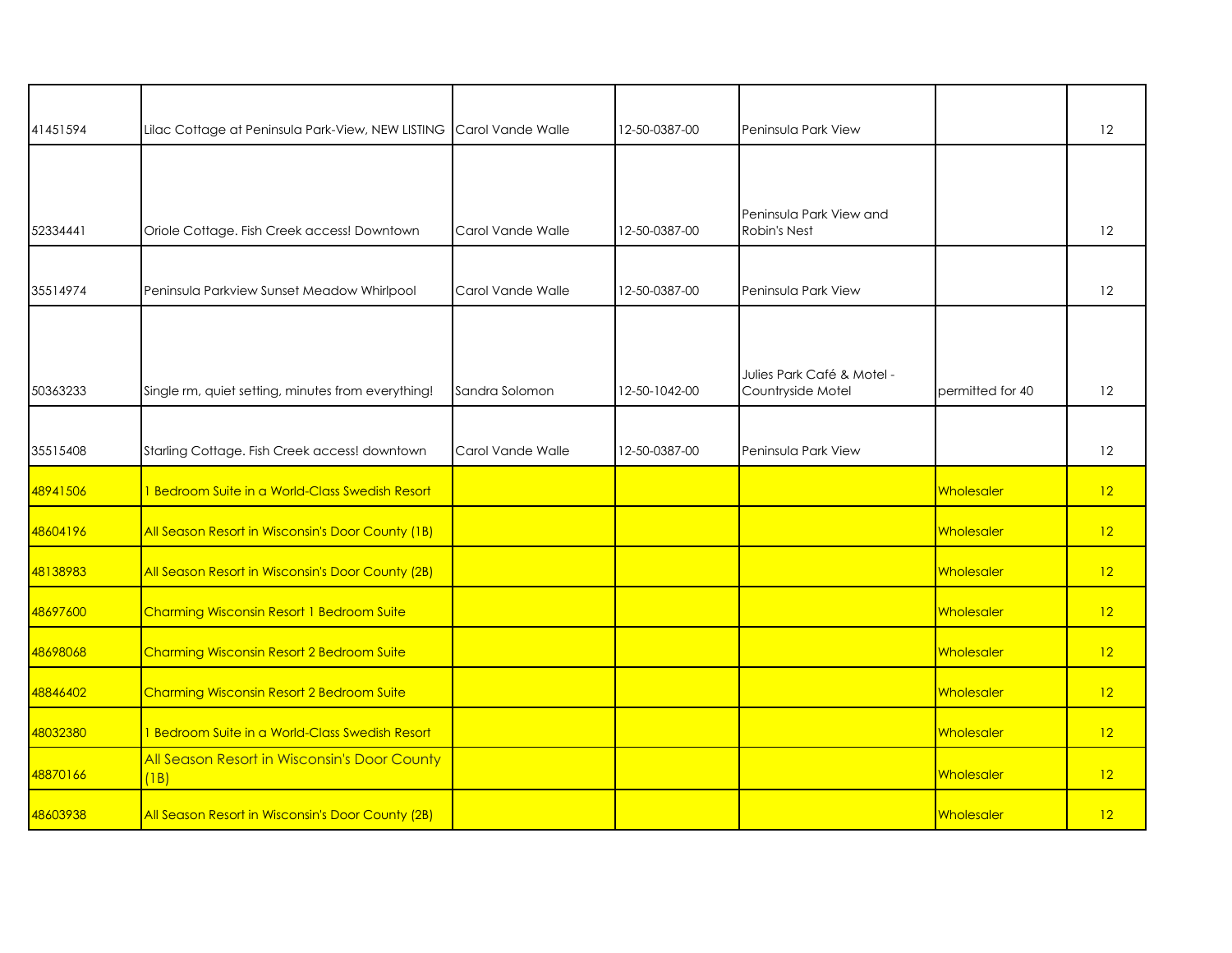| | | | | | | |
|---|---|---|---|---|---|---|
| 41451594 | Lilac Cottage at Peninsula Park-View, NEW LISTING | Carol Vande Walle | 12-50-0387-00 | Peninsula Park View | | 12 |
| 52334441 | Oriole Cottage. Fish Creek access! Downtown | Carol Vande Walle | 12-50-0387-00 | Peninsula Park View and Robin's Nest | | 12 |
| 35514974 | Peninsula Parkview Sunset Meadow Whirlpool | Carol Vande Walle | 12-50-0387-00 | Peninsula Park View | | 12 |
| 50363233 | Single rm, quiet setting, minutes from everything! | Sandra Solomon | 12-50-1042-00 | Julies Park Café & Motel - Countryside Motel | permitted for 40 | 12 |
| 35515408 | Starling Cottage. Fish Creek access! downtown | Carol Vande Walle | 12-50-0387-00 | Peninsula Park View | | 12 |
| 48941506 | 1 Bedroom Suite in a World-Class Swedish Resort | | | | Wholesaler | 12 |
| 48604196 | All Season Resort in Wisconsin's Door County (1B) | | | | Wholesaler | 12 |
| 48138983 | All Season Resort in Wisconsin's Door County (2B) | | | | Wholesaler | 12 |
| 48697600 | Charming Wisconsin Resort 1 Bedroom Suite | | | | Wholesaler | 12 |
| 48698068 | Charming Wisconsin Resort 2 Bedroom Suite | | | | Wholesaler | 12 |
| 48846402 | Charming Wisconsin Resort 2 Bedroom Suite | | | | Wholesaler | 12 |
| 48032380 | 1 Bedroom Suite in a World-Class Swedish Resort | | | | Wholesaler | 12 |
| 48870166 | All Season Resort in Wisconsin's Door County (1B) | | | | Wholesaler | 12 |
| 48603938 | All Season Resort in Wisconsin's Door County (2B) | | | | Wholesaler | 12 |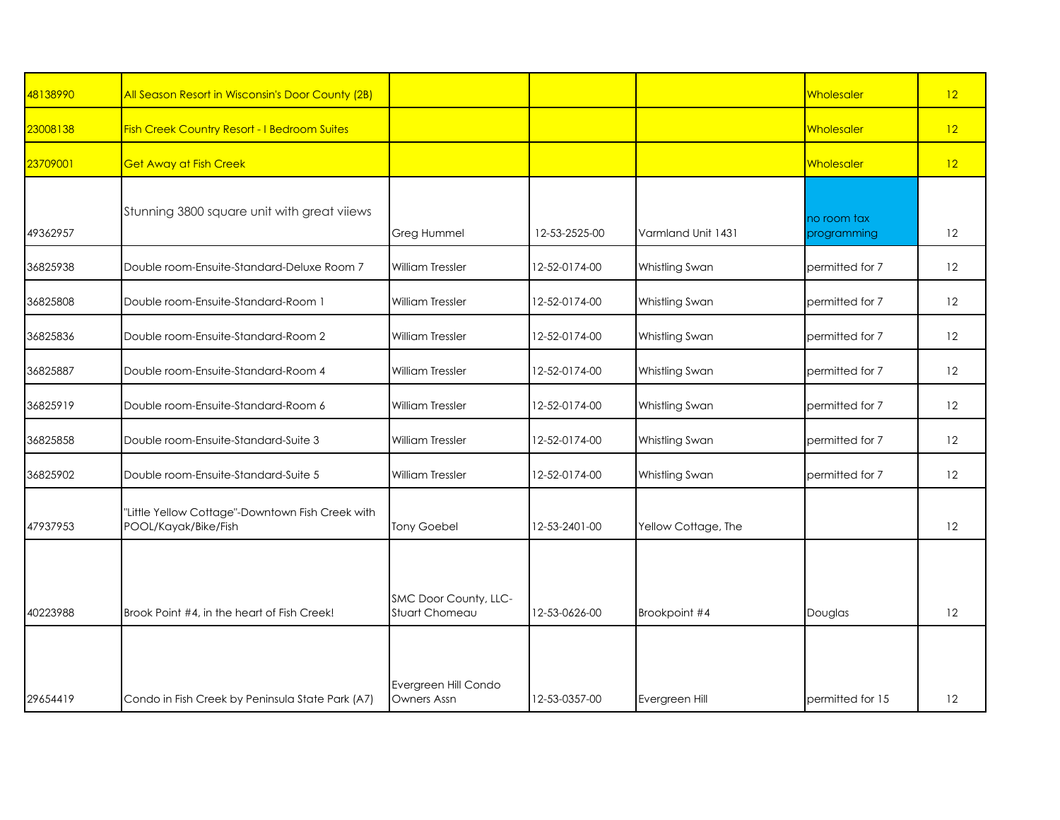| | | | | | | |
|---|---|---|---|---|---|---|
| 48138990 | All Season Resort in Wisconsin's Door County (2B) | | | | Wholesaler | 12 |
| 23008138 | Fish Creek Country Resort - I Bedroom Suites | | | | Wholesaler | 12 |
| 23709001 | Get Away at Fish Creek | | | | Wholesaler | 12 |
| 49362957 | Stunning 3800 square unit with great viiews | Greg Hummel | 12-53-2525-00 | Varmland Unit 1431 | no room tax programming | 12 |
| 36825938 | Double room-Ensuite-Standard-Deluxe Room 7 | William Tressler | 12-52-0174-00 | Whistling Swan | permitted for 7 | 12 |
| 36825808 | Double room-Ensuite-Standard-Room 1 | William Tressler | 12-52-0174-00 | Whistling Swan | permitted for 7 | 12 |
| 36825836 | Double room-Ensuite-Standard-Room 2 | William Tressler | 12-52-0174-00 | Whistling Swan | permitted for 7 | 12 |
| 36825887 | Double room-Ensuite-Standard-Room 4 | William Tressler | 12-52-0174-00 | Whistling Swan | permitted for 7 | 12 |
| 36825919 | Double room-Ensuite-Standard-Room 6 | William Tressler | 12-52-0174-00 | Whistling Swan | permitted for 7 | 12 |
| 36825858 | Double room-Ensuite-Standard-Suite 3 | William Tressler | 12-52-0174-00 | Whistling Swan | permitted for 7 | 12 |
| 36825902 | Double room-Ensuite-Standard-Suite 5 | William Tressler | 12-52-0174-00 | Whistling Swan | permitted for 7 | 12 |
| 47937953 | "Little Yellow Cottage"-Downtown Fish Creek with POOL/Kayak/Bike/Fish | Tony Goebel | 12-53-2401-00 | Yellow Cottage, The | | 12 |
| 40223988 | Brook Point #4, in the heart of Fish Creek! | SMC Door County, LLC-Stuart Chomeau | 12-53-0626-00 | Brookpoint #4 | Douglas | 12 |
| 29654419 | Condo in Fish Creek by Peninsula State Park (A7) | Evergreen Hill Condo Owners Assn | 12-53-0357-00 | Evergreen Hill | permitted for 15 | 12 |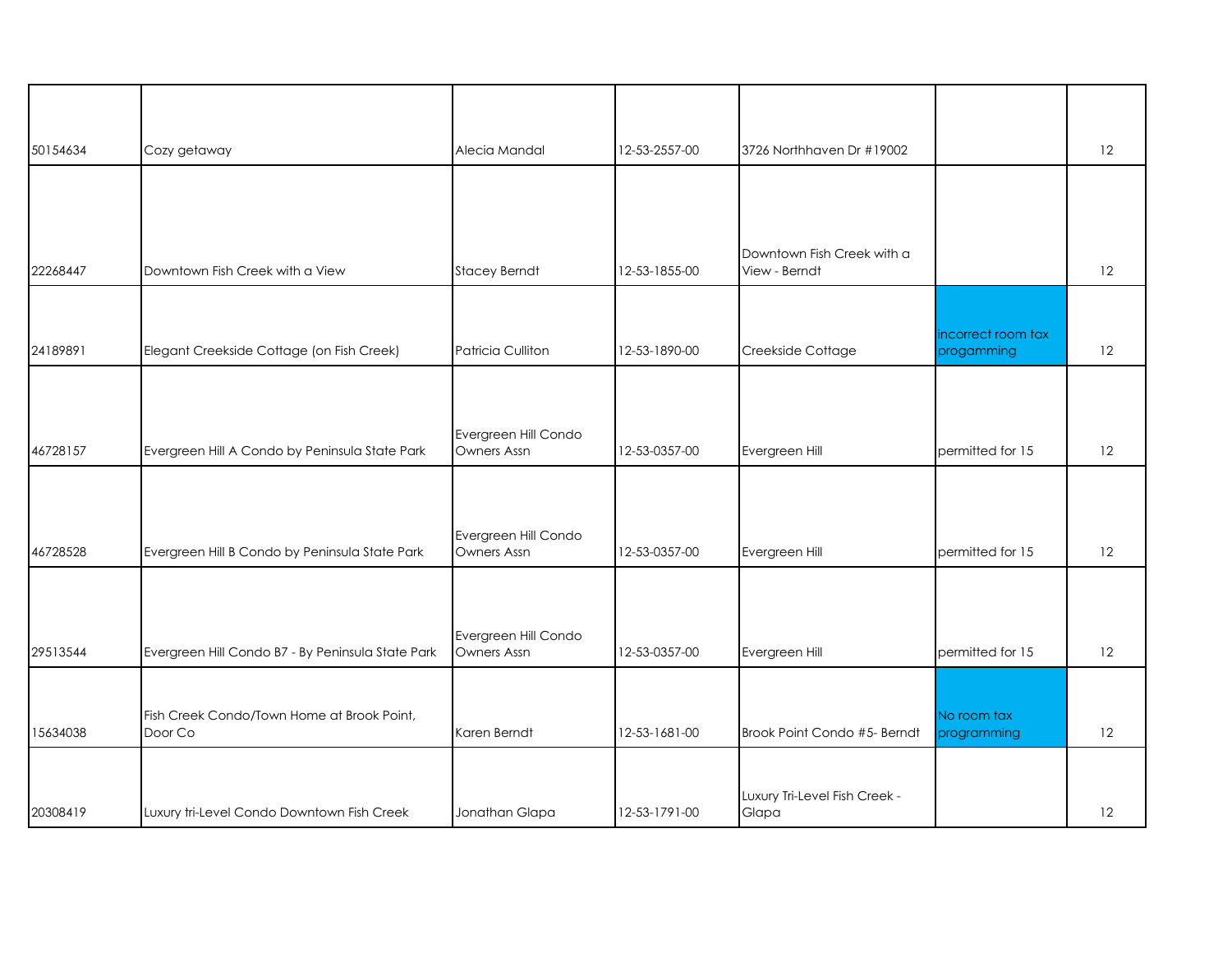| | | | | | | |
|---|---|---|---|---|---|---|
| 50154634 | Cozy getaway | Alecia Mandal | 12-53-2557-00 | 3726 Northhaven Dr #19002 | | 12 |
| 22268447 | Downtown Fish Creek with a View | Stacey Berndt | 12-53-1855-00 | Downtown Fish Creek with a View - Berndt | | 12 |
| 24189891 | Elegant Creekside Cottage (on Fish Creek) | Patricia Culliton | 12-53-1890-00 | Creekside Cottage | incorrect room tax progamming | 12 |
| 46728157 | Evergreen Hill A Condo by Peninsula State Park | Evergreen Hill Condo Owners Assn | 12-53-0357-00 | Evergreen Hill | permitted for 15 | 12 |
| 46728528 | Evergreen Hill B Condo by Peninsula State Park | Evergreen Hill Condo Owners Assn | 12-53-0357-00 | Evergreen Hill | permitted for 15 | 12 |
| 29513544 | Evergreen Hill Condo B7 - By Peninsula State Park | Evergreen Hill Condo Owners Assn | 12-53-0357-00 | Evergreen Hill | permitted for 15 | 12 |
| 15634038 | Fish Creek Condo/Town Home at Brook Point, Door Co | Karen Berndt | 12-53-1681-00 | Brook Point Condo #5- Berndt | No room tax programming | 12 |
| 20308419 | Luxury tri-Level Condo Downtown Fish Creek | Jonathan Glapa | 12-53-1791-00 | Luxury Tri-Level Fish Creek - Glapa | | 12 |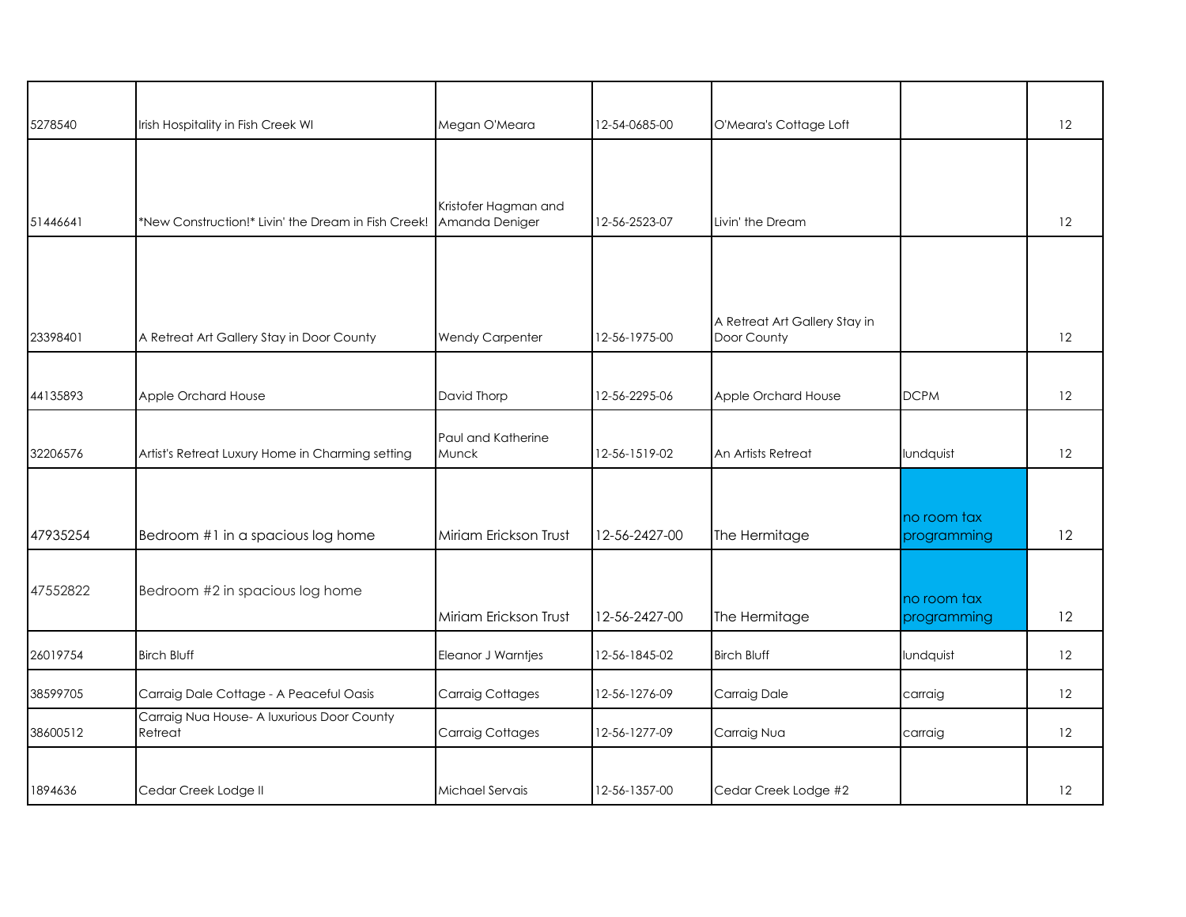| | | | | | | |
|---|---|---|---|---|---|---|
| 5278540 | Irish Hospitality in Fish Creek WI | Megan O'Meara | 12-54-0685-00 | O'Meara's Cottage Loft | | 12 |
| 51446641 | *New Construction!* Livin' the Dream in Fish Creek! | Kristofer Hagman and Amanda Deniger | 12-56-2523-07 | Livin' the Dream | | 12 |
| 23398401 | A Retreat Art Gallery Stay in Door County | Wendy Carpenter | 12-56-1975-00 | A Retreat Art Gallery Stay in Door County | | 12 |
| 44135893 | Apple Orchard House | David Thorp | 12-56-2295-06 | Apple Orchard House | DCPM | 12 |
| 32206576 | Artist's Retreat Luxury Home in Charming setting | Paul and Katherine Munck | 12-56-1519-02 | An Artists Retreat | lundquist | 12 |
| 47935254 | Bedroom #1 in a spacious log home | Miriam Erickson Trust | 12-56-2427-00 | The Hermitage | no room tax programming | 12 |
| 47552822 | Bedroom #2 in spacious log home | Miriam Erickson Trust | 12-56-2427-00 | The Hermitage | no room tax programming | 12 |
| 26019754 | Birch Bluff | Eleanor J Warntjes | 12-56-1845-02 | Birch Bluff | lundquist | 12 |
| 38599705 | Carraig Dale Cottage - A Peaceful Oasis | Carraig Cottages | 12-56-1276-09 | Carraig Dale | carraig | 12 |
| 38600512 | Carraig Nua House- A luxurious Door County Retreat | Carraig Cottages | 12-56-1277-09 | Carraig Nua | carraig | 12 |
| 1894636 | Cedar Creek Lodge II | Michael Servais | 12-56-1357-00 | Cedar Creek Lodge #2 | | 12 |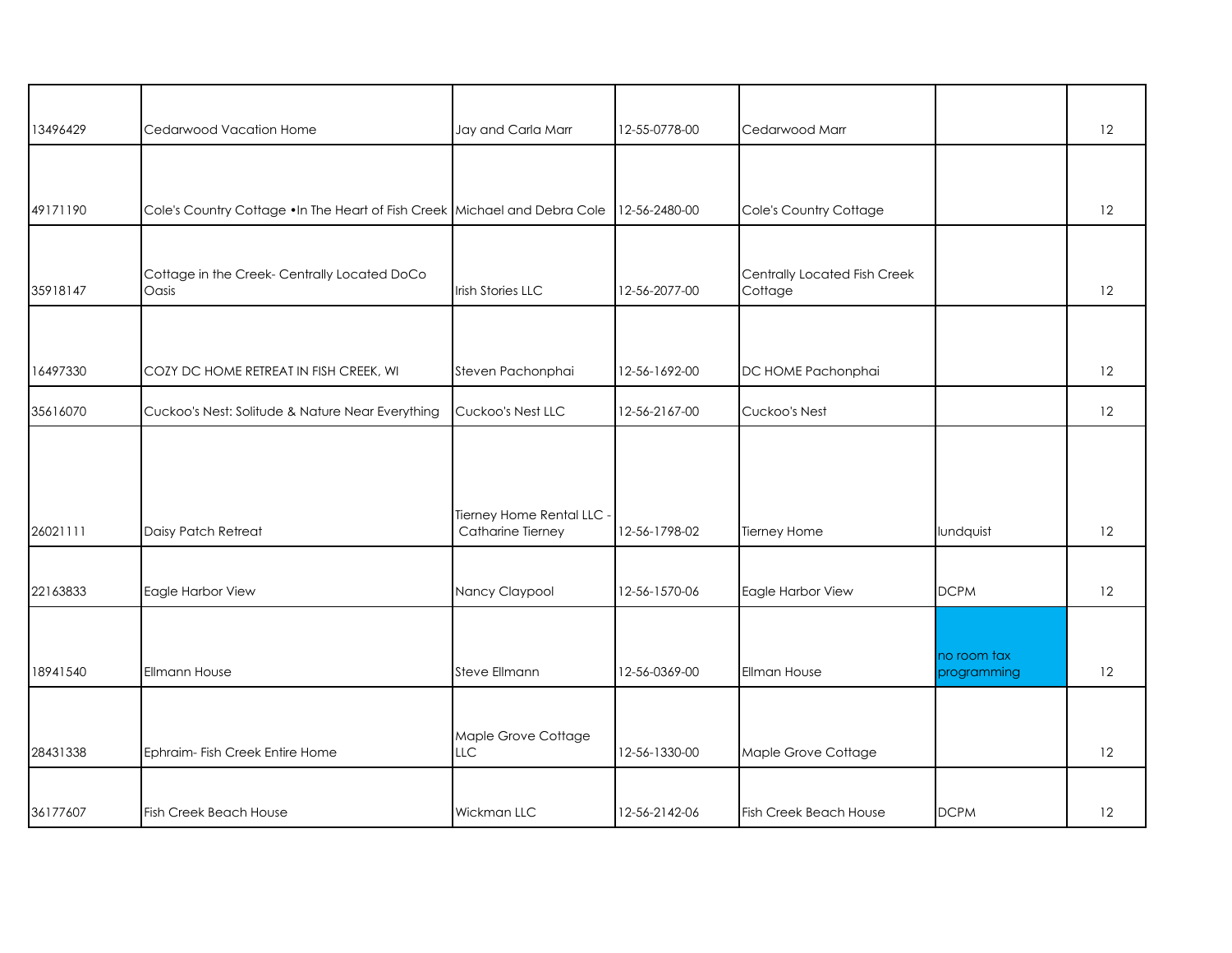| | | | | | | |
|---|---|---|---|---|---|---|
| 13496429 | Cedarwood Vacation Home | Jay and Carla Marr | 12-55-0778-00 | Cedarwood Marr | | 12 |
| 49171190 | Cole's Country Cottage •In The Heart of Fish Creek | Michael and Debra Cole | 12-56-2480-00 | Cole's Country Cottage | | 12 |
| 35918147 | Cottage in the Creek- Centrally Located DoCo Oasis | Irish Stories LLC | 12-56-2077-00 | Centrally Located Fish Creek Cottage | | 12 |
| 16497330 | COZY DC HOME RETREAT IN FISH CREEK, WI | Steven Pachonphai | 12-56-1692-00 | DC HOME Pachonphai | | 12 |
| 35616070 | Cuckoo's Nest: Solitude & Nature Near Everything | Cuckoo's Nest LLC | 12-56-2167-00 | Cuckoo's Nest | | 12 |
| 26021111 | Daisy Patch Retreat | Tierney Home Rental LLC - Catharine Tierney | 12-56-1798-02 | Tierney Home | lundquist | 12 |
| 22163833 | Eagle Harbor View | Nancy Claypool | 12-56-1570-06 | Eagle Harbor View | DCPM | 12 |
| 18941540 | Ellmann House | Steve Ellmann | 12-56-0369-00 | Ellman House | no room tax programming | 12 |
| 28431338 | Ephraim- Fish Creek Entire Home | Maple Grove Cottage LLC | 12-56-1330-00 | Maple Grove Cottage | | 12 |
| 36177607 | Fish Creek Beach House | Wickman LLC | 12-56-2142-06 | Fish Creek Beach House | DCPM | 12 |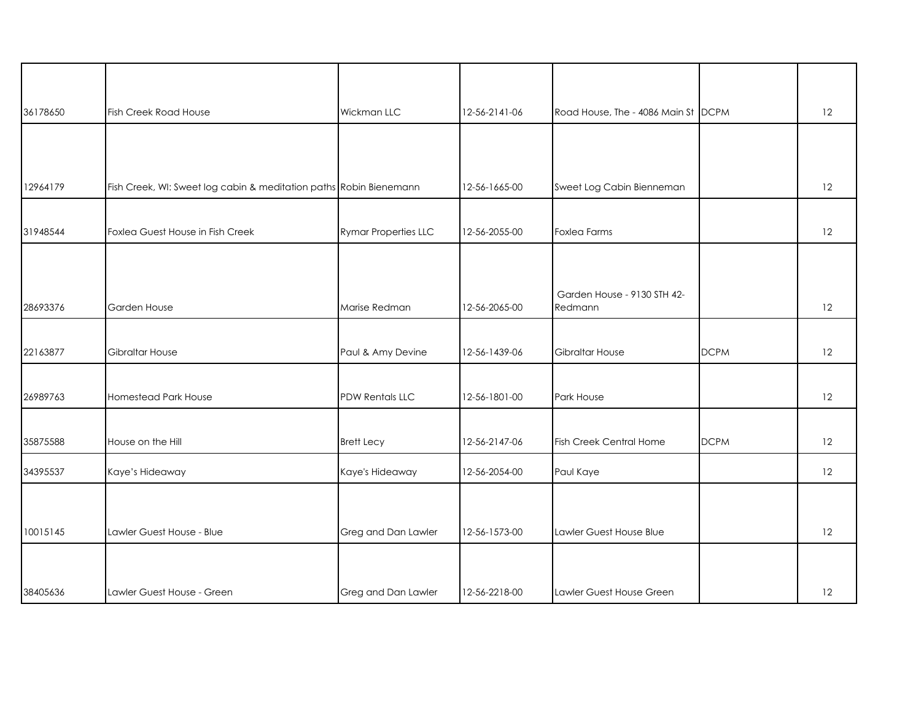| | | | | | | |
|---|---|---|---|---|---|---|
| 36178650 | Fish Creek Road House | Wickman LLC | 12-56-2141-06 | Road House, The - 4086 Main St | DCPM | 12 |
| 12964179 | Fish Creek, WI: Sweet log cabin & meditation paths | Robin Bienemann | 12-56-1665-00 | Sweet Log Cabin Bienneman | | 12 |
| 31948544 | Foxlea Guest House in Fish Creek | Rymar Properties LLC | 12-56-2055-00 | Foxlea Farms | | 12 |
| 28693376 | Garden House | Marise Redman | 12-56-2065-00 | Garden House - 9130 STH 42-Redmann | | 12 |
| 22163877 | Gibraltar House | Paul & Amy Devine | 12-56-1439-06 | Gibraltar House | DCPM | 12 |
| 26989763 | Homestead Park House | PDW Rentals LLC | 12-56-1801-00 | Park House | | 12 |
| 35875588 | House on the Hill | Brett Lecy | 12-56-2147-06 | Fish Creek Central Home | DCPM | 12 |
| 34395537 | Kaye's Hideaway | Kaye's Hideaway | 12-56-2054-00 | Paul Kaye | | 12 |
| 10015145 | Lawler Guest House - Blue | Greg and Dan Lawler | 12-56-1573-00 | Lawler Guest House Blue | | 12 |
| 38405636 | Lawler Guest House - Green | Greg and Dan Lawler | 12-56-2218-00 | Lawler Guest House Green | | 12 |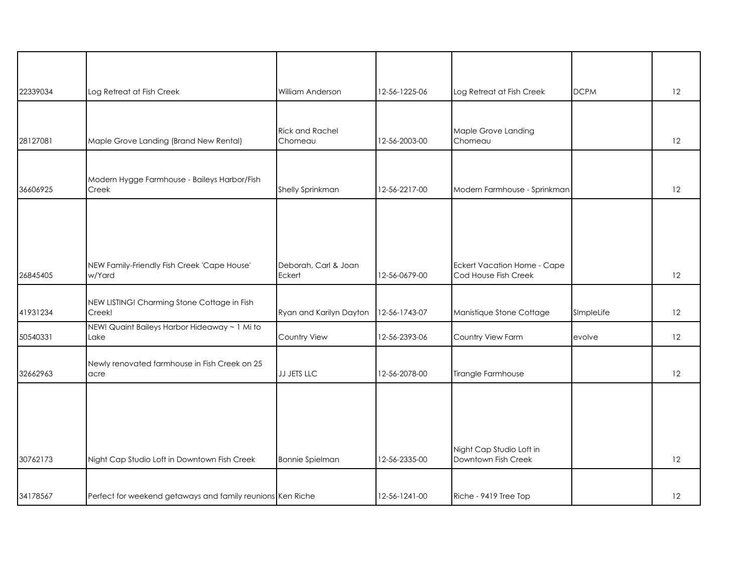| | | | | | | |
|---|---|---|---|---|---|---|
| 22339034 | Log Retreat at Fish Creek | William Anderson | 12-56-1225-06 | Log Retreat at Fish Creek | DCPM | 12 |
| 28127081 | Maple Grove Landing (Brand New Rental) | Rick and Rachel Chomeau | 12-56-2003-00 | Maple Grove Landing Chomeau | | 12 |
| 36606925 | Modern Hygge Farmhouse - Baileys Harbor/Fish Creek | Shelly Sprinkman | 12-56-2217-00 | Modern Farmhouse - Sprinkman | | 12 |
| 26845405 | NEW Family-Friendly Fish Creek 'Cape House' w/Yard | Deborah, Carl & Joan Eckert | 12-56-0679-00 | Eckert Vacation Home - Cape Cod House Fish Creek | | 12 |
| 41931234 | NEW LISTING! Charming Stone Cottage in Fish Creek! | Ryan and Karilyn Dayton | 12-56-1743-07 | Manistique Stone Cottage | SImpleLife | 12 |
| 50540331 | NEW! Quaint Baileys Harbor Hideaway ~ 1 Mi to Lake | Country View | 12-56-2393-06 | Country View Farm | evolve | 12 |
| 32662963 | Newly renovated farmhouse in Fish Creek on 25 acre | JJ JETS LLC | 12-56-2078-00 | Tirangle Farmhouse | | 12 |
| 30762173 | Night Cap Studio Loft in Downtown Fish Creek | Bonnie Spielman | 12-56-2335-00 | Night Cap Studio Loft in Downtown Fish Creek | | 12 |
| 34178567 | Perfect for weekend getaways and family reunions | Ken Riche | 12-56-1241-00 | Riche - 9419 Tree Top | | 12 |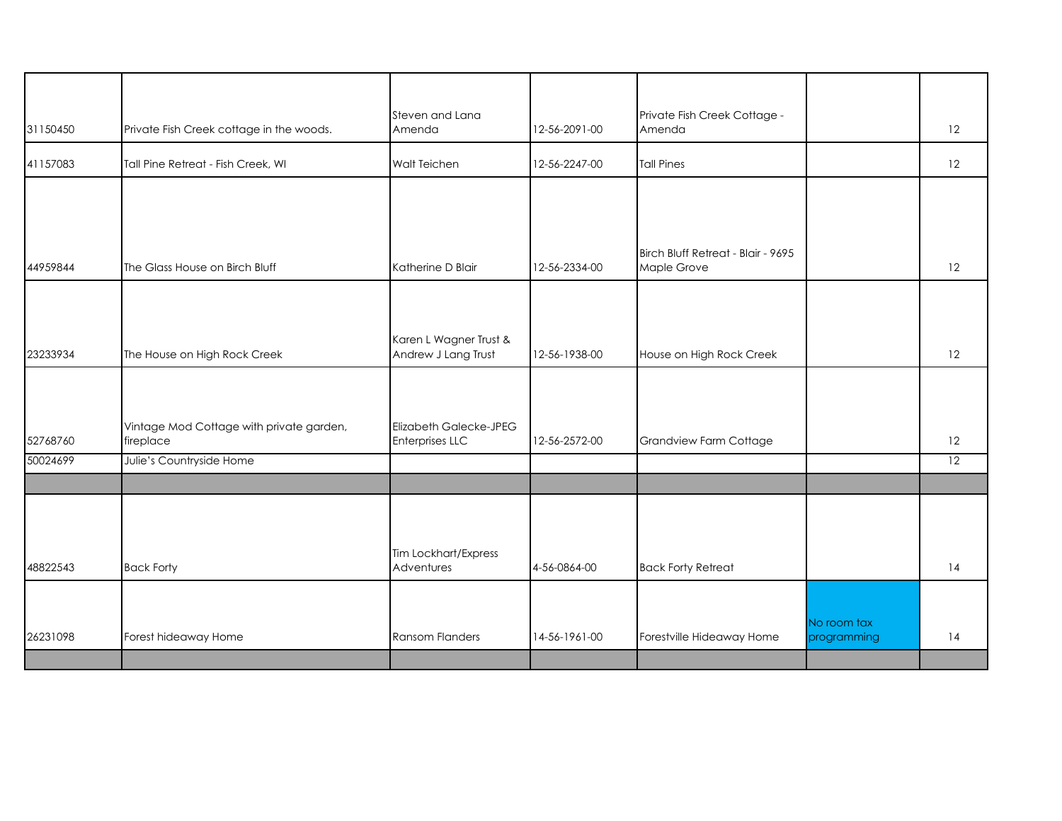| | | | | | | |
|---|---|---|---|---|---|---|
| 31150450 | Private Fish Creek cottage in the woods. | Steven and Lana Amenda | 12-56-2091-00 | Private Fish Creek Cottage - Amenda | | 12 |
| 41157083 | Tall Pine Retreat - Fish Creek, WI | Walt Teichen | 12-56-2247-00 | Tall Pines | | 12 |
| 44959844 | The Glass House on Birch Bluff | Katherine D Blair | 12-56-2334-00 | Birch Bluff Retreat - Blair - 9695 Maple Grove | | 12 |
| 23233934 | The House on High Rock Creek | Karen L Wagner Trust & Andrew J Lang Trust | 12-56-1938-00 | House on High Rock Creek | | 12 |
| 52768760 | Vintage Mod Cottage with private garden, fireplace | Elizabeth Galecke-JPEG Enterprises LLC | 12-56-2572-00 | Grandview Farm Cottage | | 12 |
| 50024699 | Julie's Countryside Home | | | | | 12 |
| | | | | | | |
| 48822543 | Back Forty | Tim Lockhart/Express Adventures | 4-56-0864-00 | Back Forty Retreat | | 14 |
| 26231098 | Forest hideaway Home | Ransom Flanders | 14-56-1961-00 | Forestville Hideaway Home | No room tax programming | 14 |
| | | | | | | |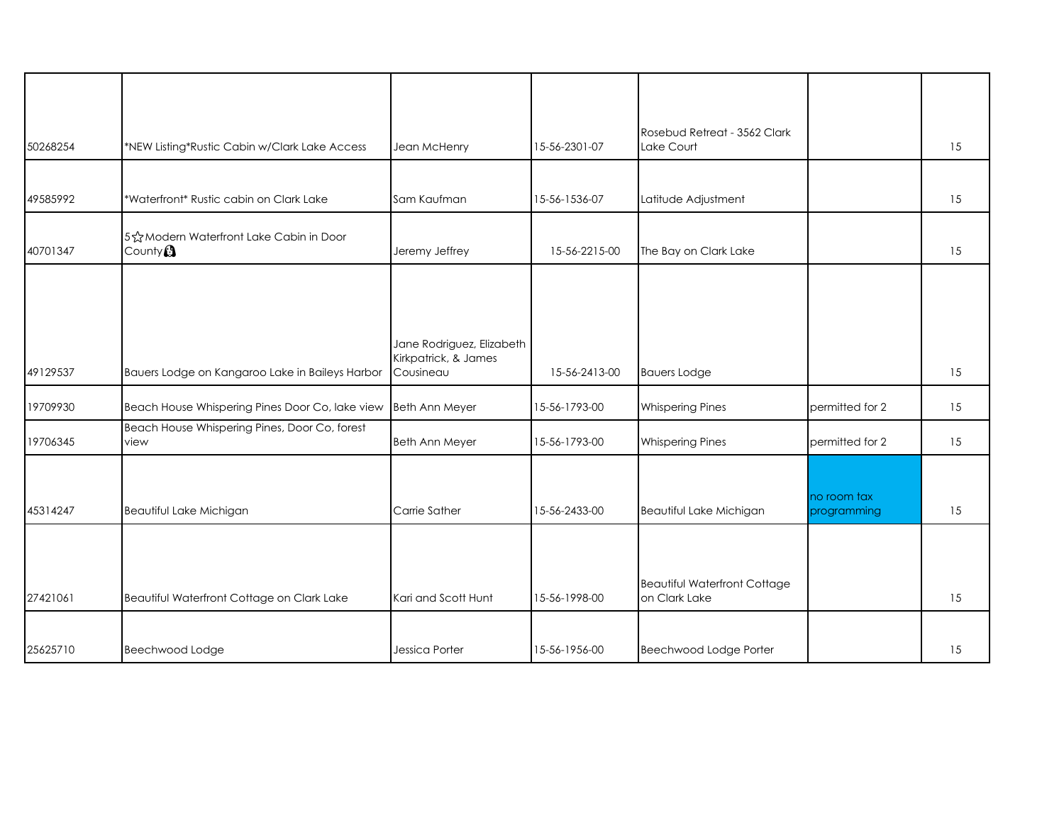| | | | | | | |
|---|---|---|---|---|---|---|
| 50268254 | *NEW Listing*Rustic Cabin w/Clark Lake Access | Jean McHenry | 15-56-2301-07 | Rosebud Retreat - 3562 Clark Lake Court | | 15 |
| 49585992 | *Waterfront* Rustic cabin on Clark Lake | Sam Kaufman | 15-56-1536-07 | Latitude Adjustment | | 15 |
| 40701347 | 5☆Modern Waterfront Lake Cabin in Door County🔒 | Jeremy Jeffrey | 15-56-2215-00 | The Bay on Clark Lake | | 15 |
| 49129537 | Bauers Lodge on Kangaroo Lake in Baileys Harbor | Jane Rodriguez, Elizabeth Kirkpatrick, & James Cousineau | 15-56-2413-00 | Bauers Lodge | | 15 |
| 19709930 | Beach House Whispering Pines Door Co, lake view | Beth Ann Meyer | 15-56-1793-00 | Whispering Pines | permitted for 2 | 15 |
| 19706345 | Beach House Whispering Pines, Door Co, forest view | Beth Ann Meyer | 15-56-1793-00 | Whispering Pines | permitted for 2 | 15 |
| 45314247 | Beautiful Lake Michigan | Carrie Sather | 15-56-2433-00 | Beautiful Lake Michigan | no room tax programming | 15 |
| 27421061 | Beautiful Waterfront Cottage on Clark Lake | Kari and Scott Hunt | 15-56-1998-00 | Beautiful Waterfront Cottage on Clark Lake | | 15 |
| 25625710 | Beechwood Lodge | Jessica Porter | 15-56-1956-00 | Beechwood Lodge Porter | | 15 |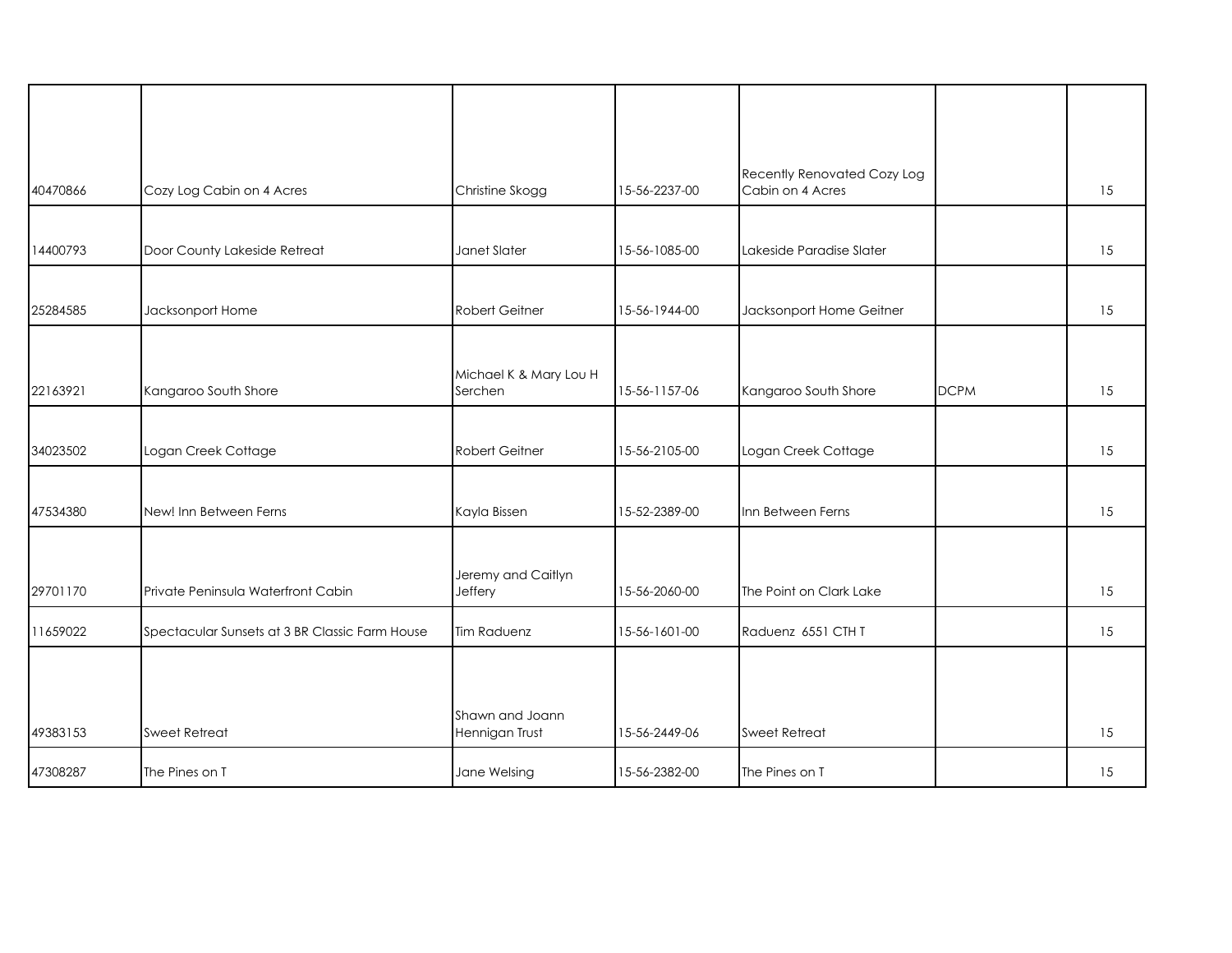| | | | | | | |
|---|---|---|---|---|---|---|
| 40470866 | Cozy Log Cabin on 4 Acres | Christine Skogg | 15-56-2237-00 | Recently Renovated Cozy Log Cabin on 4 Acres | | 15 |
| 14400793 | Door County Lakeside Retreat | Janet Slater | 15-56-1085-00 | Lakeside Paradise Slater | | 15 |
| 25284585 | Jacksonport Home | Robert Geitner | 15-56-1944-00 | Jacksonport Home Geitner | | 15 |
| 22163921 | Kangaroo South Shore | Michael K & Mary Lou H Serchen | 15-56-1157-06 | Kangaroo South Shore | DCPM | 15 |
| 34023502 | Logan Creek Cottage | Robert Geitner | 15-56-2105-00 | Logan Creek Cottage | | 15 |
| 47534380 | New! Inn Between Ferns | Kayla Bissen | 15-52-2389-00 | Inn Between Ferns | | 15 |
| 29701170 | Private Peninsula Waterfront Cabin | Jeremy and Caitlyn Jeffery | 15-56-2060-00 | The Point on Clark Lake | | 15 |
| 11659022 | Spectacular Sunsets at 3 BR Classic Farm House | Tim Raduenz | 15-56-1601-00 | Raduenz 6551 CTH T | | 15 |
| 49383153 | Sweet Retreat | Shawn and Joann Hennigan Trust | 15-56-2449-06 | Sweet Retreat | | 15 |
| 47308287 | The Pines on T | Jane Welsing | 15-56-2382-00 | The Pines on T | | 15 |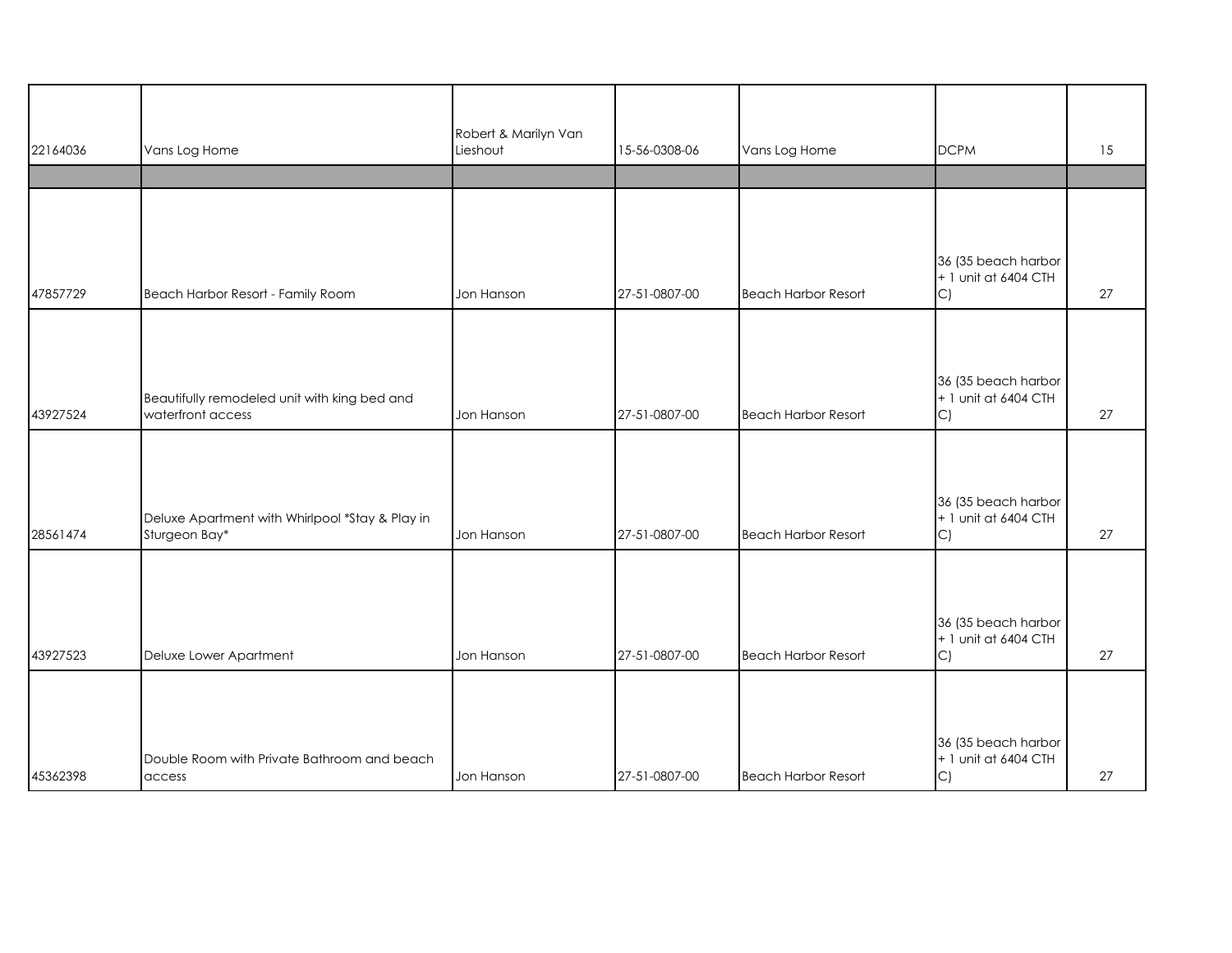| | | | | | | |
|---|---|---|---|---|---|---|
| 22164036 | Vans Log Home | Robert & Marilyn Van Lieshout | 15-56-0308-06 | Vans Log Home | DCPM | 15 |
| | | | | | | |
| 47857729 | Beach Harbor Resort - Family Room | Jon Hanson | 27-51-0807-00 | Beach Harbor Resort | 36 (35 beach harbor + 1 unit at 6404 CTH C) | 27 |
| 43927524 | Beautifully remodeled unit with king bed and waterfront access | Jon Hanson | 27-51-0807-00 | Beach Harbor Resort | 36 (35 beach harbor + 1 unit at 6404 CTH C) | 27 |
| 28561474 | Deluxe Apartment with Whirlpool *Stay & Play in Sturgeon Bay* | Jon Hanson | 27-51-0807-00 | Beach Harbor Resort | 36 (35 beach harbor + 1 unit at 6404 CTH C) | 27 |
| 43927523 | Deluxe Lower Apartment | Jon Hanson | 27-51-0807-00 | Beach Harbor Resort | 36 (35 beach harbor + 1 unit at 6404 CTH C) | 27 |
| 45362398 | Double Room with Private Bathroom and beach access | Jon Hanson | 27-51-0807-00 | Beach Harbor Resort | 36 (35 beach harbor + 1 unit at 6404 CTH C) | 27 |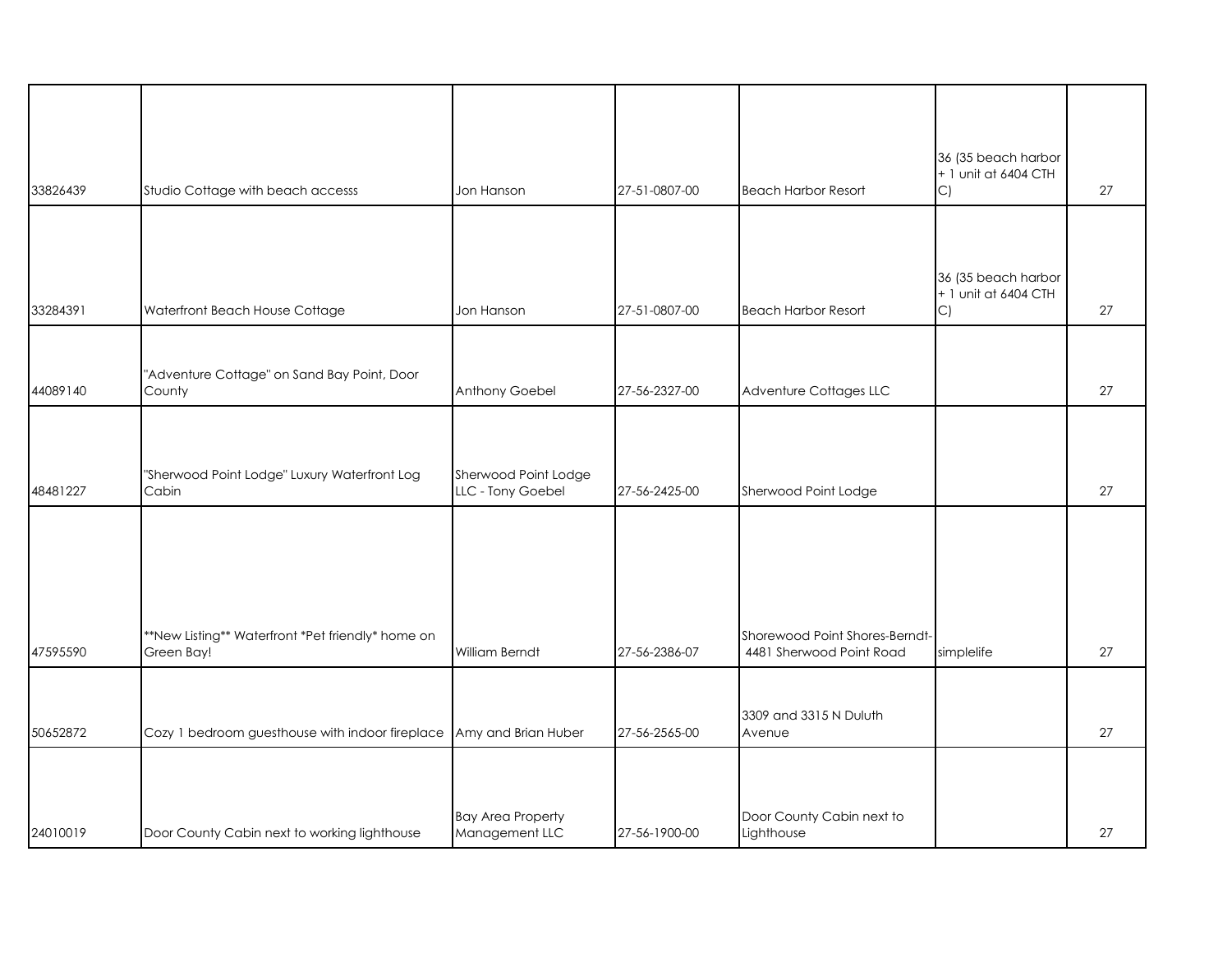| | | | | | | |
|---|---|---|---|---|---|---|
| 33826439 | Studio Cottage with beach accesss | Jon Hanson | 27-51-0807-00 | Beach Harbor Resort | 36 (35 beach harbor + 1 unit at 6404 CTH C) | 27 |
| 33284391 | Waterfront Beach House Cottage | Jon Hanson | 27-51-0807-00 | Beach Harbor Resort | 36 (35 beach harbor + 1 unit at 6404 CTH C) | 27 |
| 44089140 | "Adventure Cottage" on Sand Bay Point, Door County | Anthony Goebel | 27-56-2327-00 | Adventure Cottages LLC | | 27 |
| 48481227 | "Sherwood Point Lodge" Luxury Waterfront Log Cabin | Sherwood Point Lodge LLC - Tony Goebel | 27-56-2425-00 | Sherwood Point Lodge | | 27 |
| 47595590 | **New Listing** Waterfront *Pet friendly* home on Green Bay! | William Berndt | 27-56-2386-07 | Shorewood Point Shores-Berndt- 4481 Sherwood Point Road | simplelife | 27 |
| 50652872 | Cozy 1 bedroom guesthouse with indoor fireplace | Amy and Brian Huber | 27-56-2565-00 | 3309 and 3315 N Duluth Avenue | | 27 |
| 24010019 | Door County Cabin next to working lighthouse | Bay Area Property Management LLC | 27-56-1900-00 | Door County Cabin next to Lighthouse | | 27 |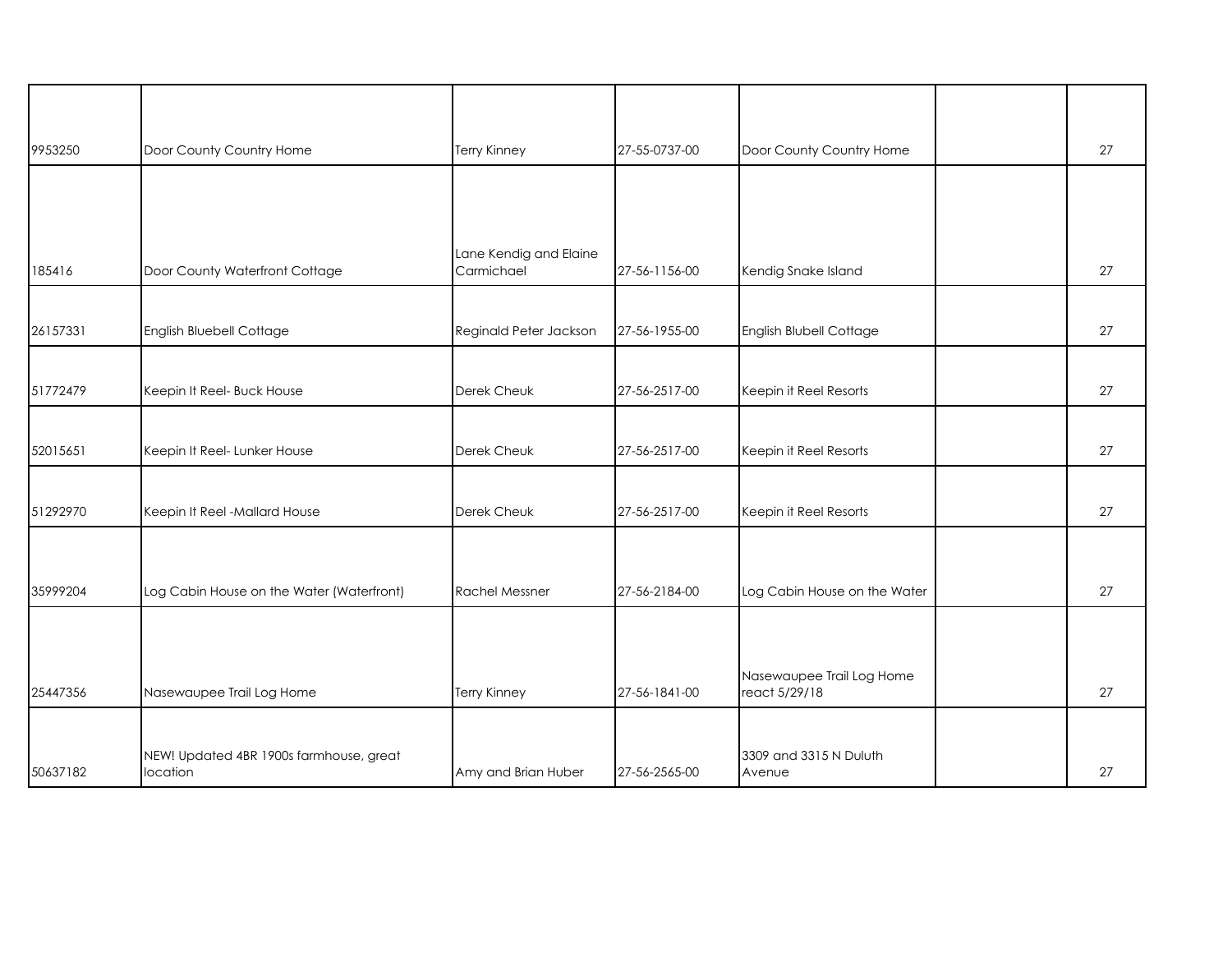| | | | | | | |
|---|---|---|---|---|---|---|
| 9953250 | Door County Country Home | Terry Kinney | 27-55-0737-00 | Door County Country Home | | 27 |
| 185416 | Door County Waterfront Cottage | Lane Kendig and Elaine Carmichael | 27-56-1156-00 | Kendig Snake Island | | 27 |
| 26157331 | English Bluebell Cottage | Reginald Peter Jackson | 27-56-1955-00 | English Blubell Cottage | | 27 |
| 51772479 | Keepin It Reel- Buck House | Derek Cheuk | 27-56-2517-00 | Keepin it Reel Resorts | | 27 |
| 52015651 | Keepin It Reel- Lunker House | Derek Cheuk | 27-56-2517-00 | Keepin it Reel Resorts | | 27 |
| 51292970 | Keepin It Reel -Mallard House | Derek Cheuk | 27-56-2517-00 | Keepin it Reel Resorts | | 27 |
| 35999204 | Log Cabin House on the Water (Waterfront) | Rachel Messner | 27-56-2184-00 | Log Cabin House on the Water | | 27 |
| 25447356 | Nasewaupee Trail Log Home | Terry Kinney | 27-56-1841-00 | Nasewaupee Trail Log Home react 5/29/18 | | 27 |
| 50637182 | NEW! Updated 4BR 1900s farmhouse, great location | Amy and Brian Huber | 27-56-2565-00 | 3309 and 3315 N Duluth Avenue | | 27 |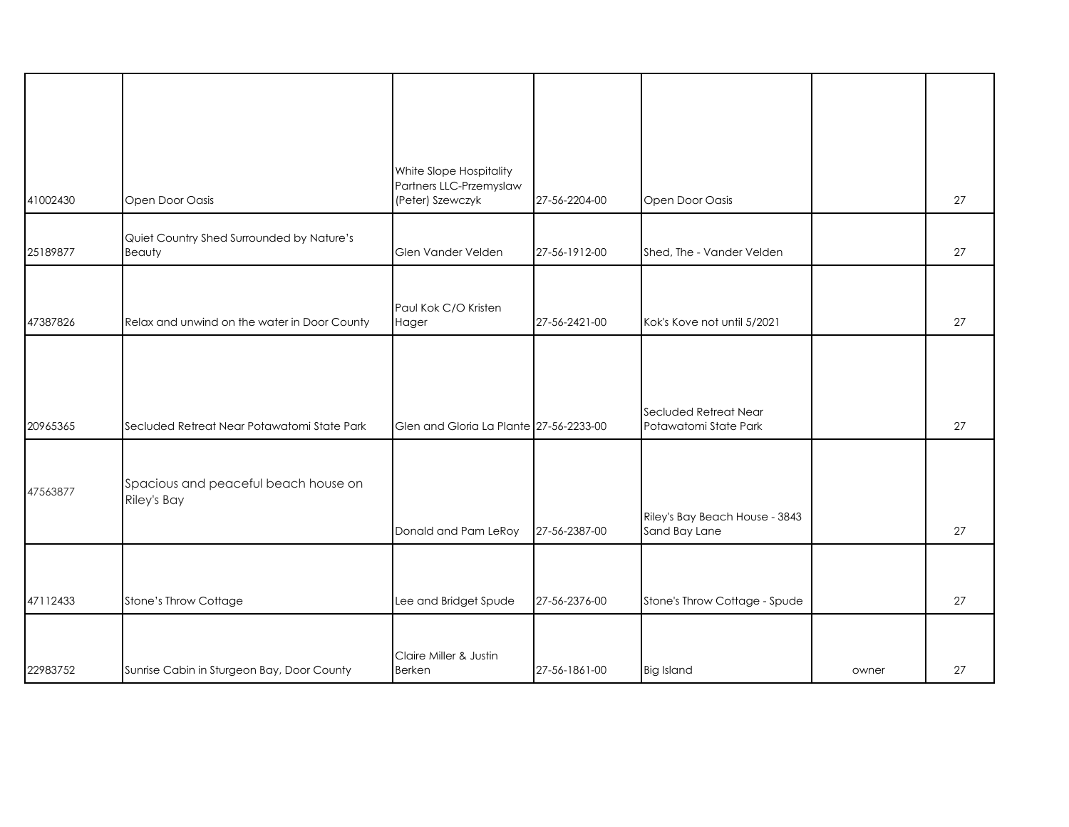| | | | | | | |
|---|---|---|---|---|---|---|
| 41002430 | Open Door Oasis | White Slope Hospitality Partners LLC-Przemyslaw (Peter) Szewczyk | 27-56-2204-00 | Open Door Oasis | | 27 |
| 25189877 | Quiet Country Shed Surrounded by Nature's Beauty | Glen Vander Velden | 27-56-1912-00 | Shed, The - Vander Velden | | 27 |
| 47387826 | Relax and unwind on the water in Door County | Paul Kok C/O Kristen Hager | 27-56-2421-00 | Kok's Kove not until 5/2021 | | 27 |
| 20965365 | Secluded Retreat Near Potawatomi State Park | Glen and Gloria La Plante | 27-56-2233-00 | Secluded Retreat Near Potawatomi State Park | | 27 |
| 47563877 | Spacious and peaceful beach house on Riley's Bay | Donald and Pam LeRoy | 27-56-2387-00 | Riley's Bay Beach House - 3843 Sand Bay Lane | | 27 |
| 47112433 | Stone's Throw Cottage | Lee and Bridget Spude | 27-56-2376-00 | Stone's Throw Cottage - Spude | | 27 |
| 22983752 | Sunrise Cabin in Sturgeon Bay, Door County | Claire Miller & Justin Berken | 27-56-1861-00 | Big Island | owner | 27 |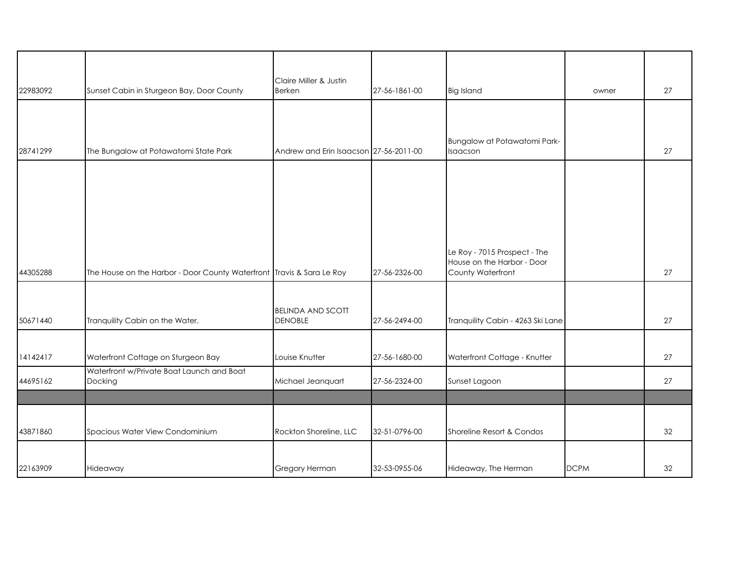| | | | | | | |
|---|---|---|---|---|---|---|
| 22983092 | Sunset Cabin in Sturgeon Bay, Door County | Claire Miller & Justin Berken | 27-56-1861-00 | Big Island | owner | 27 |
| 28741299 | The Bungalow at Potawatomi State Park | Andrew and Erin Isaacson | 27-56-2011-00 | Bungalow at Potawatomi Park-Isaacson | | 27 |
| 44305288 | The House on the Harbor - Door County Waterfront | Travis & Sara Le Roy | 27-56-2326-00 | Le Roy - 7015 Prospect - The House on the Harbor - Door County Waterfront | | 27 |
| 50671440 | Tranquility Cabin on the Water. | BELINDA AND SCOTT DENOBLE | 27-56-2494-00 | Tranquility Cabin - 4263 Ski Lane | | 27 |
| 14142417 | Waterfront Cottage on Sturgeon Bay | Louise Knutter | 27-56-1680-00 | Waterfront Cottage - Knutter | | 27 |
| 44695162 | Waterfront w/Private Boat Launch and Boat Docking | Michael Jeanquart | 27-56-2324-00 | Sunset Lagoon | | 27 |
| | | | | | | |
| 43871860 | Spacious Water View Condominium | Rockton Shoreline, LLC | 32-51-0796-00 | Shoreline Resort & Condos | | 32 |
| 22163909 | Hideaway | Gregory Herman | 32-53-0955-06 | Hideaway, The Herman | DCPM | 32 |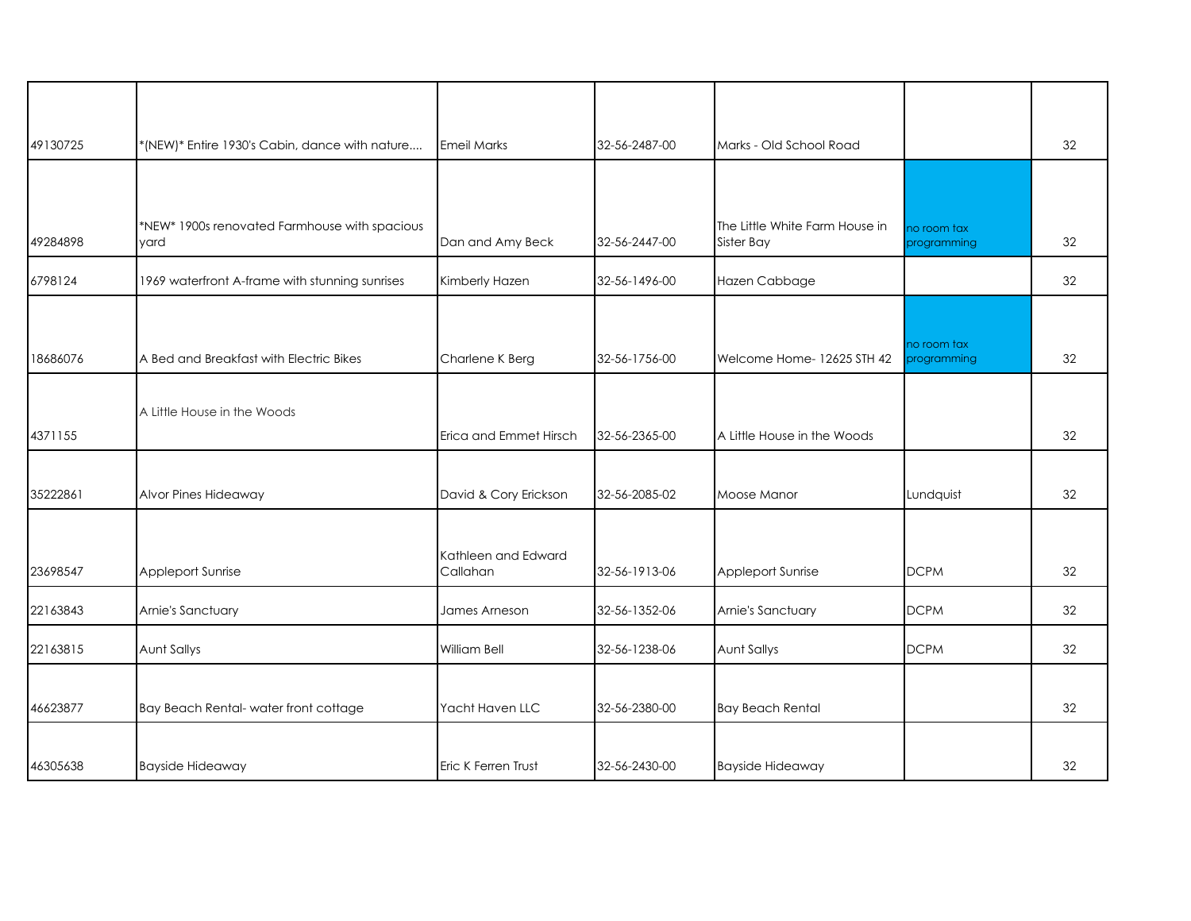| | | | | | | |
|---|---|---|---|---|---|---|
| 49130725 | *(NEW)* Entire 1930's Cabin, dance with nature.... | Emeil Marks | 32-56-2487-00 | Marks - Old School Road | | 32 |
| 49284898 | *NEW* 1900s renovated Farmhouse with spacious yard | Dan and Amy Beck | 32-56-2447-00 | The Little White Farm House in Sister Bay | no room tax programming | 32 |
| 6798124 | 1969 waterfront A-frame with stunning sunrises | Kimberly Hazen | 32-56-1496-00 | Hazen Cabbage | | 32 |
| 18686076 | A Bed and Breakfast with Electric Bikes | Charlene K Berg | 32-56-1756-00 | Welcome Home- 12625 STH 42 | no room tax programming | 32 |
| 4371155 | A Little House in the Woods | Erica and Emmet Hirsch | 32-56-2365-00 | A Little House in the Woods | | 32 |
| 35222861 | Alvor Pines Hideaway | David & Cory Erickson | 32-56-2085-02 | Moose Manor | Lundquist | 32 |
| 23698547 | Appleport Sunrise | Kathleen and Edward Callahan | 32-56-1913-06 | Appleport Sunrise | DCPM | 32 |
| 22163843 | Arnie's Sanctuary | James Arneson | 32-56-1352-06 | Arnie's Sanctuary | DCPM | 32 |
| 22163815 | Aunt Sallys | William Bell | 32-56-1238-06 | Aunt Sallys | DCPM | 32 |
| 46623877 | Bay Beach Rental- water front cottage | Yacht Haven LLC | 32-56-2380-00 | Bay Beach Rental | | 32 |
| 46305638 | Bayside Hideaway | Eric K Ferren Trust | 32-56-2430-00 | Bayside Hideaway | | 32 |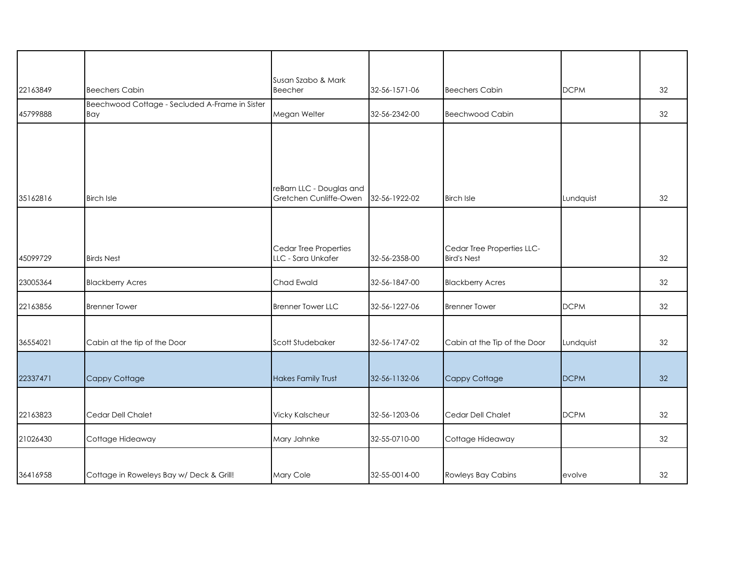| | | | | | | |
|---|---|---|---|---|---|---|
| 22163849 | Beechers Cabin | Susan Szabo & Mark Beecher | 32-56-1571-06 | Beechers Cabin | DCPM | 32 |
| 45799888 | Beechwood Cottage - Secluded A-Frame in Sister Bay | Megan Welter | 32-56-2342-00 | Beechwood Cabin | | 32 |
| 35162816 | Birch Isle | reBarn LLC - Douglas and Gretchen Cunliffe-Owen | 32-56-1922-02 | Birch Isle | Lundquist | 32 |
| 45099729 | Birds Nest | Cedar Tree Properties LLC - Sara Unkafer | 32-56-2358-00 | Cedar Tree Properties LLC-Bird's Nest | | 32 |
| 23005364 | Blackberry Acres | Chad Ewald | 32-56-1847-00 | Blackberry Acres | | 32 |
| 22163856 | Brenner Tower | Brenner Tower LLC | 32-56-1227-06 | Brenner Tower | DCPM | 32 |
| 36554021 | Cabin at the tip of the Door | Scott Studebaker | 32-56-1747-02 | Cabin at the Tip of the Door | Lundquist | 32 |
| 22337471 | Cappy Cottage | Hakes Family Trust | 32-56-1132-06 | Cappy Cottage | DCPM | 32 |
| 22163823 | Cedar Dell Chalet | Vicky Kalscheur | 32-56-1203-06 | Cedar Dell Chalet | DCPM | 32 |
| 21026430 | Cottage Hideaway | Mary Jahnke | 32-55-0710-00 | Cottage Hideaway | | 32 |
| 36416958 | Cottage in Roweleys Bay w/ Deck & Grill! | Mary Cole | 32-55-0014-00 | Rowleys Bay Cabins | evolve | 32 |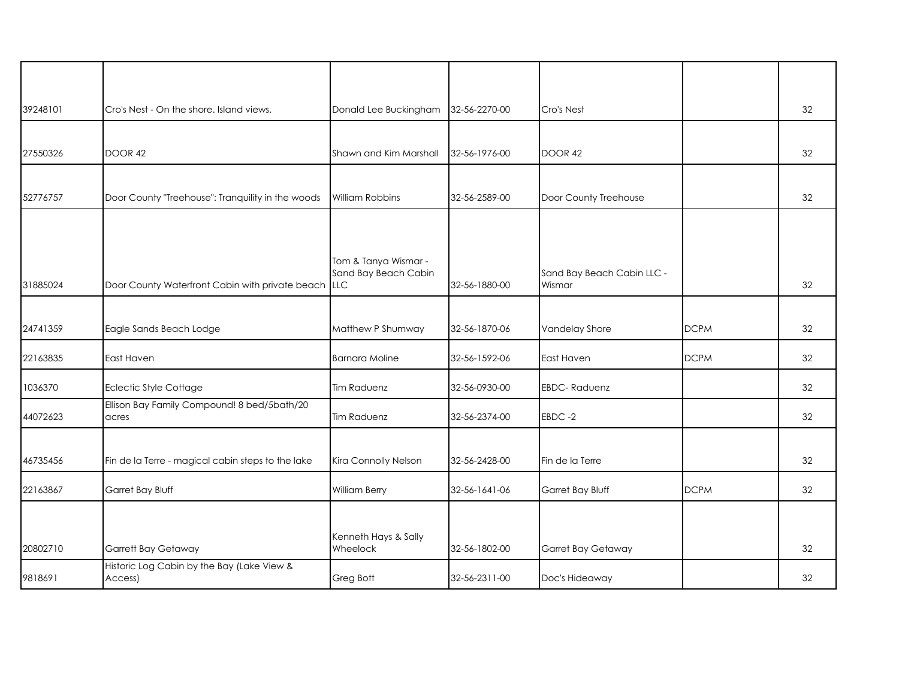| | | | | | | |
|---|---|---|---|---|---|---|
| 39248101 | Cro's Nest - On the shore. Island views. | Donald Lee Buckingham | 32-56-2270-00 | Cro's Nest | | 32 |
| 27550326 | DOOR 42 | Shawn and Kim Marshall | 32-56-1976-00 | DOOR 42 | | 32 |
| 52776757 | Door County "Treehouse": Tranquility in the woods | William Robbins | 32-56-2589-00 | Door County Treehouse | | 32 |
| 31885024 | Door County Waterfront Cabin with private beach | Tom & Tanya Wismar - Sand Bay Beach Cabin LLC | 32-56-1880-00 | Sand Bay Beach Cabin LLC - Wismar | | 32 |
| 24741359 | Eagle Sands Beach Lodge | Matthew P Shumway | 32-56-1870-06 | Vandelay Shore | DCPM | 32 |
| 22163835 | East Haven | Barnara Moline | 32-56-1592-06 | East Haven | DCPM | 32 |
| 1036370 | Eclectic Style Cottage | Tim Raduenz | 32-56-0930-00 | EBDC- Raduenz | | 32 |
| 44072623 | Ellison Bay Family Compound! 8 bed/5bath/20 acres | Tim Raduenz | 32-56-2374-00 | EBDC -2 | | 32 |
| 46735456 | Fin de la Terre - magical cabin steps to the lake | Kira Connolly Nelson | 32-56-2428-00 | Fin de la Terre | | 32 |
| 22163867 | Garret Bay Bluff | William Berry | 32-56-1641-06 | Garret Bay Bluff | DCPM | 32 |
| 20802710 | Garrett Bay Getaway | Kenneth Hays & Sally Wheelock | 32-56-1802-00 | Garret Bay Getaway | | 32 |
| 9818691 | Historic Log Cabin by the Bay (Lake View & Access) | Greg Bott | 32-56-2311-00 | Doc's Hideaway | | 32 |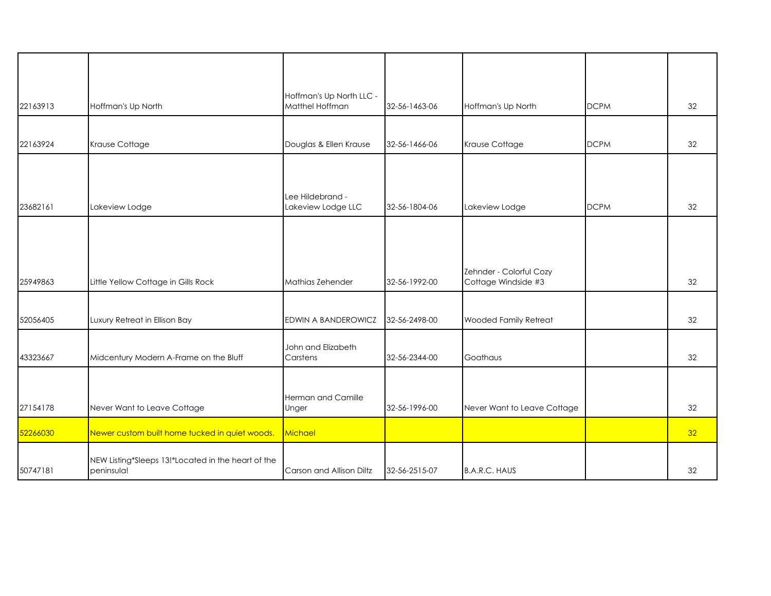| | | | | | | |
|---|---|---|---|---|---|---|
| 22163913 | Hoffman's Up North | Hoffman's Up North LLC - Matthel Hoffman | 32-56-1463-06 | Hoffman's Up North | DCPM | 32 |
| 22163924 | Krause Cottage | Douglas & Ellen Krause | 32-56-1466-06 | Krause Cottage | DCPM | 32 |
| 23682161 | Lakeview Lodge | Lee Hildebrand - Lakeview Lodge LLC | 32-56-1804-06 | Lakeview Lodge | DCPM | 32 |
| 25949863 | Little Yellow Cottage in Gills Rock | Mathias Zehender | 32-56-1992-00 | Zehnder - Colorful Cozy Cottage Windside #3 | | 32 |
| 52056405 | Luxury Retreat in Ellison Bay | EDWIN A BANDEROWICZ | 32-56-2498-00 | Wooded Family Retreat | | 32 |
| 43323667 | Midcentury Modern A-Frame on the Bluff | John and Elizabeth Carstens | 32-56-2344-00 | Goathaus | | 32 |
| 27154178 | Never Want to Leave Cottage | Herman and Camille Unger | 32-56-1996-00 | Never Want to Leave Cottage | | 32 |
| 52266030 | Newer custom built home tucked in quiet woods. | Michael | | | | 32 |
| 50747181 | NEW Listing*Sleeps 13!*Located in the heart of the peninsula! | Carson and Allison Diltz | 32-56-2515-07 | B.A.R.C. HAUS | | 32 |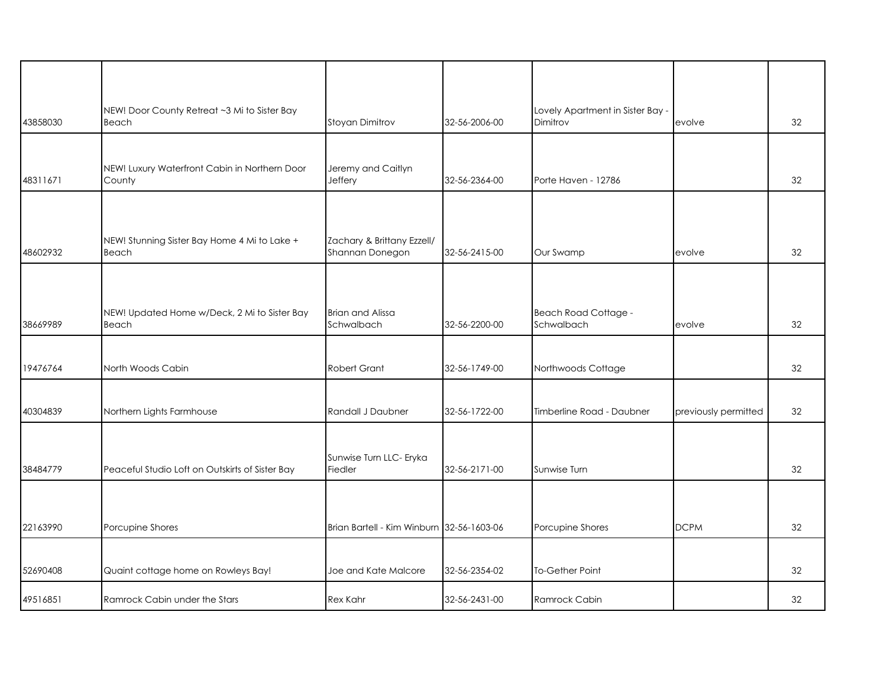| | | | | | | |
|---|---|---|---|---|---|---|
| 43858030 | NEW! Door County Retreat ~3 Mi to Sister Bay Beach | Stoyan Dimitrov | 32-56-2006-00 | Lovely Apartment in Sister Bay - Dimitrov | evolve | 32 |
| 48311671 | NEW! Luxury Waterfront Cabin in Northern Door County | Jeremy and Caitlyn Jeffery | 32-56-2364-00 | Porte Haven - 12786 | | 32 |
| 48602932 | NEW! Stunning Sister Bay Home 4 Mi to Lake + Beach | Zachary & Brittany Ezzell/ Shannan Donegon | 32-56-2415-00 | Our Swamp | evolve | 32 |
| 38669989 | NEW! Updated Home w/Deck, 2 Mi to Sister Bay Beach | Brian and Alissa Schwalbach | 32-56-2200-00 | Beach Road Cottage - Schwalbach | evolve | 32 |
| 19476764 | North Woods Cabin | Robert Grant | 32-56-1749-00 | Northwoods Cottage | | 32 |
| 40304839 | Northern Lights Farmhouse | Randall J Daubner | 32-56-1722-00 | Timberline Road - Daubner | previously permitted | 32 |
| 38484779 | Peaceful Studio Loft on Outskirts of Sister Bay | Sunwise Turn LLC- Eryka Fiedler | 32-56-2171-00 | Sunwise Turn | | 32 |
| 22163990 | Porcupine Shores | Brian Bartell - Kim Winburn | 32-56-1603-06 | Porcupine Shores | DCPM | 32 |
| 52690408 | Quaint cottage home on Rowleys Bay! | Joe and Kate Malcore | 32-56-2354-02 | To-Gether Point | | 32 |
| 49516851 | Ramrock Cabin under the Stars | Rex Kahr | 32-56-2431-00 | Ramrock Cabin | | 32 |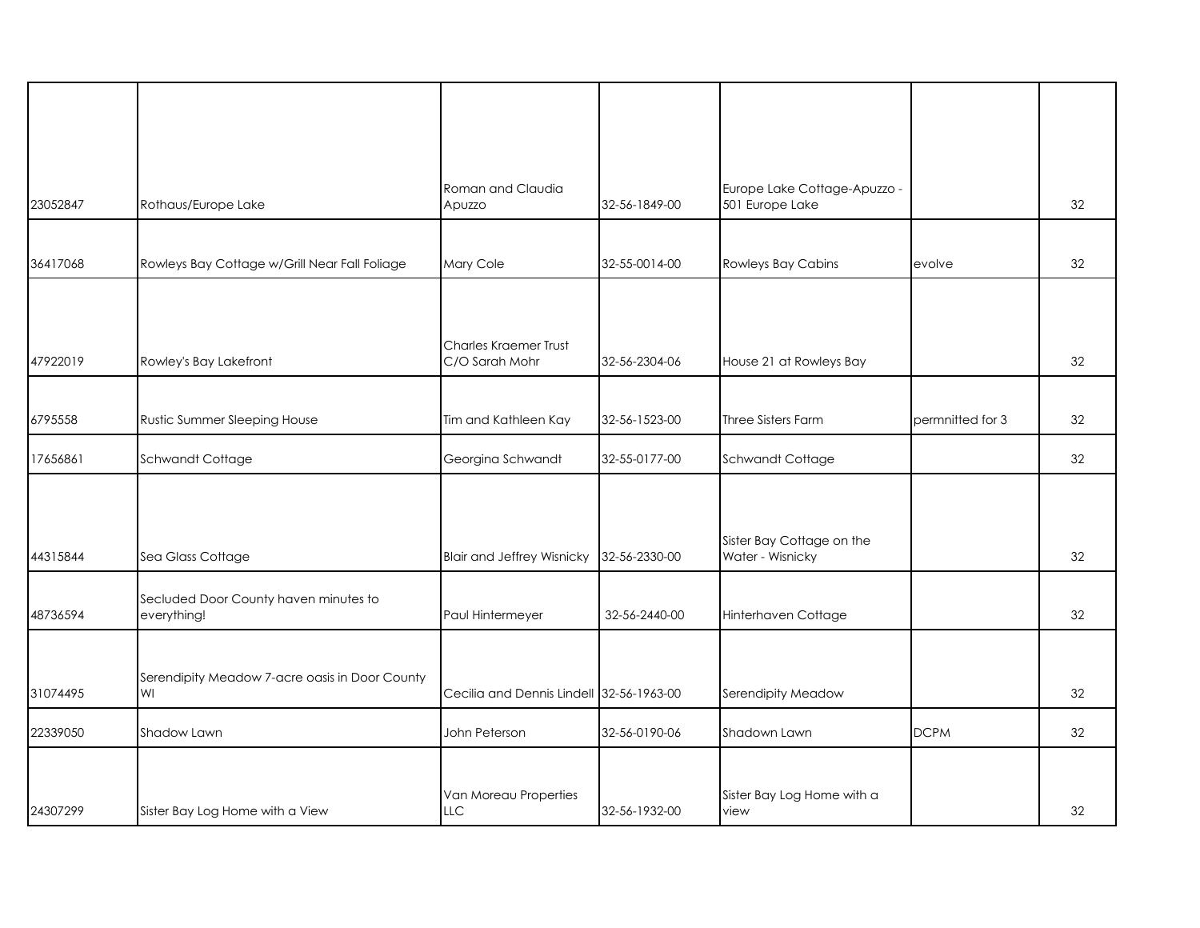| | | | | | | |
|---|---|---|---|---|---|---|
| 23052847 | Rothaus/Europe Lake | Roman and Claudia Apuzzo | 32-56-1849-00 | Europe Lake Cottage-Apuzzo - 501 Europe Lake | | 32 |
| 36417068 | Rowleys Bay Cottage w/Grill Near Fall Foliage | Mary Cole | 32-55-0014-00 | Rowleys Bay Cabins | evolve | 32 |
| 47922019 | Rowley's Bay Lakefront | Charles Kraemer Trust C/O Sarah Mohr | 32-56-2304-06 | House 21 at Rowleys Bay | | 32 |
| 6795558 | Rustic Summer Sleeping House | Tim and Kathleen Kay | 32-56-1523-00 | Three Sisters Farm | permnitted for 3 | 32 |
| 17656861 | Schwandt Cottage | Georgina Schwandt | 32-55-0177-00 | Schwandt Cottage | | 32 |
| 44315844 | Sea Glass Cottage | Blair and Jeffrey Wisnicky | 32-56-2330-00 | Sister Bay Cottage on the Water - Wisnicky | | 32 |
| 48736594 | Secluded Door County haven minutes to everything! | Paul Hintermeyer | 32-56-2440-00 | Hinterhaven Cottage | | 32 |
| 31074495 | Serendipity Meadow 7-acre oasis in Door County WI | Cecilia and Dennis Lindell | 32-56-1963-00 | Serendipity Meadow | | 32 |
| 22339050 | Shadow Lawn | John Peterson | 32-56-0190-06 | Shadown Lawn | DCPM | 32 |
| 24307299 | Sister Bay Log Home with a View | Van Moreau Properties LLC | 32-56-1932-00 | Sister Bay Log Home with a view | | 32 |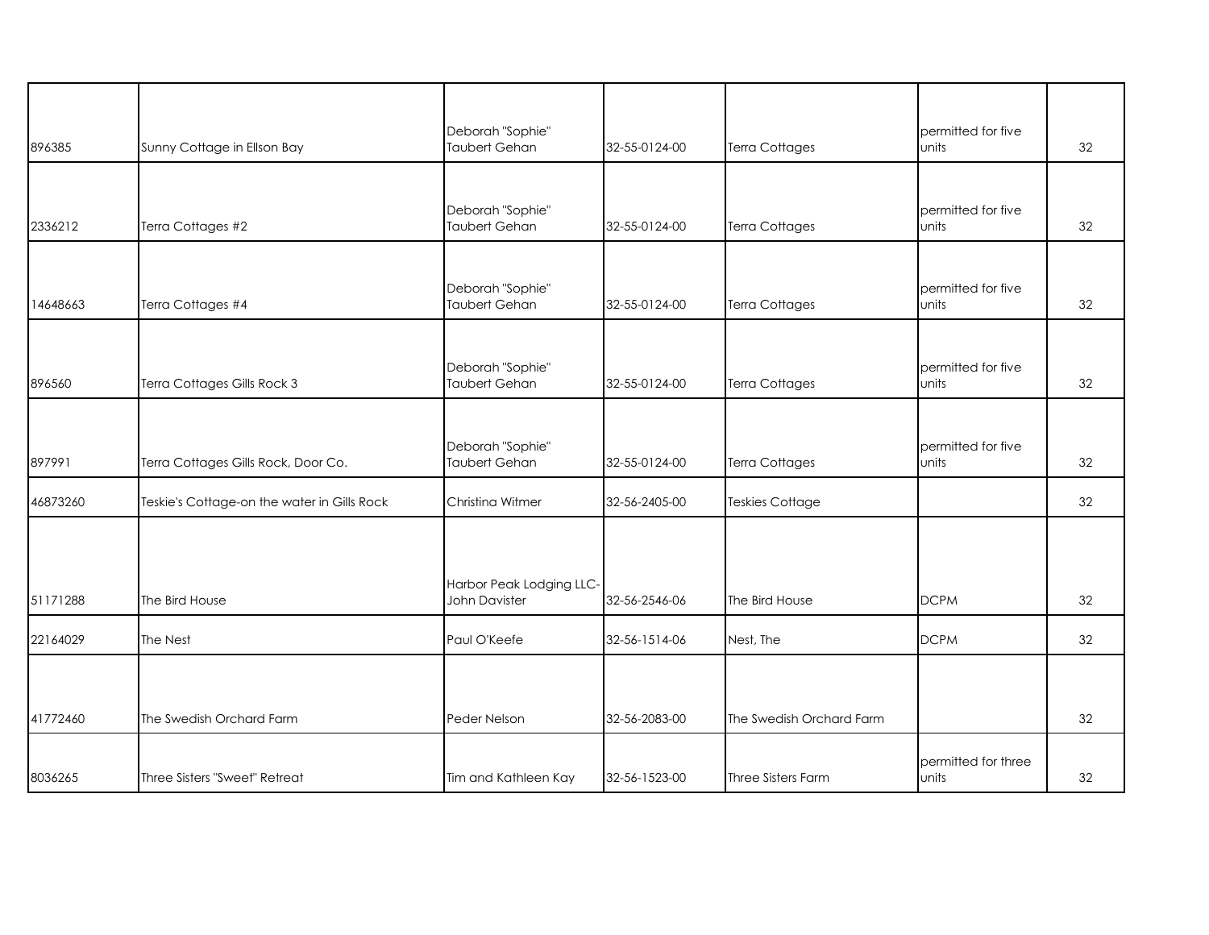| | | | | | | |
|---|---|---|---|---|---|---|
| 896385 | Sunny Cottage in Ellson Bay | Deborah "Sophie" Taubert Gehan | 32-55-0124-00 | Terra Cottages | permitted for five units | 32 |
| 2336212 | Terra Cottages #2 | Deborah "Sophie" Taubert Gehan | 32-55-0124-00 | Terra Cottages | permitted for five units | 32 |
| 14648663 | Terra Cottages #4 | Deborah "Sophie" Taubert Gehan | 32-55-0124-00 | Terra Cottages | permitted for five units | 32 |
| 896560 | Terra Cottages Gills Rock 3 | Deborah "Sophie" Taubert Gehan | 32-55-0124-00 | Terra Cottages | permitted for five units | 32 |
| 897991 | Terra Cottages Gills Rock, Door Co. | Deborah "Sophie" Taubert Gehan | 32-55-0124-00 | Terra Cottages | permitted for five units | 32 |
| 46873260 | Teskie's Cottage-on the water in Gills Rock | Christina Witmer | 32-56-2405-00 | Teskies Cottage | | 32 |
| 51171288 | The Bird House | Harbor Peak Lodging LLC-John Davister | 32-56-2546-06 | The Bird House | DCPM | 32 |
| 22164029 | The Nest | Paul O'Keefe | 32-56-1514-06 | Nest, The | DCPM | 32 |
| 41772460 | The Swedish Orchard Farm | Peder Nelson | 32-56-2083-00 | The Swedish Orchard Farm | | 32 |
| 8036265 | Three Sisters "Sweet" Retreat | Tim and Kathleen Kay | 32-56-1523-00 | Three Sisters Farm | permitted for three units | 32 |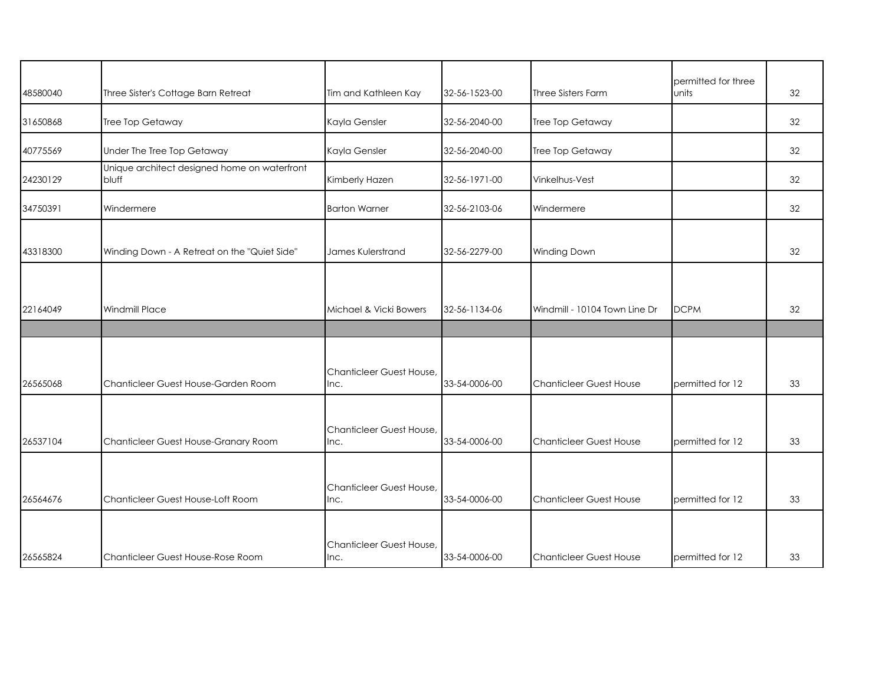| | | | | | | |
|---|---|---|---|---|---|---|
| 48580040 | Three Sister's Cottage Barn Retreat | Tim and Kathleen Kay | 32-56-1523-00 | Three Sisters Farm | permitted for three units | 32 |
| 31650868 | Tree Top Getaway | Kayla Gensler | 32-56-2040-00 | Tree Top Getaway | | 32 |
| 40775569 | Under The Tree Top Getaway | Kayla Gensler | 32-56-2040-00 | Tree Top Getaway | | 32 |
| 24230129 | Unique architect designed home on waterfront bluff | Kimberly Hazen | 32-56-1971-00 | Vinkelhus-Vest | | 32 |
| 34750391 | Windermere | Barton Warner | 32-56-2103-06 | Windermere | | 32 |
| 43318300 | Winding Down - A Retreat on the "Quiet Side" | James Kulerstrand | 32-56-2279-00 | Winding Down | | 32 |
| 22164049 | Windmill Place | Michael & Vicki Bowers | 32-56-1134-06 | Windmill - 10104 Town Line Dr | DCPM | 32 |
| | | | | | | |
| 26565068 | Chanticleer Guest House-Garden Room | Chanticleer Guest House, Inc. | 33-54-0006-00 | Chanticleer Guest House | permitted for 12 | 33 |
| 26537104 | Chanticleer Guest House-Granary Room | Chanticleer Guest House, Inc. | 33-54-0006-00 | Chanticleer Guest House | permitted for 12 | 33 |
| 26564676 | Chanticleer Guest House-Loft Room | Chanticleer Guest House, Inc. | 33-54-0006-00 | Chanticleer Guest House | permitted for 12 | 33 |
| 26565824 | Chanticleer Guest House-Rose Room | Chanticleer Guest House, Inc. | 33-54-0006-00 | Chanticleer Guest House | permitted for 12 | 33 |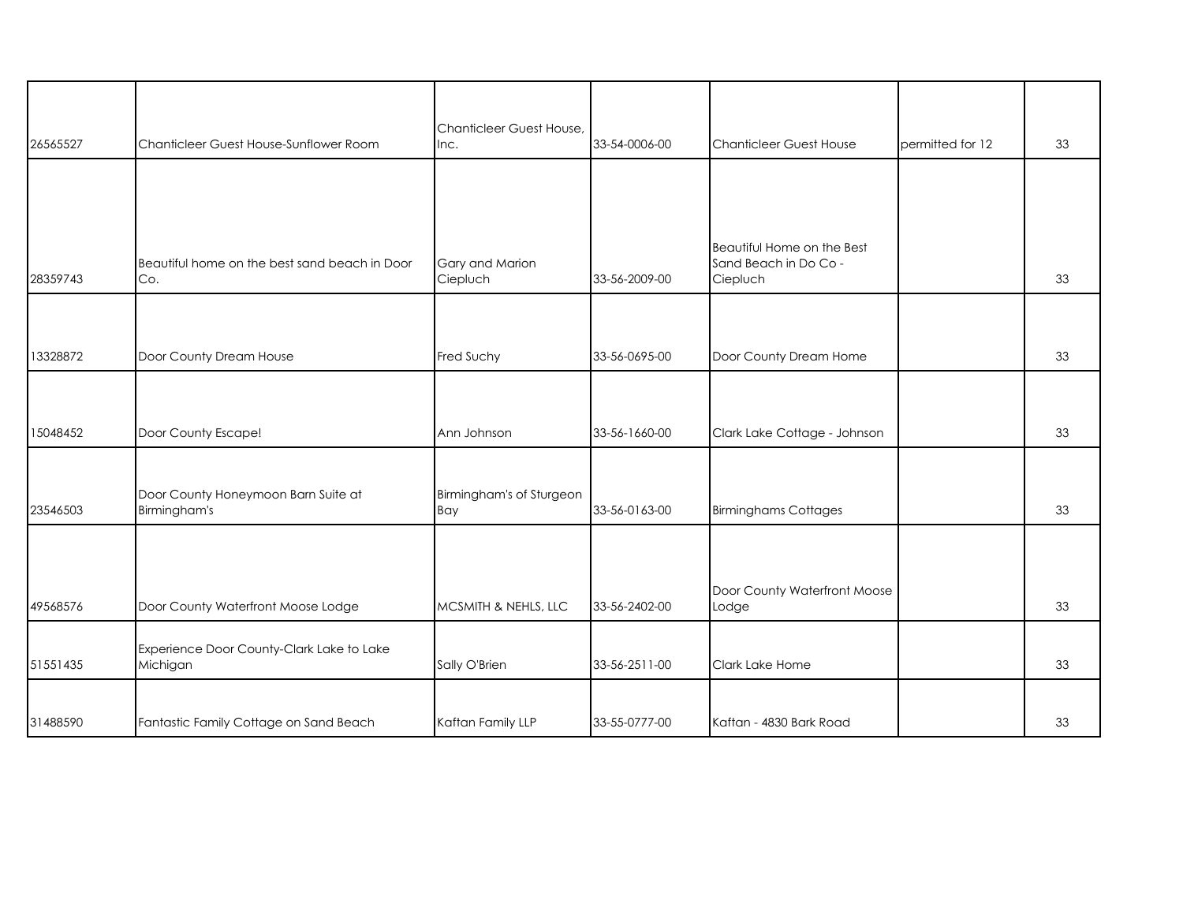| | | | | | | |
|---|---|---|---|---|---|---|
| 26565527 | Chanticleer Guest House-Sunflower Room | Chanticleer Guest House, Inc. | 33-54-0006-00 | Chanticleer Guest House | permitted for 12 | 33 |
| 28359743 | Beautiful home on the best sand beach in Door Co. | Gary and Marion Ciepluch | 33-56-2009-00 | Beautiful Home on the Best Sand Beach in Do Co - Ciepluch | | 33 |
| 13328872 | Door County Dream House | Fred Suchy | 33-56-0695-00 | Door County Dream Home | | 33 |
| 15048452 | Door County Escape! | Ann Johnson | 33-56-1660-00 | Clark Lake Cottage - Johnson | | 33 |
| 23546503 | Door County Honeymoon Barn Suite at Birmingham's | Birmingham's of Sturgeon Bay | 33-56-0163-00 | Birminghams Cottages | | 33 |
| 49568576 | Door County Waterfront Moose Lodge | MCSMITH & NEHLS, LLC | 33-56-2402-00 | Door County Waterfront Moose Lodge | | 33 |
| 51551435 | Experience Door County-Clark Lake to Lake Michigan | Sally O'Brien | 33-56-2511-00 | Clark Lake Home | | 33 |
| 31488590 | Fantastic Family Cottage on Sand Beach | Kaftan Family LLP | 33-55-0777-00 | Kaftan - 4830 Bark Road | | 33 |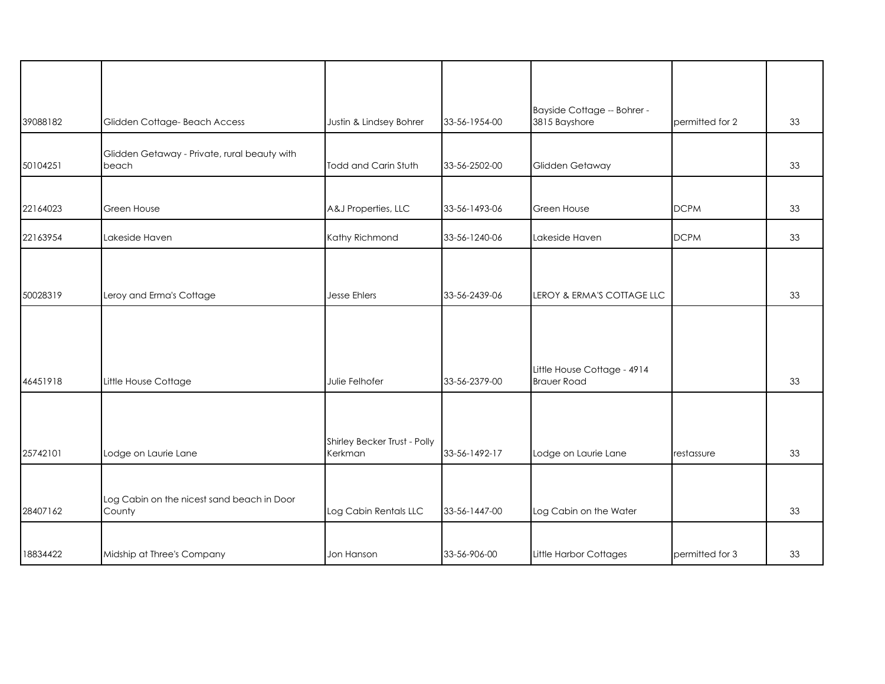| | | | | | | |
|---|---|---|---|---|---|---|
| 39088182 | Glidden Cottage- Beach Access | Justin & Lindsey Bohrer | 33-56-1954-00 | Bayside Cottage -- Bohrer - 3815 Bayshore | permitted for 2 | 33 |
| 50104251 | Glidden Getaway - Private, rural beauty with beach | Todd and Carin Stuth | 33-56-2502-00 | Glidden Getaway | | 33 |
| 22164023 | Green House | A&J Properties, LLC | 33-56-1493-06 | Green House | DCPM | 33 |
| 22163954 | Lakeside Haven | Kathy Richmond | 33-56-1240-06 | Lakeside Haven | DCPM | 33 |
| 50028319 | Leroy and Erma's Cottage | Jesse Ehlers | 33-56-2439-06 | LEROY & ERMA'S COTTAGE LLC | | 33 |
| 46451918 | Little House Cottage | Julie Felhofer | 33-56-2379-00 | Little House Cottage - 4914 Brauer Road | | 33 |
| 25742101 | Lodge on Laurie Lane | Shirley Becker Trust - Polly Kerkman | 33-56-1492-17 | Lodge on Laurie Lane | restassure | 33 |
| 28407162 | Log Cabin on the nicest sand beach in Door County | Log Cabin Rentals LLC | 33-56-1447-00 | Log Cabin on the Water | | 33 |
| 18834422 | Midship at Three's Company | Jon Hanson | 33-56-906-00 | Little Harbor Cottages | permitted for 3 | 33 |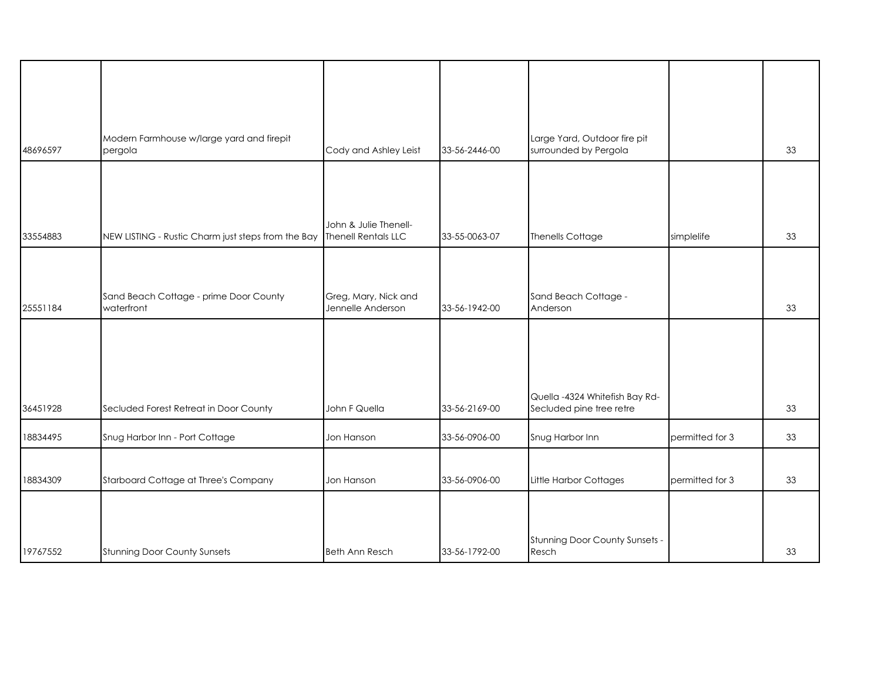| | | | | | | |
|---|---|---|---|---|---|---|
| 48696597 | Modern Farmhouse w/large yard and firepit pergola | Cody and Ashley Leist | 33-56-2446-00 | Large Yard, Outdoor fire pit surrounded by Pergola | | 33 |
| 33554883 | NEW LISTING - Rustic Charm just steps from the Bay | John & Julie Thenell-Thenell Rentals LLC | 33-55-0063-07 | Thenells Cottage | simplelife | 33 |
| 25551184 | Sand Beach Cottage - prime Door County waterfront | Greg, Mary, Nick and Jennelle Anderson | 33-56-1942-00 | Sand Beach Cottage - Anderson | | 33 |
| 36451928 | Secluded Forest Retreat in Door County | John F Quella | 33-56-2169-00 | Quella -4324 Whitefish Bay Rd-Secluded pine tree retre | | 33 |
| 18834495 | Snug Harbor Inn - Port Cottage | Jon Hanson | 33-56-0906-00 | Snug Harbor Inn | permitted for 3 | 33 |
| 18834309 | Starboard Cottage at Three's Company | Jon Hanson | 33-56-0906-00 | Little Harbor Cottages | permitted for 3 | 33 |
| 19767552 | Stunning Door County Sunsets | Beth Ann Resch | 33-56-1792-00 | Stunning Door County Sunsets - Resch | | 33 |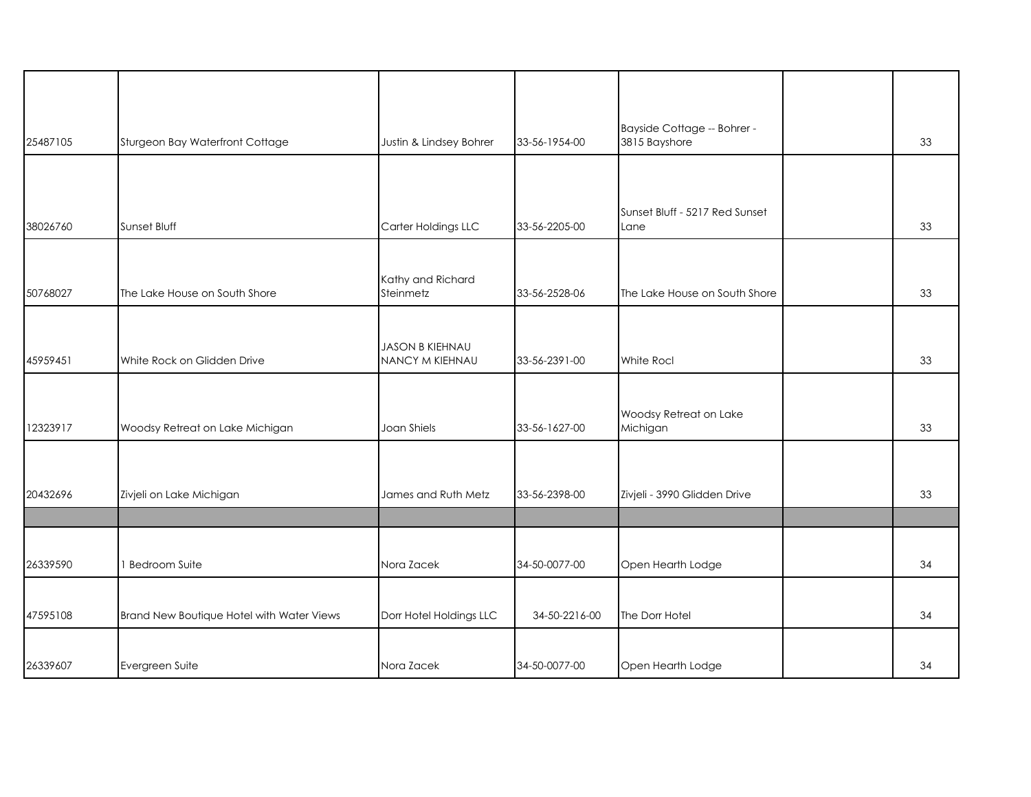| | | | | | | |
|---|---|---|---|---|---|---|
| 25487105 | Sturgeon Bay Waterfront Cottage | Justin & Lindsey Bohrer | 33-56-1954-00 | Bayside Cottage -- Bohrer - 3815 Bayshore | | 33 |
| 38026760 | Sunset Bluff | Carter Holdings LLC | 33-56-2205-00 | Sunset Bluff - 5217 Red Sunset Lane | | 33 |
| 50768027 | The Lake House on South Shore | Kathy and Richard Steinmetz | 33-56-2528-06 | The Lake House on South Shore | | 33 |
| 45959451 | White Rock on Glidden Drive | JASON B KIEHNAU NANCY M KIEHNAU | 33-56-2391-00 | White Rocl | | 33 |
| 12323917 | Woodsy Retreat on Lake Michigan | Joan Shiels | 33-56-1627-00 | Woodsy Retreat on Lake Michigan | | 33 |
| 20432696 | Zivjeli on Lake Michigan | James and Ruth Metz | 33-56-2398-00 | Zivjeli - 3990 Glidden Drive | | 33 |
| | | | | | | |
| 26339590 | 1 Bedroom Suite | Nora Zacek | 34-50-0077-00 | Open Hearth Lodge | | 34 |
| 47595108 | Brand New Boutique Hotel with Water Views | Dorr Hotel Holdings LLC | 34-50-2216-00 | The Dorr Hotel | | 34 |
| 26339607 | Evergreen Suite | Nora Zacek | 34-50-0077-00 | Open Hearth Lodge | | 34 |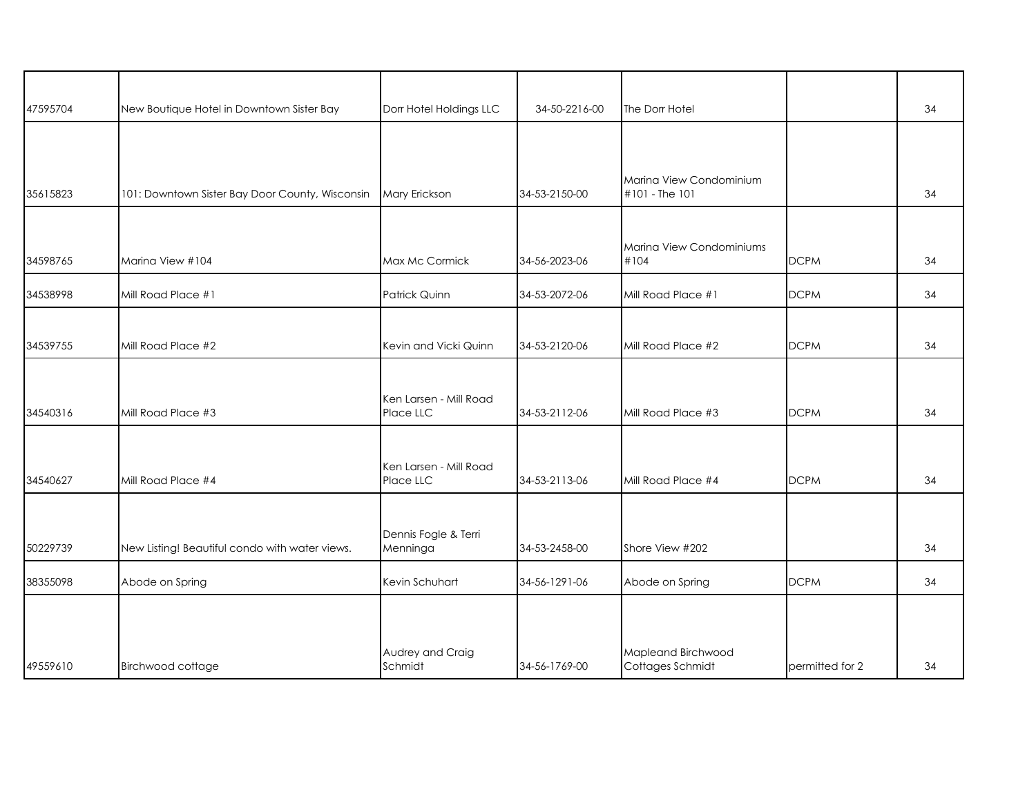| | | | | | | |
|---|---|---|---|---|---|---|
| 47595704 | New Boutique Hotel in Downtown Sister Bay | Dorr Hotel Holdings LLC | 34-50-2216-00 | The Dorr Hotel | | 34 |
| 35615823 | 101: Downtown Sister Bay Door County, Wisconsin | Mary Erickson | 34-53-2150-00 | Marina View Condominium #101 - The 101 | | 34 |
| 34598765 | Marina View #104 | Max Mc Cormick | 34-56-2023-06 | Marina View Condominiums #104 | DCPM | 34 |
| 34538998 | Mill Road Place #1 | Patrick Quinn | 34-53-2072-06 | Mill Road Place #1 | DCPM | 34 |
| 34539755 | Mill Road Place #2 | Kevin and Vicki Quinn | 34-53-2120-06 | Mill Road Place #2 | DCPM | 34 |
| 34540316 | Mill Road Place #3 | Ken Larsen - Mill Road Place LLC | 34-53-2112-06 | Mill Road Place #3 | DCPM | 34 |
| 34540627 | Mill Road Place #4 | Ken Larsen - Mill Road Place LLC | 34-53-2113-06 | Mill Road Place #4 | DCPM | 34 |
| 50229739 | New Listing! Beautiful condo with water views. | Dennis Fogle & Terri Menninga | 34-53-2458-00 | Shore View #202 | | 34 |
| 38355098 | Abode on Spring | Kevin Schuhart | 34-56-1291-06 | Abode on Spring | DCPM | 34 |
| 49559610 | Birchwood cottage | Audrey and Craig Schmidt | 34-56-1769-00 | Mapleand Birchwood Cottages Schmidt | permitted for 2 | 34 |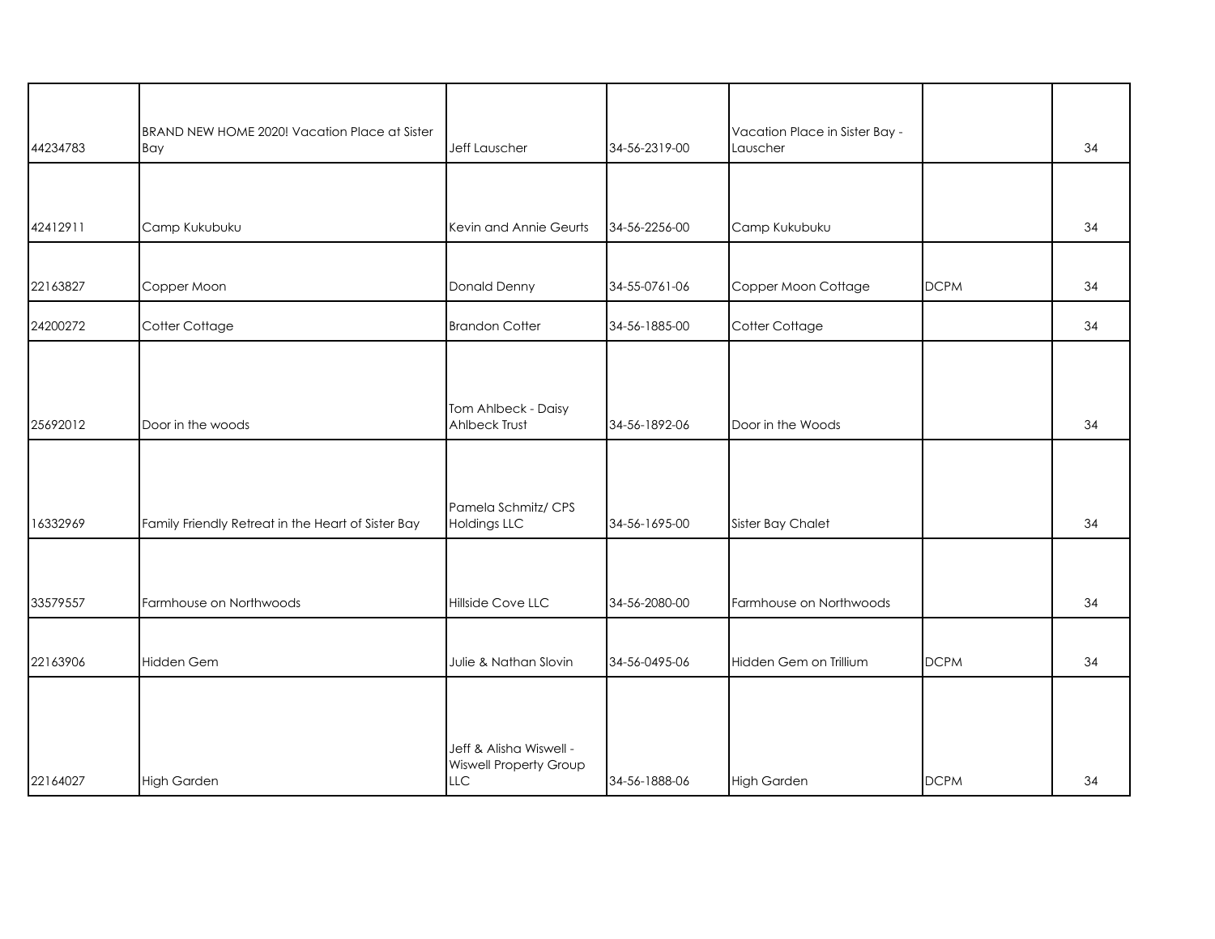| | | | | | | |
|---|---|---|---|---|---|---|
| 44234783 | BRAND NEW HOME 2020! Vacation Place at Sister Bay | Jeff Lauscher | 34-56-2319-00 | Vacation Place in Sister Bay - Lauscher | | 34 |
| 42412911 | Camp Kukubuku | Kevin and Annie Geurts | 34-56-2256-00 | Camp Kukubuku | | 34 |
| 22163827 | Copper Moon | Donald Denny | 34-55-0761-06 | Copper Moon Cottage | DCPM | 34 |
| 24200272 | Cotter Cottage | Brandon Cotter | 34-56-1885-00 | Cotter Cottage | | 34 |
| 25692012 | Door in the woods | Tom Ahlbeck - Daisy Ahlbeck Trust | 34-56-1892-06 | Door in the Woods | | 34 |
| 16332969 | Family Friendly Retreat in the Heart of Sister Bay | Pamela Schmitz/ CPS Holdings LLC | 34-56-1695-00 | Sister Bay Chalet | | 34 |
| 33579557 | Farmhouse on Northwoods | Hillside Cove LLC | 34-56-2080-00 | Farmhouse on Northwoods | | 34 |
| 22163906 | Hidden Gem | Julie & Nathan Slovin | 34-56-0495-06 | Hidden Gem on Trillium | DCPM | 34 |
| 22164027 | High Garden | Jeff & Alisha Wiswell - Wiswell Property Group LLC | 34-56-1888-06 | High Garden | DCPM | 34 |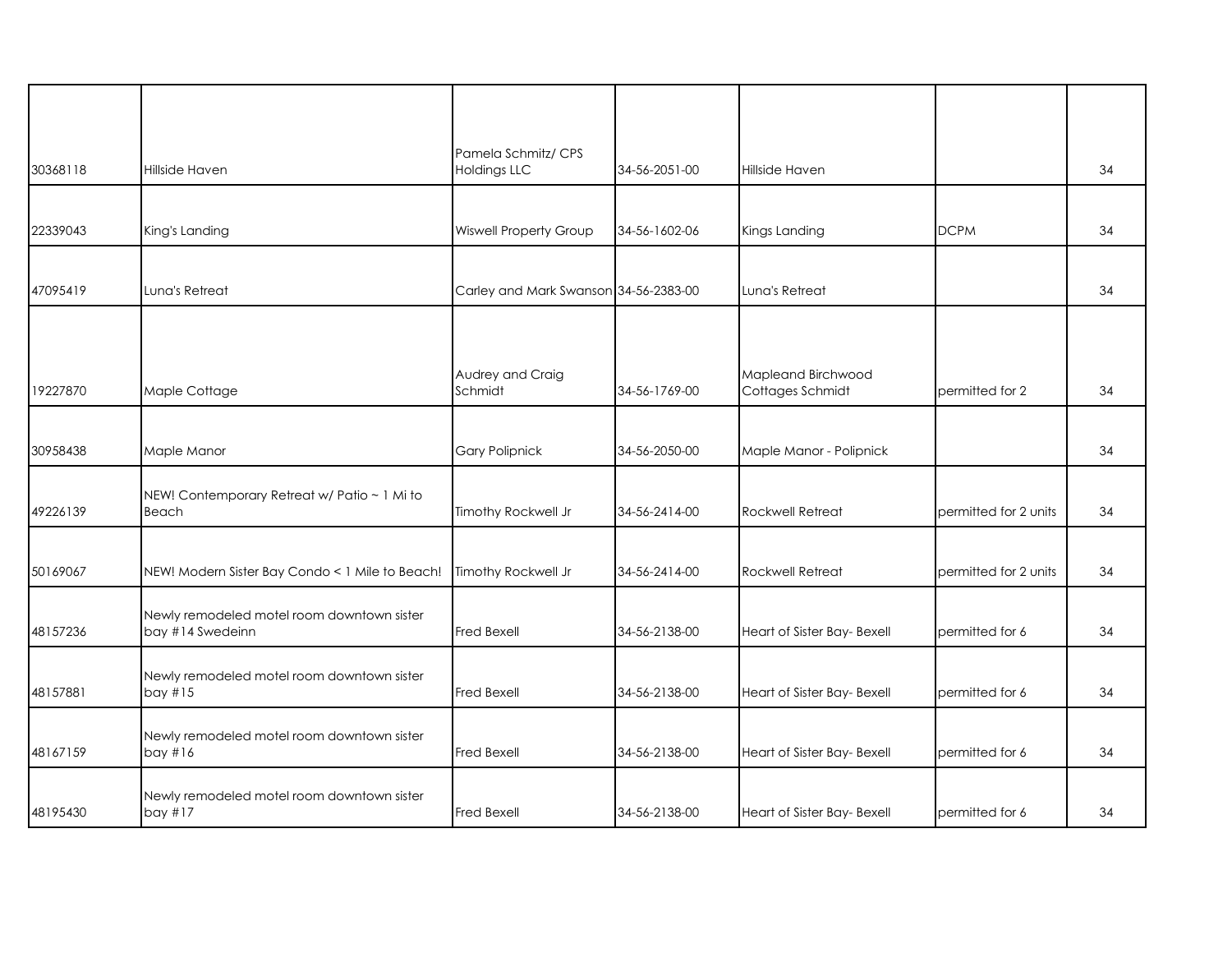| | | | | | | |
|---|---|---|---|---|---|---|
| 30368118 | Hillside Haven | Pamela Schmitz/ CPS Holdings LLC | 34-56-2051-00 | Hillside Haven | | 34 |
| 22339043 | King's Landing | Wiswell Property Group | 34-56-1602-06 | Kings Landing | DCPM | 34 |
| 47095419 | Luna's Retreat | Carley and Mark Swanson | 34-56-2383-00 | Luna's Retreat | | 34 |
| 19227870 | Maple Cottage | Audrey and Craig Schmidt | 34-56-1769-00 | Mapleand Birchwood Cottages Schmidt | permitted for 2 | 34 |
| 30958438 | Maple Manor | Gary Polipnick | 34-56-2050-00 | Maple Manor - Polipnick | | 34 |
| 49226139 | NEW! Contemporary Retreat w/ Patio ~ 1 Mi to Beach | Timothy Rockwell Jr | 34-56-2414-00 | Rockwell Retreat | permitted for 2 units | 34 |
| 50169067 | NEW! Modern Sister Bay Condo < 1 Mile to Beach! | Timothy Rockwell Jr | 34-56-2414-00 | Rockwell Retreat | permitted for 2 units | 34 |
| 48157236 | Newly remodeled motel room downtown sister bay #14 Swedeinn | Fred Bexell | 34-56-2138-00 | Heart of Sister Bay- Bexell | permitted for 6 | 34 |
| 48157881 | Newly remodeled motel room downtown sister bay #15 | Fred Bexell | 34-56-2138-00 | Heart of Sister Bay- Bexell | permitted for 6 | 34 |
| 48167159 | Newly remodeled motel room downtown sister bay #16 | Fred Bexell | 34-56-2138-00 | Heart of Sister Bay- Bexell | permitted for 6 | 34 |
| 48195430 | Newly remodeled motel room downtown sister bay #17 | Fred Bexell | 34-56-2138-00 | Heart of Sister Bay- Bexell | permitted for 6 | 34 |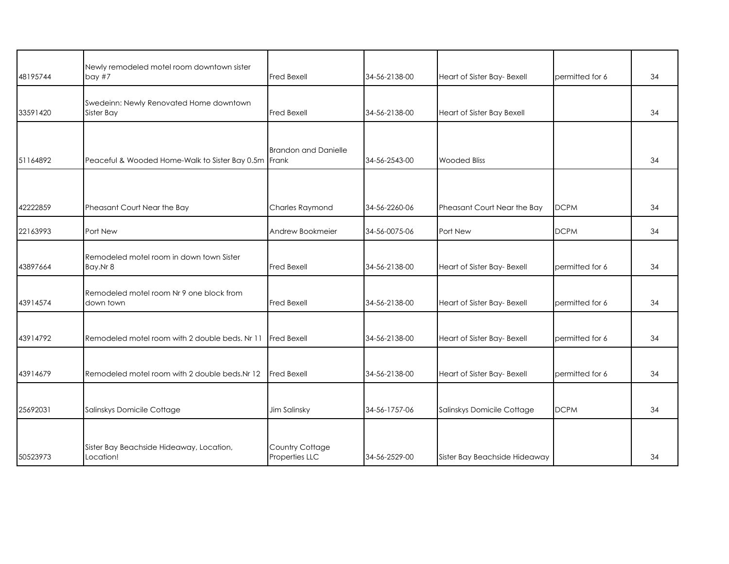| | | | | | | |
|---|---|---|---|---|---|---|
| 48195744 | Newly remodeled motel room downtown sister bay #7 | Fred Bexell | 34-56-2138-00 | Heart of Sister Bay- Bexell | permitted for 6 | 34 |
| 33591420 | Swedeinn: Newly Renovated Home downtown Sister Bay | Fred Bexell | 34-56-2138-00 | Heart of Sister Bay Bexell | | 34 |
| 51164892 | Peaceful & Wooded Home-Walk to Sister Bay 0.5m | Brandon and Danielle Frank | 34-56-2543-00 | Wooded Bliss | | 34 |
| 42222859 | Pheasant Court Near the Bay | Charles Raymond | 34-56-2260-06 | Pheasant Court Near the Bay | DCPM | 34 |
| 22163993 | Port New | Andrew Bookmeier | 34-56-0075-06 | Port New | DCPM | 34 |
| 43897664 | Remodeled motel room in down town Sister Bay.Nr 8 | Fred Bexell | 34-56-2138-00 | Heart of Sister Bay- Bexell | permitted for 6 | 34 |
| 43914574 | Remodeled motel room Nr 9 one block from down town | Fred Bexell | 34-56-2138-00 | Heart of Sister Bay- Bexell | permitted for 6 | 34 |
| 43914792 | Remodeled motel room with 2 double beds. Nr 11 | Fred Bexell | 34-56-2138-00 | Heart of Sister Bay- Bexell | permitted for 6 | 34 |
| 43914679 | Remodeled motel room with 2 double beds.Nr 12 | Fred Bexell | 34-56-2138-00 | Heart of Sister Bay- Bexell | permitted for 6 | 34 |
| 25692031 | Salinskys Domicile Cottage | Jim Salinsky | 34-56-1757-06 | Salinskys Domicile Cottage | DCPM | 34 |
| 50523973 | Sister Bay Beachside Hideaway, Location, Location! | Country Cottage Properties LLC | 34-56-2529-00 | Sister Bay Beachside Hideaway | | 34 |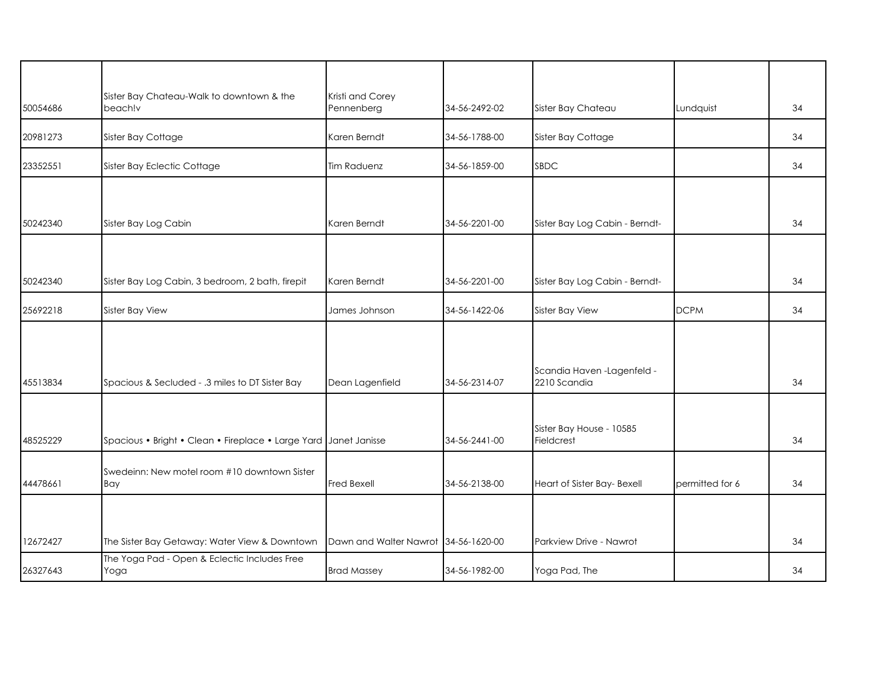|  |  |  |  |  |  |  |
|---|---|---|---|---|---|---|
| 50054686 | Sister Bay Chateau-Walk to downtown & the beach!v | Kristi and Corey Pennenberg | 34-56-2492-02 | Sister Bay Chateau | Lundquist | 34 |
| 20981273 | Sister Bay Cottage | Karen Berndt | 34-56-1788-00 | Sister Bay Cottage |  | 34 |
| 23352551 | Sister Bay Eclectic Cottage | Tim Raduenz | 34-56-1859-00 | SBDC |  | 34 |
| 50242340 | Sister Bay Log Cabin | Karen Berndt | 34-56-2201-00 | Sister Bay Log Cabin - Berndt- |  | 34 |
| 50242340 | Sister Bay Log Cabin, 3 bedroom, 2 bath, firepit | Karen Berndt | 34-56-2201-00 | Sister Bay Log Cabin - Berndt- |  | 34 |
| 25692218 | Sister Bay View | James Johnson | 34-56-1422-06 | Sister Bay View | DCPM | 34 |
| 45513834 | Spacious & Secluded - .3 miles to DT Sister Bay | Dean Lagenfield | 34-56-2314-07 | Scandia Haven -Lagenfeld - 2210 Scandia |  | 34 |
| 48525229 | Spacious • Bright • Clean • Fireplace • Large Yard | Janet Janisse | 34-56-2441-00 | Sister Bay House - 10585 Fieldcrest |  | 34 |
| 44478661 | Swedeinn: New motel room #10 downtown Sister Bay | Fred Bexell | 34-56-2138-00 | Heart of Sister Bay- Bexell | permitted for 6 | 34 |
| 12672427 | The Sister Bay Getaway: Water View & Downtown | Dawn and Walter Nawrot | 34-56-1620-00 | Parkview Drive - Nawrot |  | 34 |
| 26327643 | The Yoga Pad - Open & Eclectic Includes Free Yoga | Brad Massey | 34-56-1982-00 | Yoga Pad, The |  | 34 |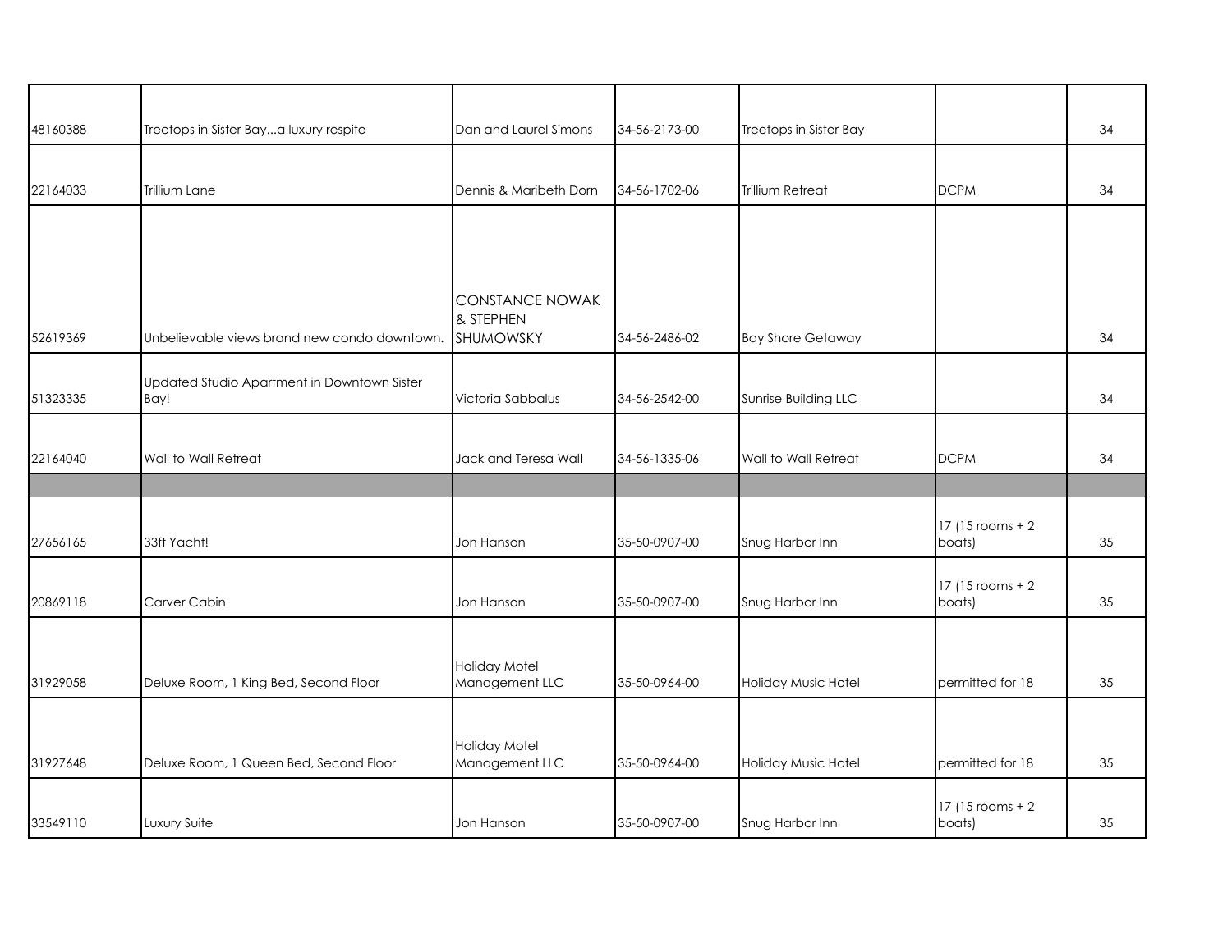| | | | | | | |
|---|---|---|---|---|---|---|
| 48160388 | Treetops in Sister Bay...a luxury respite | Dan and Laurel Simons | 34-56-2173-00 | Treetops in Sister Bay | | 34 |
| 22164033 | Trillium Lane | Dennis & Maribeth Dorn | 34-56-1702-06 | Trillium Retreat | DCPM | 34 |
| 52619369 | Unbelievable views brand new condo downtown. | CONSTANCE NOWAK & STEPHEN SHUMOWSKY | 34-56-2486-02 | Bay Shore Getaway | | 34 |
| 51323335 | Updated Studio Apartment in Downtown Sister Bay! | Victoria Sabbalus | 34-56-2542-00 | Sunrise Building LLC | | 34 |
| 22164040 | Wall to Wall Retreat | Jack and Teresa Wall | 34-56-1335-06 | Wall to Wall Retreat | DCPM | 34 |
| | | | | | | |
| 27656165 | 33ft Yacht! | Jon Hanson | 35-50-0907-00 | Snug Harbor Inn | 17 (15 rooms + 2 boats) | 35 |
| 20869118 | Carver Cabin | Jon Hanson | 35-50-0907-00 | Snug Harbor Inn | 17 (15 rooms + 2 boats) | 35 |
| 31929058 | Deluxe Room, 1 King Bed, Second Floor | Holiday Motel Management LLC | 35-50-0964-00 | Holiday Music Hotel | permitted for 18 | 35 |
| 31927648 | Deluxe Room, 1 Queen Bed, Second Floor | Holiday Motel Management LLC | 35-50-0964-00 | Holiday Music Hotel | permitted for 18 | 35 |
| 33549110 | Luxury Suite | Jon Hanson | 35-50-0907-00 | Snug Harbor Inn | 17 (15 rooms + 2 boats) | 35 |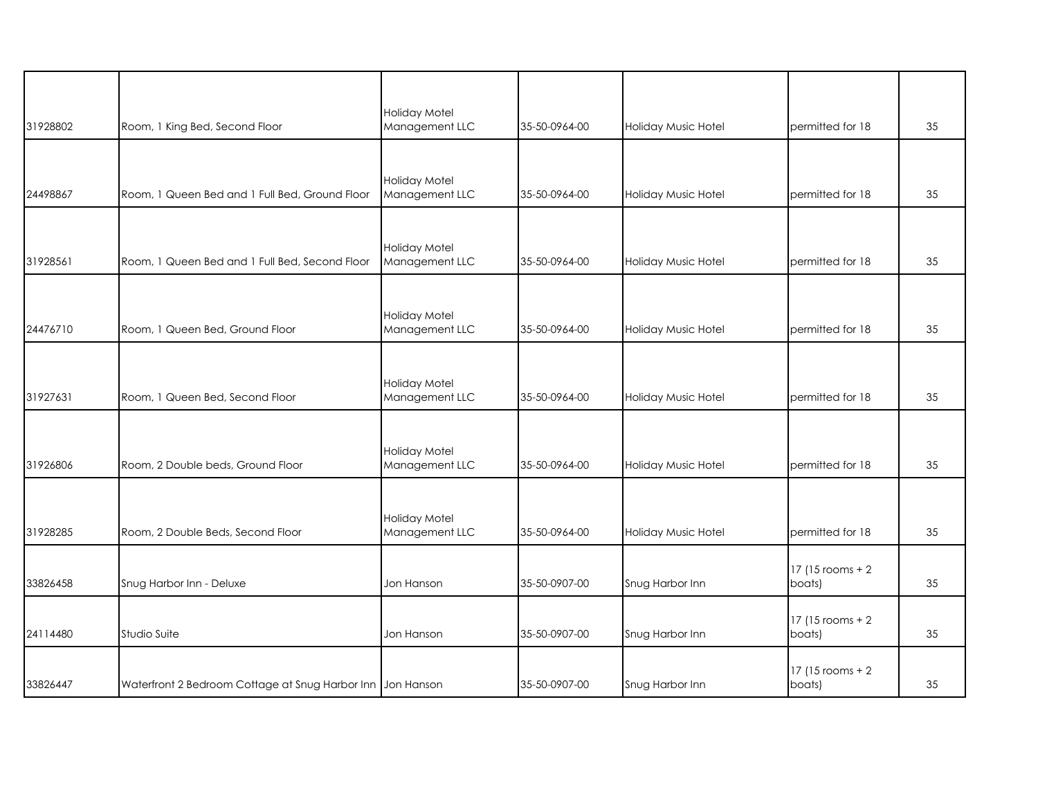| | | | | | | |
|---|---|---|---|---|---|---|
| 31928802 | Room, 1 King Bed, Second Floor | Holiday Motel Management LLC | 35-50-0964-00 | Holiday Music Hotel | permitted for 18 | 35 |
| 24498867 | Room, 1 Queen Bed and 1 Full Bed, Ground Floor | Holiday Motel Management LLC | 35-50-0964-00 | Holiday Music Hotel | permitted for 18 | 35 |
| 31928561 | Room, 1 Queen Bed and 1 Full Bed, Second Floor | Holiday Motel Management LLC | 35-50-0964-00 | Holiday Music Hotel | permitted for 18 | 35 |
| 24476710 | Room, 1 Queen Bed, Ground Floor | Holiday Motel Management LLC | 35-50-0964-00 | Holiday Music Hotel | permitted for 18 | 35 |
| 31927631 | Room, 1 Queen Bed, Second Floor | Holiday Motel Management LLC | 35-50-0964-00 | Holiday Music Hotel | permitted for 18 | 35 |
| 31926806 | Room, 2 Double beds, Ground Floor | Holiday Motel Management LLC | 35-50-0964-00 | Holiday Music Hotel | permitted for 18 | 35 |
| 31928285 | Room, 2 Double Beds, Second Floor | Holiday Motel Management LLC | 35-50-0964-00 | Holiday Music Hotel | permitted for 18 | 35 |
| 33826458 | Snug Harbor Inn - Deluxe | Jon Hanson | 35-50-0907-00 | Snug Harbor Inn | 17 (15 rooms + 2 boats) | 35 |
| 24114480 | Studio Suite | Jon Hanson | 35-50-0907-00 | Snug Harbor Inn | 17 (15 rooms + 2 boats) | 35 |
| 33826447 | Waterfront 2 Bedroom Cottage at Snug Harbor Inn | Jon Hanson | 35-50-0907-00 | Snug Harbor Inn | 17 (15 rooms + 2 boats) | 35 |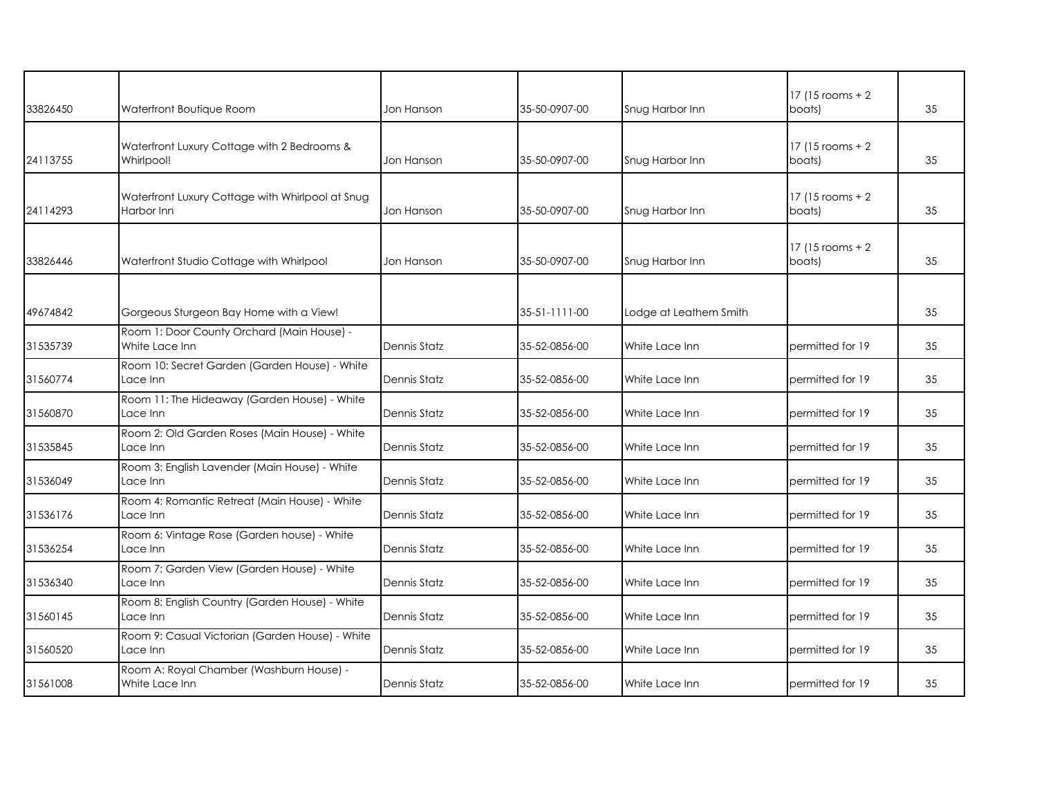| | | | | | | |
|---|---|---|---|---|---|---|
| 33826450 | Waterfront Boutique Room | Jon Hanson | 35-50-0907-00 | Snug Harbor Inn | 17 (15 rooms + 2 boats) | 35 |
| 24113755 | Waterfront Luxury Cottage with 2 Bedrooms & Whirlpool! | Jon Hanson | 35-50-0907-00 | Snug Harbor Inn | 17 (15 rooms + 2 boats) | 35 |
| 24114293 | Waterfront Luxury Cottage with Whirlpool at Snug Harbor Inn | Jon Hanson | 35-50-0907-00 | Snug Harbor Inn | 17 (15 rooms + 2 boats) | 35 |
| 33826446 | Waterfront Studio Cottage with Whirlpool | Jon Hanson | 35-50-0907-00 | Snug Harbor Inn | 17 (15 rooms + 2 boats) | 35 |
| 49674842 | Gorgeous Sturgeon Bay Home with a View! | | 35-51-1111-00 | Lodge at Leathem Smith | | 35 |
| 31535739 | Room 1: Door County Orchard (Main House) - White Lace Inn | Dennis Statz | 35-52-0856-00 | White Lace Inn | permitted for 19 | 35 |
| 31560774 | Room 10: Secret Garden (Garden House) - White Lace Inn | Dennis Statz | 35-52-0856-00 | White Lace Inn | permitted for 19 | 35 |
| 31560870 | Room 11: The Hideaway (Garden House) - White Lace Inn | Dennis Statz | 35-52-0856-00 | White Lace Inn | permitted for 19 | 35 |
| 31535845 | Room 2: Old Garden Roses (Main House) - White Lace Inn | Dennis Statz | 35-52-0856-00 | White Lace Inn | permitted for 19 | 35 |
| 31536049 | Room 3: English Lavender (Main House) - White Lace Inn | Dennis Statz | 35-52-0856-00 | White Lace Inn | permitted for 19 | 35 |
| 31536176 | Room 4: Romantic Retreat (Main House) - White Lace Inn | Dennis Statz | 35-52-0856-00 | White Lace Inn | permitted for 19 | 35 |
| 31536254 | Room 6: Vintage Rose (Garden house) - White Lace Inn | Dennis Statz | 35-52-0856-00 | White Lace Inn | permitted for 19 | 35 |
| 31536340 | Room 7: Garden View (Garden House) - White Lace Inn | Dennis Statz | 35-52-0856-00 | White Lace Inn | permitted for 19 | 35 |
| 31560145 | Room 8: English Country (Garden House) - White Lace Inn | Dennis Statz | 35-52-0856-00 | White Lace Inn | permitted for 19 | 35 |
| 31560520 | Room 9: Casual Victorian (Garden House) - White Lace Inn | Dennis Statz | 35-52-0856-00 | White Lace Inn | permitted for 19 | 35 |
| 31561008 | Room A: Royal Chamber (Washburn House) - White Lace Inn | Dennis Statz | 35-52-0856-00 | White Lace Inn | permitted for 19 | 35 |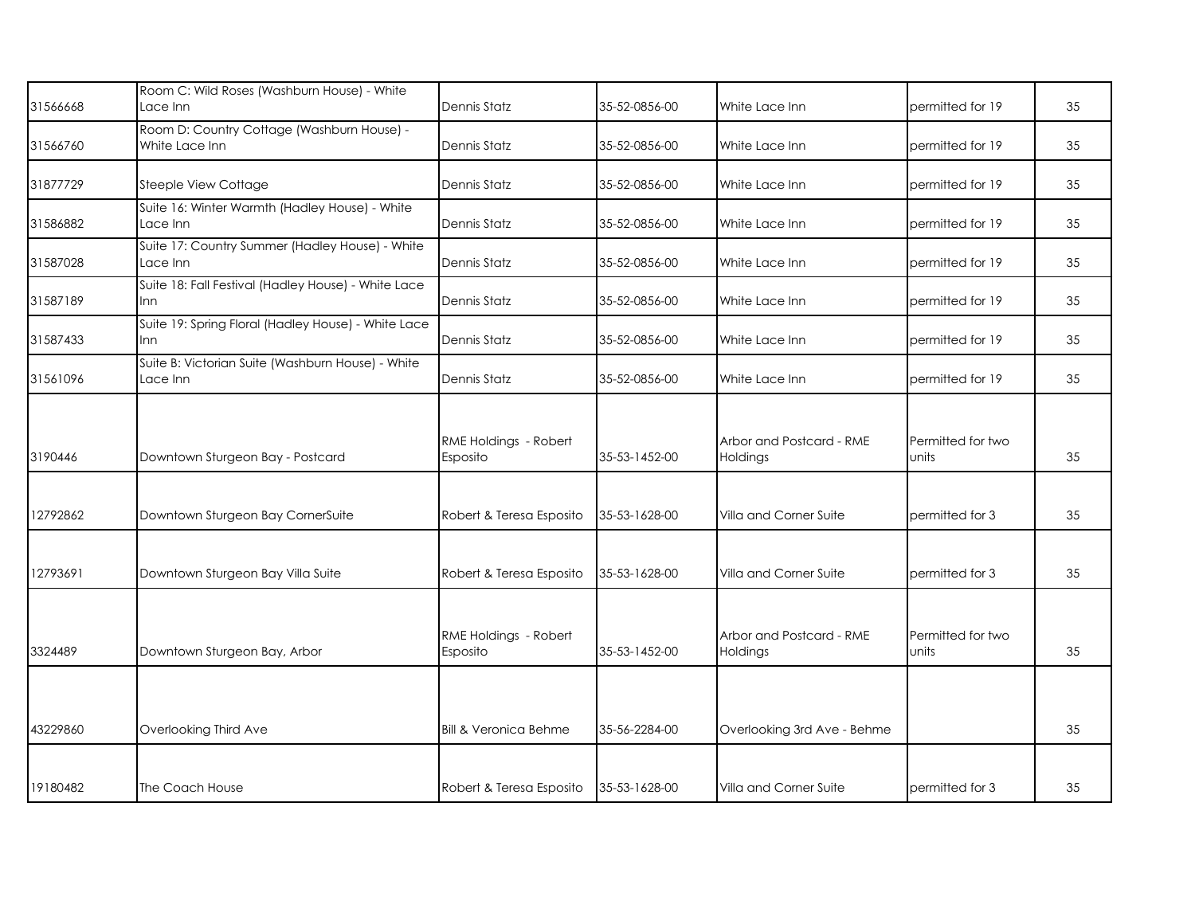| | | | | | | |
|---|---|---|---|---|---|---|
| 31566668 | Room C: Wild Roses (Washburn House) - White Lace Inn | Dennis Statz | 35-52-0856-00 | White Lace Inn | permitted for 19 | 35 |
| 31566760 | Room D: Country Cottage (Washburn House) - White Lace Inn | Dennis Statz | 35-52-0856-00 | White Lace Inn | permitted for 19 | 35 |
| 31877729 | Steeple View Cottage | Dennis Statz | 35-52-0856-00 | White Lace Inn | permitted for 19 | 35 |
| 31586882 | Suite 16: Winter Warmth (Hadley House) - White Lace Inn | Dennis Statz | 35-52-0856-00 | White Lace Inn | permitted for 19 | 35 |
| 31587028 | Suite 17: Country Summer (Hadley House) - White Lace Inn | Dennis Statz | 35-52-0856-00 | White Lace Inn | permitted for 19 | 35 |
| 31587189 | Suite 18: Fall Festival (Hadley House) - White Lace Inn | Dennis Statz | 35-52-0856-00 | White Lace Inn | permitted for 19 | 35 |
| 31587433 | Suite 19: Spring Floral (Hadley House) - White Lace Inn | Dennis Statz | 35-52-0856-00 | White Lace Inn | permitted for 19 | 35 |
| 31561096 | Suite B: Victorian Suite (Washburn House) - White Lace Inn | Dennis Statz | 35-52-0856-00 | White Lace Inn | permitted for 19 | 35 |
| 3190446 | Downtown Sturgeon Bay - Postcard | RME Holdings - Robert Esposito | 35-53-1452-00 | Arbor and Postcard - RME Holdings | Permitted for two units | 35 |
| 12792862 | Downtown Sturgeon Bay CornerSuite | Robert & Teresa Esposito | 35-53-1628-00 | Villa and Corner Suite | permitted for 3 | 35 |
| 12793691 | Downtown Sturgeon Bay Villa Suite | Robert & Teresa Esposito | 35-53-1628-00 | Villa and Corner Suite | permitted for 3 | 35 |
| 3324489 | Downtown Sturgeon Bay, Arbor | RME Holdings - Robert Esposito | 35-53-1452-00 | Arbor and Postcard - RME Holdings | Permitted for two units | 35 |
| 43229860 | Overlooking Third Ave | Bill & Veronica Behme | 35-56-2284-00 | Overlooking 3rd Ave - Behme | | 35 |
| 19180482 | The Coach House | Robert & Teresa Esposito | 35-53-1628-00 | Villa and Corner Suite | permitted for 3 | 35 |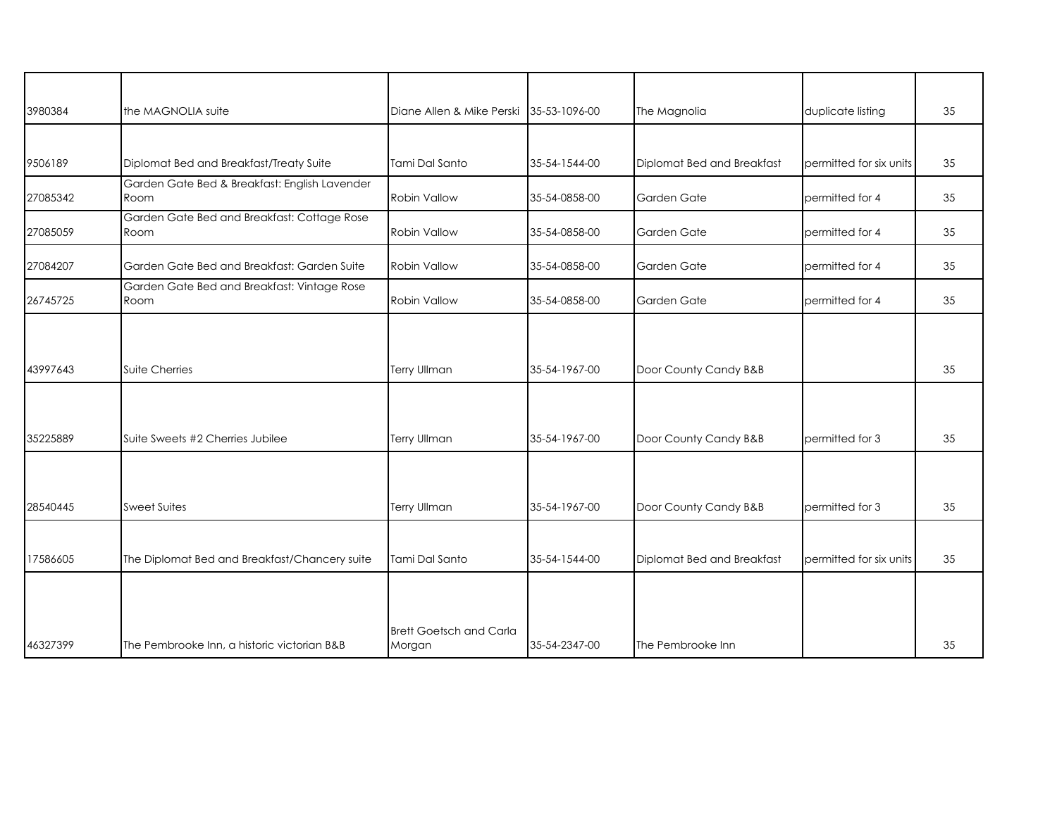| | | | | | | |
|---|---|---|---|---|---|---|
| 3980384 | the MAGNOLIA suite | Diane Allen & Mike Perski | 35-53-1096-00 | The Magnolia | duplicate listing | 35 |
| 9506189 | Diplomat Bed and Breakfast/Treaty Suite | Tami Dal Santo | 35-54-1544-00 | Diplomat Bed and Breakfast | permitted for six units | 35 |
| 27085342 | Garden Gate Bed & Breakfast: English Lavender Room | Robin Vallow | 35-54-0858-00 | Garden Gate | permitted for 4 | 35 |
| 27085059 | Garden Gate Bed and Breakfast: Cottage Rose Room | Robin Vallow | 35-54-0858-00 | Garden Gate | permitted for 4 | 35 |
| 27084207 | Garden Gate Bed and Breakfast: Garden Suite | Robin Vallow | 35-54-0858-00 | Garden Gate | permitted for 4 | 35 |
| 26745725 | Garden Gate Bed and Breakfast: Vintage Rose Room | Robin Vallow | 35-54-0858-00 | Garden Gate | permitted for 4 | 35 |
| 43997643 | Suite Cherries | Terry Ullman | 35-54-1967-00 | Door County Candy B&B | | 35 |
| 35225889 | Suite Sweets #2 Cherries Jubilee | Terry Ullman | 35-54-1967-00 | Door County Candy B&B | permitted for 3 | 35 |
| 28540445 | Sweet Suites | Terry Ullman | 35-54-1967-00 | Door County Candy B&B | permitted for 3 | 35 |
| 17586605 | The Diplomat Bed and Breakfast/Chancery suite | Tami Dal Santo | 35-54-1544-00 | Diplomat Bed and Breakfast | permitted for six units | 35 |
| 46327399 | The Pembrooke Inn, a historic victorian B&B | Brett Goetsch and Carla Morgan | 35-54-2347-00 | The Pembrooke Inn | | 35 |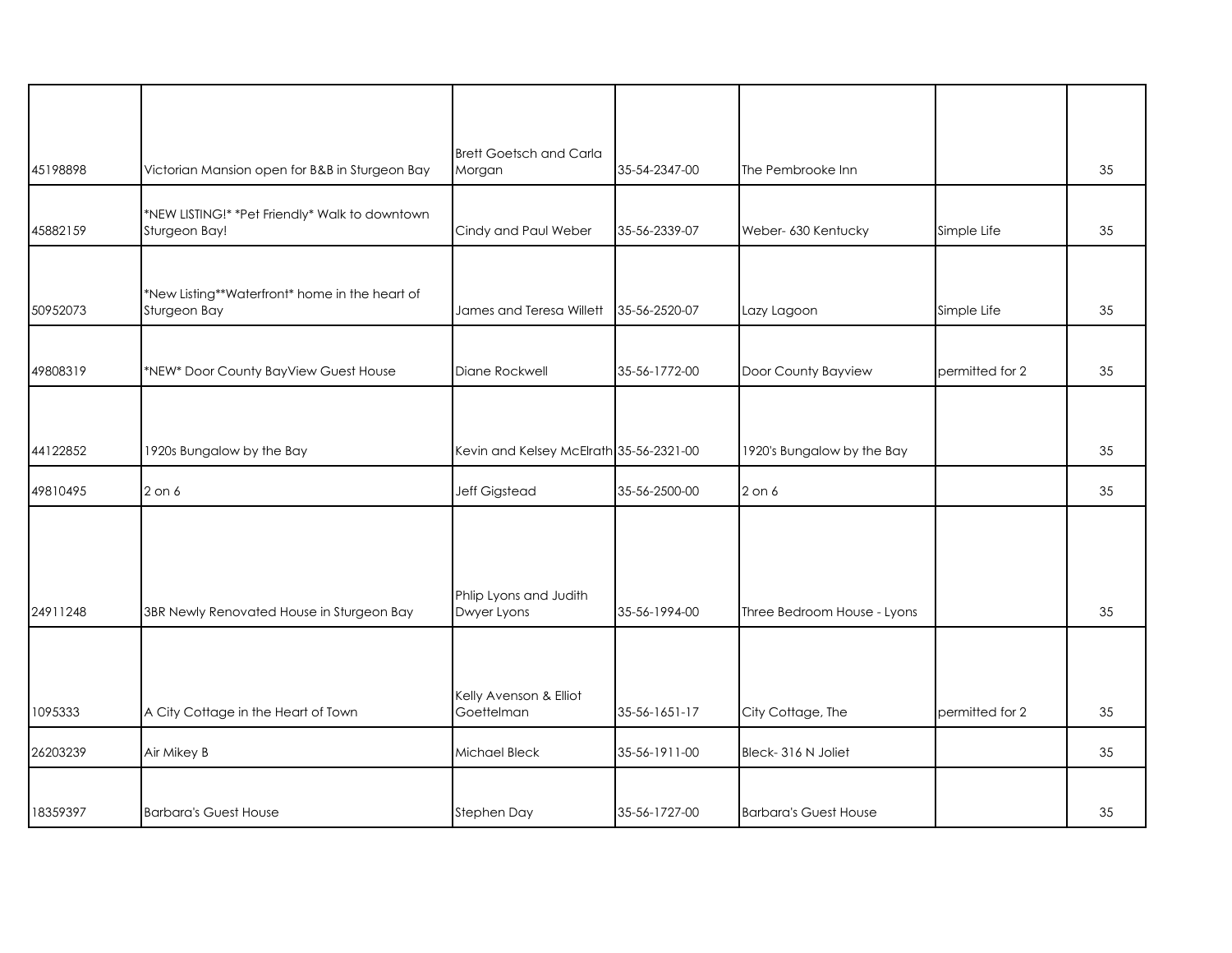| | | | | | | |
|---|---|---|---|---|---|---|
| 45198898 | Victorian Mansion open for B&B in Sturgeon Bay | Brett Goetsch and Carla Morgan | 35-54-2347-00 | The Pembrooke Inn | | 35 |
| 45882159 | *NEW LISTING!* *Pet Friendly* Walk to downtown Sturgeon Bay! | Cindy and Paul Weber | 35-56-2339-07 | Weber- 630 Kentucky | Simple Life | 35 |
| 50952073 | *New Listing**Waterfront* home in the heart of Sturgeon Bay | James and Teresa Willett | 35-56-2520-07 | Lazy Lagoon | Simple Life | 35 |
| 49808319 | *NEW* Door County BayView Guest House | Diane Rockwell | 35-56-1772-00 | Door County Bayview | permitted for 2 | 35 |
| 44122852 | 1920s Bungalow by the Bay | Kevin and Kelsey McElrath | 35-56-2321-00 | 1920's Bungalow by the Bay | | 35 |
| 49810495 | 2 on 6 | Jeff Gigstead | 35-56-2500-00 | 2 on 6 | | 35 |
| 24911248 | 3BR Newly Renovated House in Sturgeon Bay | Phlip Lyons and Judith Dwyer Lyons | 35-56-1994-00 | Three Bedroom House - Lyons | | 35 |
| 1095333 | A City Cottage in the Heart of Town | Kelly Avenson & Elliot Goettelman | 35-56-1651-17 | City Cottage, The | permitted for 2 | 35 |
| 26203239 | Air Mikey B | Michael Bleck | 35-56-1911-00 | Bleck- 316 N Joliet | | 35 |
| 18359397 | Barbara's Guest House | Stephen Day | 35-56-1727-00 | Barbara's Guest House | | 35 |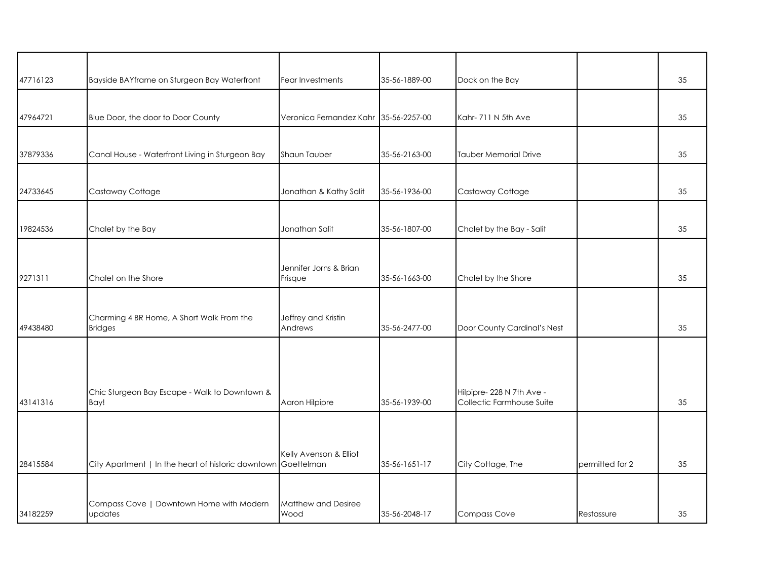| | | | | | | |
|---|---|---|---|---|---|---|
| 47716123 | Bayside BAYframe on Sturgeon Bay Waterfront | Fear Investments | 35-56-1889-00 | Dock on the Bay | | 35 |
| 47964721 | Blue Door, the door to Door County | Veronica Fernandez Kahr | 35-56-2257-00 | Kahr- 711 N 5th Ave | | 35 |
| 37879336 | Canal House - Waterfront Living in Sturgeon Bay | Shaun Tauber | 35-56-2163-00 | Tauber Memorial Drive | | 35 |
| 24733645 | Castaway Cottage | Jonathan & Kathy Salit | 35-56-1936-00 | Castaway Cottage | | 35 |
| 19824536 | Chalet by the Bay | Jonathan Salit | 35-56-1807-00 | Chalet by the Bay - Salit | | 35 |
| 9271311 | Chalet on the Shore | Jennifer Jorns & Brian Frisque | 35-56-1663-00 | Chalet by the Shore | | 35 |
| 49438480 | Charming 4 BR Home, A Short Walk From the Bridges | Jeffrey and Kristin Andrews | 35-56-2477-00 | Door County Cardinal's Nest | | 35 |
| 43141316 | Chic Sturgeon Bay Escape - Walk to Downtown & Bay! | Aaron Hilpipre | 35-56-1939-00 | Hilpipre- 228 N 7th Ave - Collectic Farmhouse Suite | | 35 |
| 28415584 | City Apartment \| In the heart of historic downtown | Kelly Avenson & Elliot Goettelman | 35-56-1651-17 | City Cottage, The | permitted for 2 | 35 |
| 34182259 | Compass Cove \| Downtown Home with Modern updates | Matthew and Desiree Wood | 35-56-2048-17 | Compass Cove | Restassure | 35 |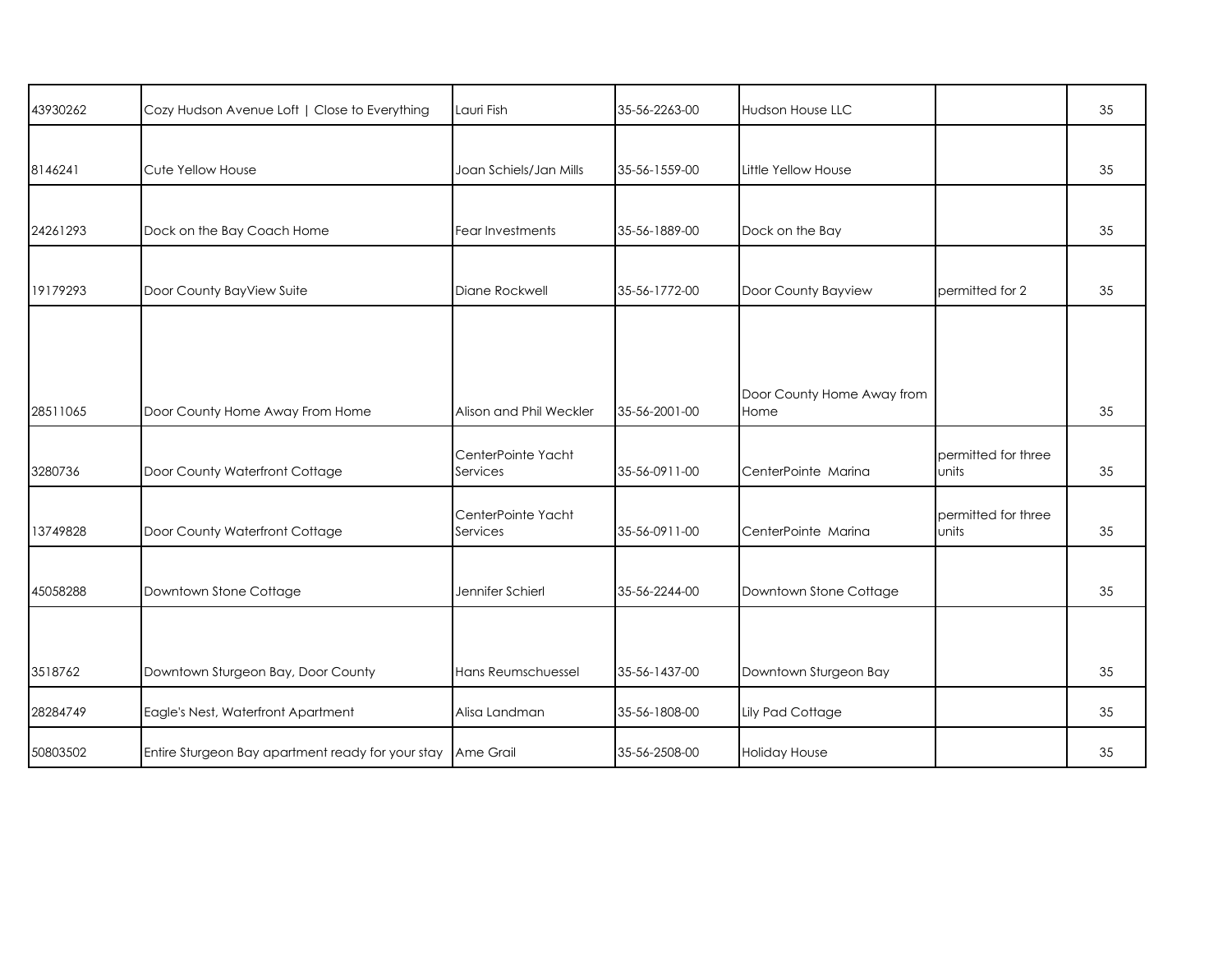| | | | | | | |
|---|---|---|---|---|---|---|
| 43930262 | Cozy Hudson Avenue Loft \| Close to Everything | Lauri Fish | 35-56-2263-00 | Hudson House LLC | | 35 |
| 8146241 | Cute Yellow House | Joan Schiels/Jan Mills | 35-56-1559-00 | Little Yellow House | | 35 |
| 24261293 | Dock on the Bay Coach Home | Fear Investments | 35-56-1889-00 | Dock on the Bay | | 35 |
| 19179293 | Door County BayView Suite | Diane Rockwell | 35-56-1772-00 | Door County Bayview | permitted for 2 | 35 |
| 28511065 | Door County Home Away From Home | Alison and Phil Weckler | 35-56-2001-00 | Door County Home Away from Home | | 35 |
| 3280736 | Door County Waterfront Cottage | CenterPointe Yacht Services | 35-56-0911-00 | CenterPointe Marina | permitted for three units | 35 |
| 13749828 | Door County Waterfront Cottage | CenterPointe Yacht Services | 35-56-0911-00 | CenterPointe Marina | permitted for three units | 35 |
| 45058288 | Downtown Stone Cottage | Jennifer Schierl | 35-56-2244-00 | Downtown Stone Cottage | | 35 |
| 3518762 | Downtown Sturgeon Bay, Door County | Hans Reumschuessel | 35-56-1437-00 | Downtown Sturgeon Bay | | 35 |
| 28284749 | Eagle's Nest, Waterfront Apartment | Alisa Landman | 35-56-1808-00 | Lily Pad Cottage | | 35 |
| 50803502 | Entire Sturgeon Bay apartment ready for your stay | Ame Grail | 35-56-2508-00 | Holiday House | | 35 |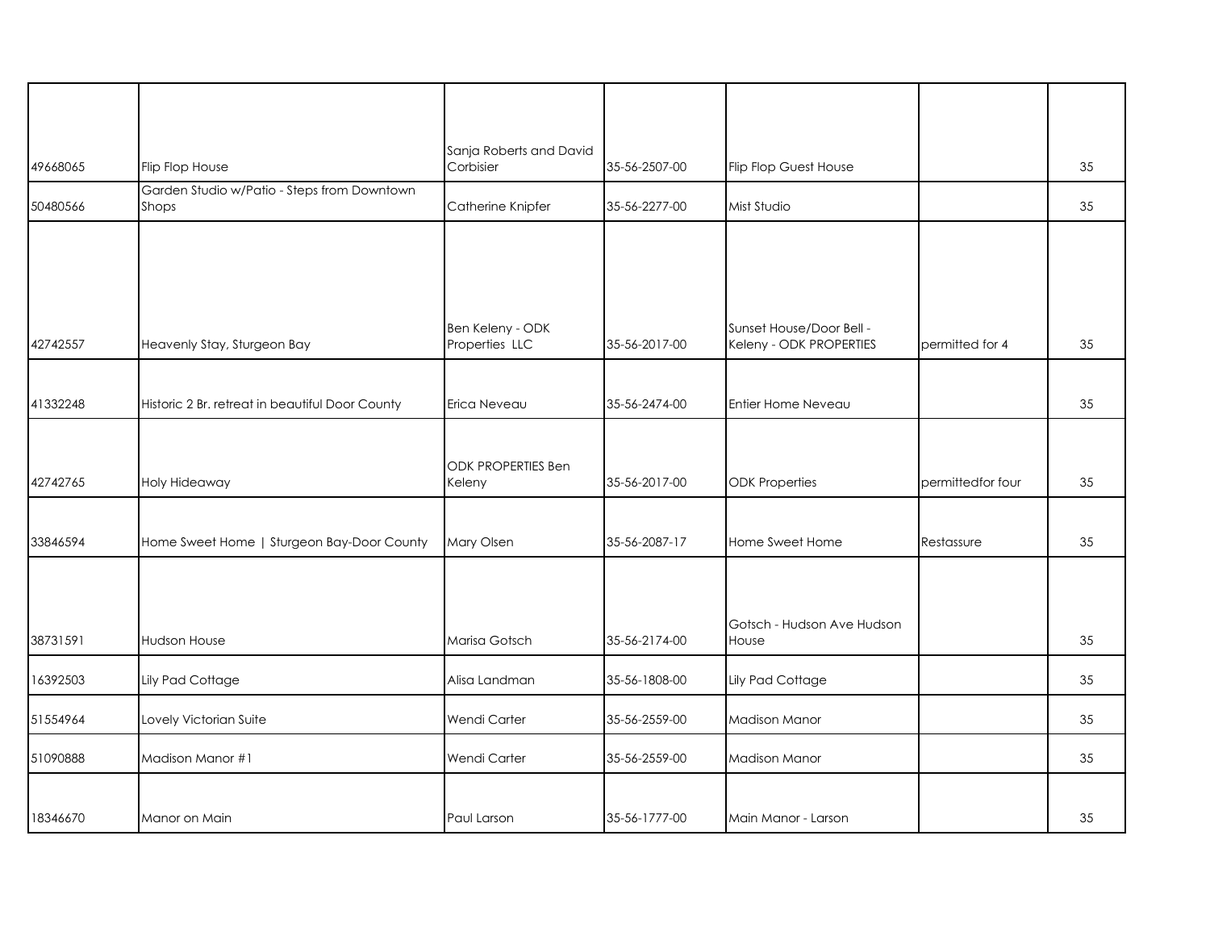| | | | | | | |
|---|---|---|---|---|---|---|
| 49668065 | Flip Flop House | Sanja Roberts and David Corbisier | 35-56-2507-00 | Flip Flop Guest House | | 35 |
| 50480566 | Garden Studio w/Patio - Steps from Downtown Shops | Catherine Knipfer | 35-56-2277-00 | Mist Studio | | 35 |
| 42742557 | Heavenly Stay, Sturgeon Bay | Ben Keleny - ODK Properties LLC | 35-56-2017-00 | Sunset House/Door Bell - Keleny - ODK PROPERTIES | permitted for 4 | 35 |
| 41332248 | Historic 2 Br. retreat in beautiful Door County | Erica Neveau | 35-56-2474-00 | Entier Home Neveau | | 35 |
| 42742765 | Holy Hideaway | ODK PROPERTIES Ben Keleny | 35-56-2017-00 | ODK Properties | permittedfor four | 35 |
| 33846594 | Home Sweet Home \| Sturgeon Bay-Door County | Mary Olsen | 35-56-2087-17 | Home Sweet Home | Restassure | 35 |
| 38731591 | Hudson House | Marisa Gotsch | 35-56-2174-00 | Gotsch - Hudson Ave Hudson House | | 35 |
| 16392503 | Lily Pad Cottage | Alisa Landman | 35-56-1808-00 | Lily Pad Cottage | | 35 |
| 51554964 | Lovely Victorian Suite | Wendi Carter | 35-56-2559-00 | Madison Manor | | 35 |
| 51090888 | Madison Manor #1 | Wendi Carter | 35-56-2559-00 | Madison Manor | | 35 |
| 18346670 | Manor on Main | Paul Larson | 35-56-1777-00 | Main Manor - Larson | | 35 |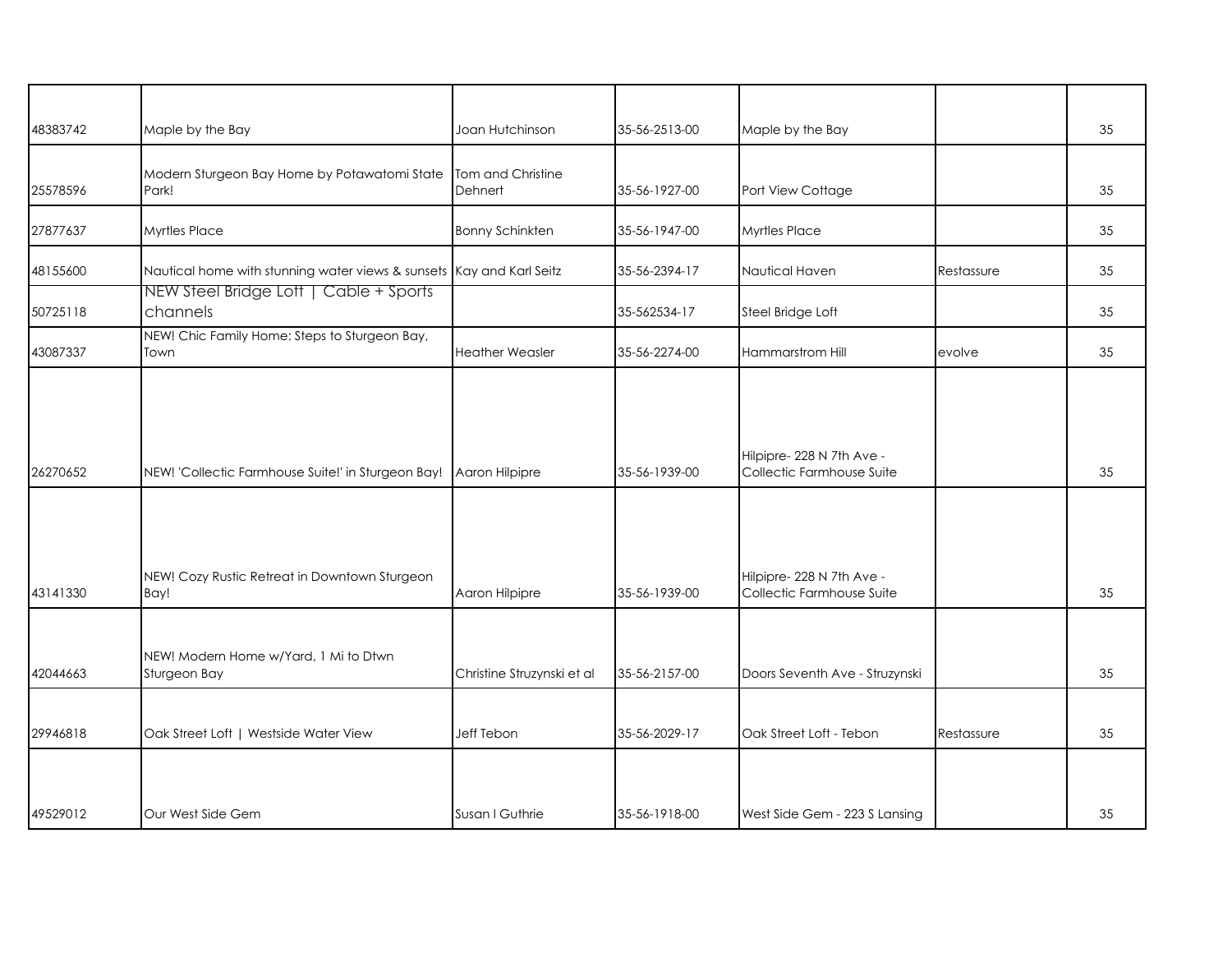| | | | | | | |
|---|---|---|---|---|---|---|
| 48383742 | Maple by the Bay | Joan Hutchinson | 35-56-2513-00 | Maple by the Bay | | 35 |
| 25578596 | Modern Sturgeon Bay Home by Potawatomi State Park! | Tom and Christine Dehnert | 35-56-1927-00 | Port View Cottage | | 35 |
| 27877637 | Myrtles Place | Bonny Schinkten | 35-56-1947-00 | Myrtles Place | | 35 |
| 48155600 | Nautical home with stunning water views & sunsets | Kay and Karl Seitz | 35-56-2394-17 | Nautical Haven | Restassure | 35 |
| 50725118 | NEW Steel Bridge Loft \| Cable + Sports channels | | 35-562534-17 | Steel Bridge Loft | | 35 |
| 43087337 | NEW! Chic Family Home: Steps to Sturgeon Bay, Town | Heather Weasler | 35-56-2274-00 | Hammarstrom Hill | evolve | 35 |
| 26270652 | NEW! 'Collectic Farmhouse Suite!' in Sturgeon Bay! | Aaron Hilpipre | 35-56-1939-00 | Hilpipre- 228 N 7th Ave - Collectic Farmhouse Suite | | 35 |
| 43141330 | NEW! Cozy Rustic Retreat in Downtown Sturgeon Bay! | Aaron Hilpipre | 35-56-1939-00 | Hilpipre- 228 N 7th Ave - Collectic Farmhouse Suite | | 35 |
| 42044663 | NEW! Modern Home w/Yard, 1 Mi to Dtwn Sturgeon Bay | Christine Struzynski et al | 35-56-2157-00 | Doors Seventh Ave - Struzynski | | 35 |
| 29946818 | Oak Street Loft \| Westside Water View | Jeff Tebon | 35-56-2029-17 | Oak Street Loft - Tebon | Restassure | 35 |
| 49529012 | Our West Side Gem | Susan I Guthrie | 35-56-1918-00 | West Side Gem - 223 S Lansing | | 35 |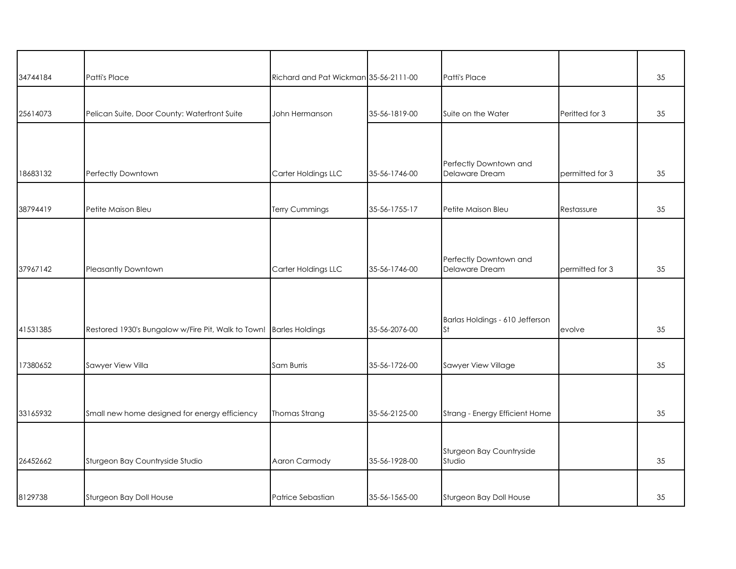| | | | | | | |
|---|---|---|---|---|---|---|
| 34744184 | Patti's Place | Richard and Pat Wickman | 35-56-2111-00 | Patti's Place | | 35 |
| 25614073 | Pelican Suite, Door County: Waterfront Suite | John Hermanson | 35-56-1819-00 | Suite on the Water | Peritted for 3 | 35 |
| 18683132 | Perfectly Downtown | Carter Holdings LLC | 35-56-1746-00 | Perfectly Downtown and Delaware Dream | permitted for 3 | 35 |
| 38794419 | Petite Maison Bleu | Terry Cummings | 35-56-1755-17 | Petite Maison Bleu | Restassure | 35 |
| 37967142 | Pleasantly Downtown | Carter Holdings LLC | 35-56-1746-00 | Perfectly Downtown and Delaware Dream | permitted for 3 | 35 |
| 41531385 | Restored 1930's Bungalow w/Fire Pit, Walk to Town! | Barles Holdings | 35-56-2076-00 | Barlas Holdings - 610 Jefferson St | evolve | 35 |
| 17380652 | Sawyer View Villa | Sam Burris | 35-56-1726-00 | Sawyer View Village | | 35 |
| 33165932 | Small new home designed for energy efficiency | Thomas Strang | 35-56-2125-00 | Strang - Energy Efficient Home | | 35 |
| 26452662 | Sturgeon Bay Countryside Studio | Aaron Carmody | 35-56-1928-00 | Sturgeon Bay Countryside Studio | | 35 |
| 8129738 | Sturgeon Bay Doll House | Patrice Sebastian | 35-56-1565-00 | Sturgeon Bay Doll House | | 35 |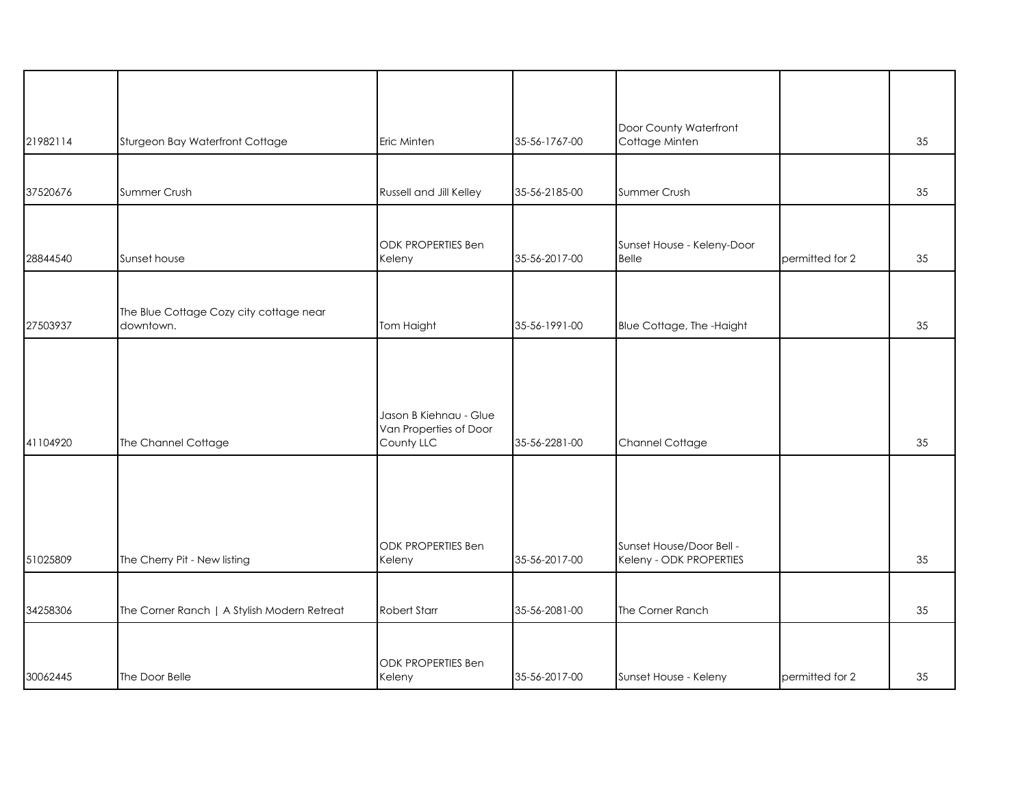| | | | | | | |
|---|---|---|---|---|---|---|
| 21982114 | Sturgeon Bay Waterfront Cottage | Eric Minten | 35-56-1767-00 | Door County Waterfront Cottage Minten | | 35 |
| 37520676 | Summer Crush | Russell and Jill Kelley | 35-56-2185-00 | Summer Crush | | 35 |
| 28844540 | Sunset house | ODK PROPERTIES Ben Keleny | 35-56-2017-00 | Sunset House - Keleny-Door Belle | permitted for 2 | 35 |
| 27503937 | The Blue Cottage Cozy city cottage near downtown. | Tom Haight | 35-56-1991-00 | Blue Cottage, The -Haight | | 35 |
| 41104920 | The Channel Cottage | Jason B Kiehnau - Glue Van Properties of Door County LLC | 35-56-2281-00 | Channel Cottage | | 35 |
| 51025809 | The Cherry Pit - New listing | ODK PROPERTIES Ben Keleny | 35-56-2017-00 | Sunset House/Door Bell - Keleny - ODK PROPERTIES | | 35 |
| 34258306 | The Corner Ranch \| A Stylish Modern Retreat | Robert Starr | 35-56-2081-00 | The Corner Ranch | | 35 |
| 30062445 | The Door Belle | ODK PROPERTIES Ben Keleny | 35-56-2017-00 | Sunset House - Keleny | permitted for 2 | 35 |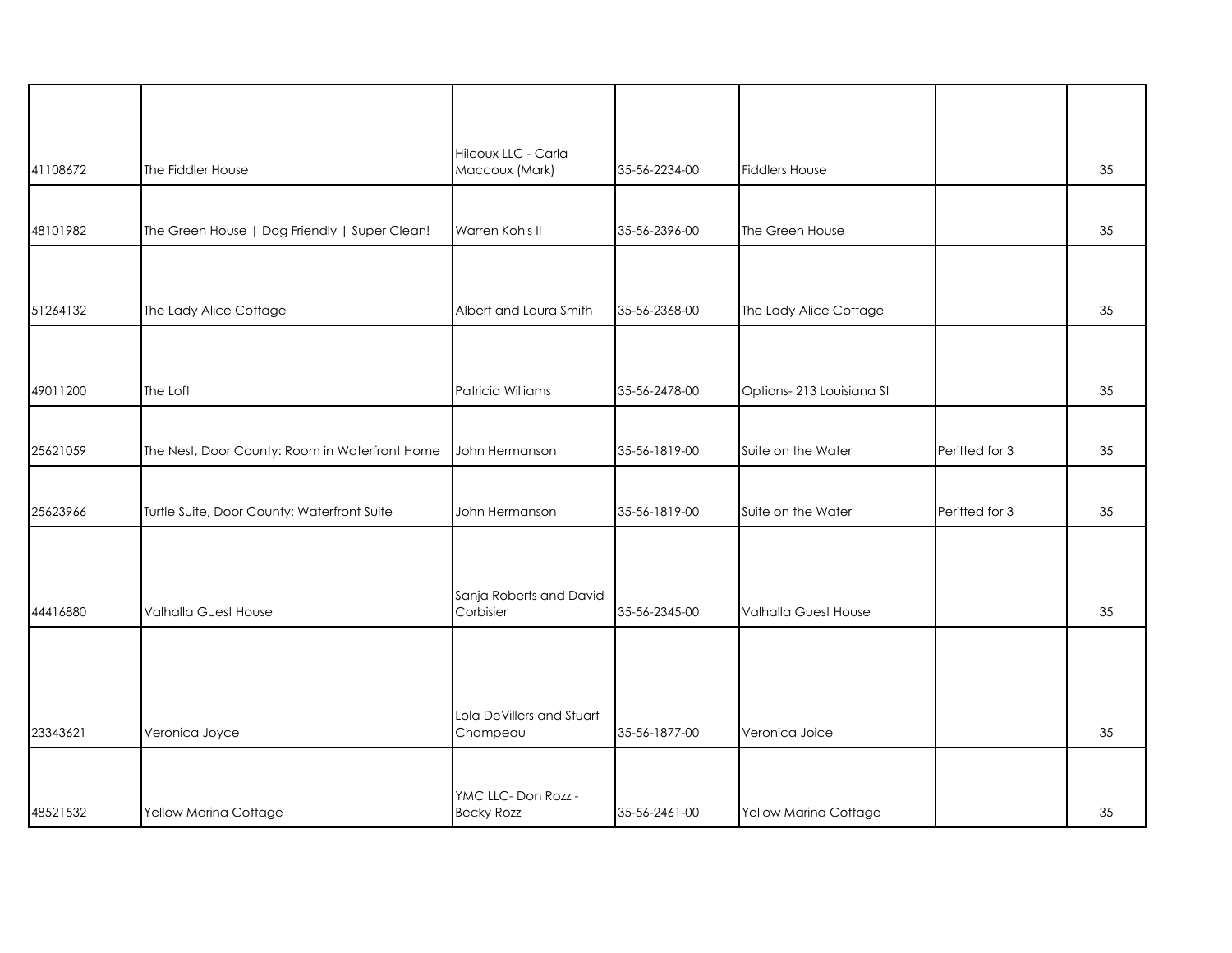| | | | | | | |
|---|---|---|---|---|---|---|
| 41108672 | The Fiddler House | Hilcoux LLC - Carla Maccoux (Mark) | 35-56-2234-00 | Fiddlers House | | 35 |
| 48101982 | The Green House \| Dog Friendly \| Super Clean! | Warren Kohls II | 35-56-2396-00 | The Green House | | 35 |
| 51264132 | The Lady Alice Cottage | Albert and Laura Smith | 35-56-2368-00 | The Lady Alice Cottage | | 35 |
| 49011200 | The Loft | Patricia Williams | 35-56-2478-00 | Options- 213 Louisiana St | | 35 |
| 25621059 | The Nest, Door County: Room in Waterfront Home | John Hermanson | 35-56-1819-00 | Suite on the Water | Peritted for 3 | 35 |
| 25623966 | Turtle Suite, Door County: Waterfront Suite | John Hermanson | 35-56-1819-00 | Suite on the Water | Peritted for 3 | 35 |
| 44416880 | Valhalla Guest House | Sanja Roberts and David Corbisier | 35-56-2345-00 | Valhalla Guest House | | 35 |
| 23343621 | Veronica Joyce | Lola DeVillers and Stuart Champeau | 35-56-1877-00 | Veronica Joice | | 35 |
| 48521532 | Yellow Marina Cottage | YMC LLC- Don Rozz - Becky Rozz | 35-56-2461-00 | Yellow Marina Cottage | | 35 |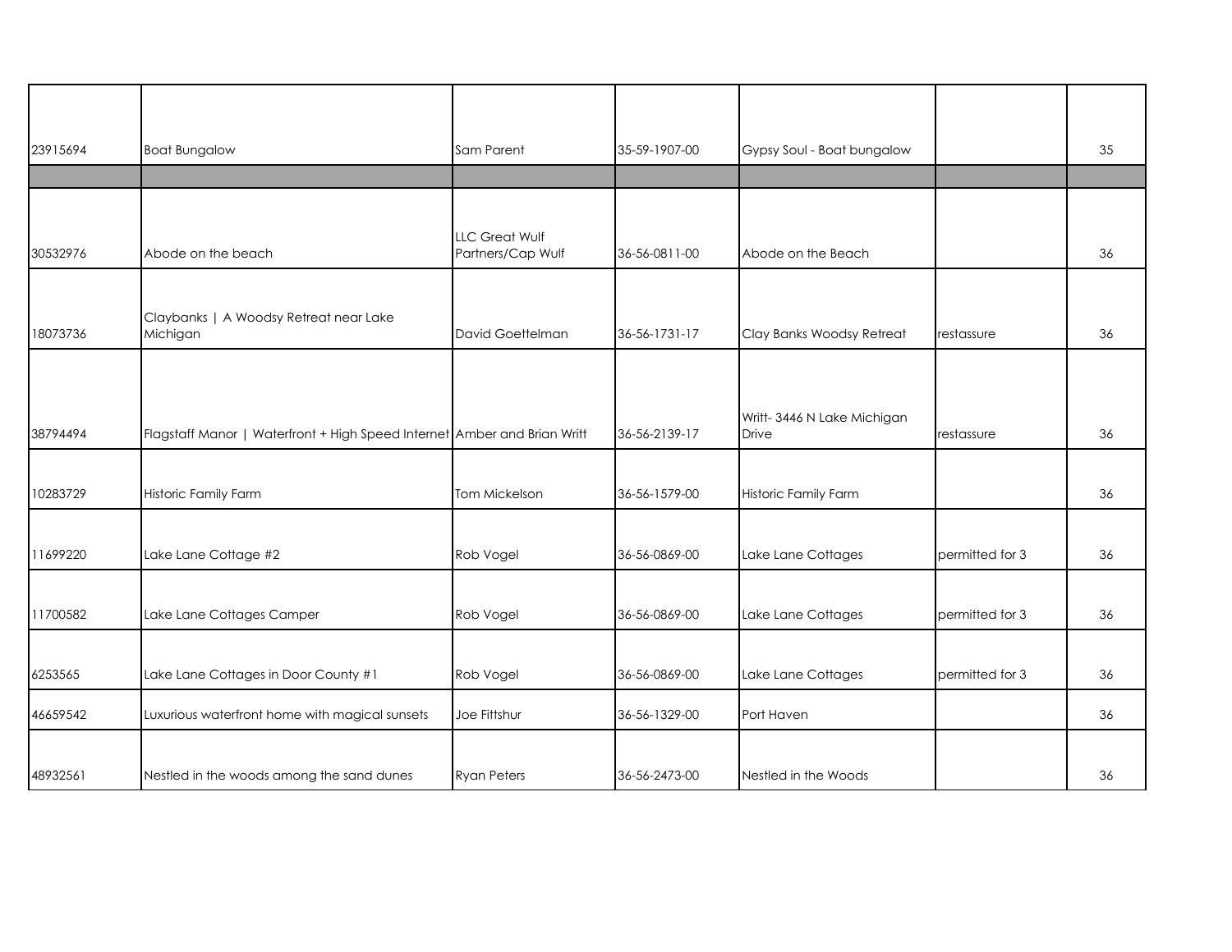| | | | | | | |
|---|---|---|---|---|---|---|
| 23915694 | Boat Bungalow | Sam Parent | 35-59-1907-00 | Gypsy Soul - Boat bungalow | | 35 |
| | | | | | | |
| 30532976 | Abode on the beach | LLC Great Wulf Partners/Cap Wulf | 36-56-0811-00 | Abode on the Beach | | 36 |
| 18073736 | Claybanks \| A Woodsy Retreat near Lake Michigan | David Goettelman | 36-56-1731-17 | Clay Banks Woodsy Retreat | restassure | 36 |
| 38794494 | Flagstaff Manor \| Waterfront + High Speed Internet | Amber and Brian Writt | 36-56-2139-17 | Writt- 3446 N Lake Michigan Drive | restassure | 36 |
| 10283729 | Historic Family Farm | Tom Mickelson | 36-56-1579-00 | Historic Family Farm | | 36 |
| 11699220 | Lake Lane Cottage #2 | Rob Vogel | 36-56-0869-00 | Lake Lane Cottages | permitted for 3 | 36 |
| 11700582 | Lake Lane Cottages Camper | Rob Vogel | 36-56-0869-00 | Lake Lane Cottages | permitted for 3 | 36 |
| 6253565 | Lake Lane Cottages in Door County #1 | Rob Vogel | 36-56-0869-00 | Lake Lane Cottages | permitted for 3 | 36 |
| 46659542 | Luxurious waterfront home with magical sunsets | Joe Fittshur | 36-56-1329-00 | Port Haven | | 36 |
| 48932561 | Nestled in the woods among the sand dunes | Ryan Peters | 36-56-2473-00 | Nestled in the Woods | | 36 |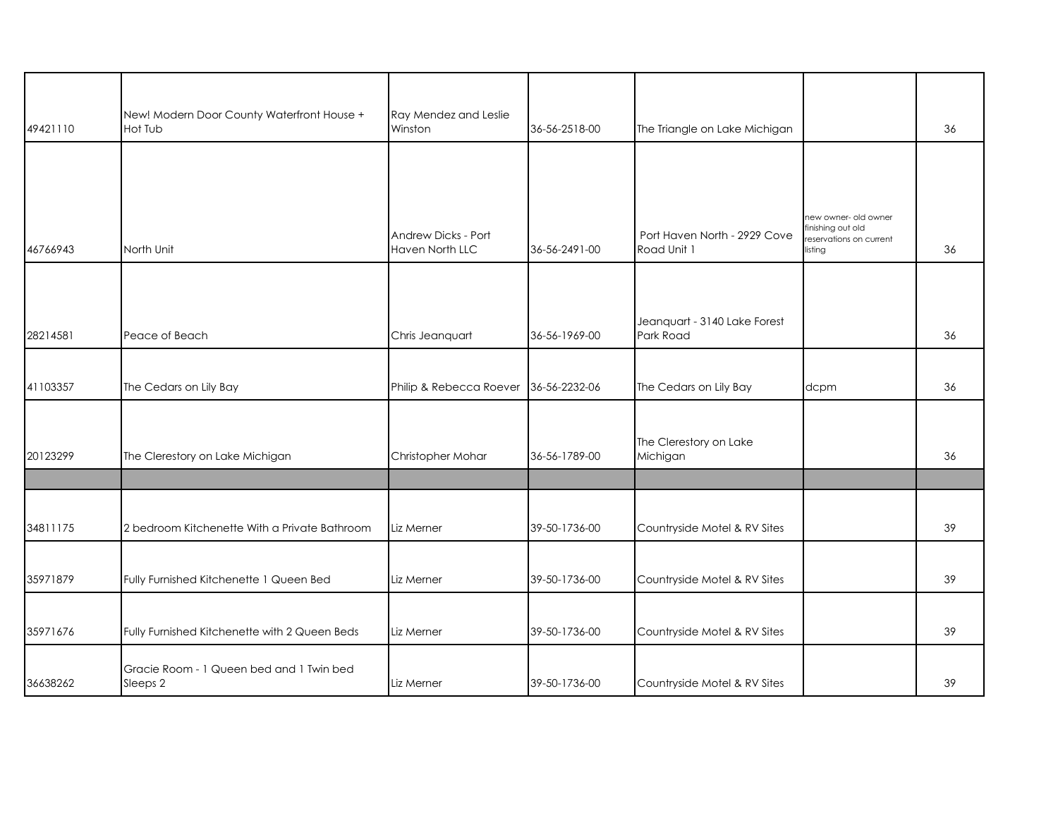| | | | | | | |
|---|---|---|---|---|---|---|
| 49421110 | New! Modern Door County Waterfront House + Hot Tub | Ray Mendez and Leslie Winston | 36-56-2518-00 | The Triangle on Lake Michigan | | 36 |
| 46766943 | North Unit | Andrew Dicks - Port Haven North LLC | 36-56-2491-00 | Port Haven North - 2929 Cove Road Unit 1 | new owner- old owner finishing out old reservations on current listing | 36 |
| 28214581 | Peace of Beach | Chris Jeanquart | 36-56-1969-00 | Jeanquart - 3140 Lake Forest Park Road | | 36 |
| 41103357 | The Cedars on Lily Bay | Philip & Rebecca Roever | 36-56-2232-06 | The Cedars on Lily Bay | dcpm | 36 |
| 20123299 | The Clerestory on Lake Michigan | Christopher Mohar | 36-56-1789-00 | The Clerestory on Lake Michigan | | 36 |
| | | | | | | |
| 34811175 | 2 bedroom Kitchenette With a Private Bathroom | Liz Merner | 39-50-1736-00 | Countryside Motel & RV Sites | | 39 |
| 35971879 | Fully Furnished Kitchenette 1 Queen Bed | Liz Merner | 39-50-1736-00 | Countryside Motel & RV Sites | | 39 |
| 35971676 | Fully Furnished Kitchenette with 2 Queen Beds | Liz Merner | 39-50-1736-00 | Countryside Motel & RV Sites | | 39 |
| 36638262 | Gracie Room - 1 Queen bed and 1 Twin bed Sleeps 2 | Liz Merner | 39-50-1736-00 | Countryside Motel & RV Sites | | 39 |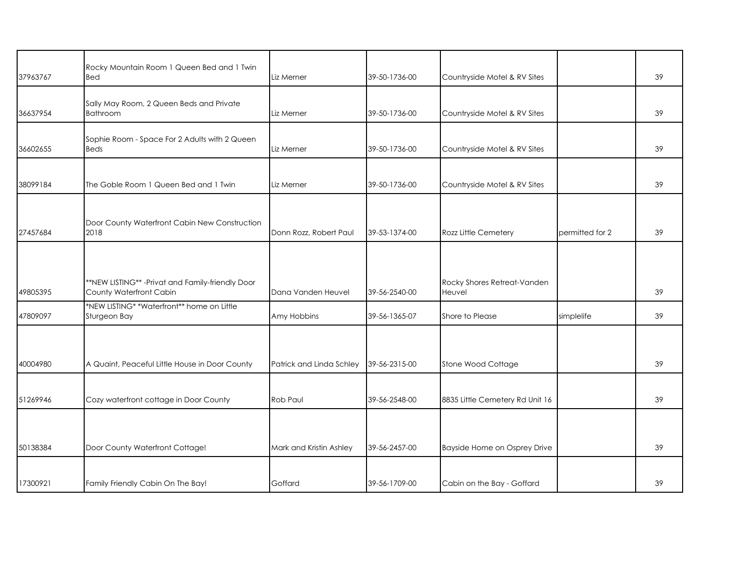| | | | | | | |
|---|---|---|---|---|---|---|
| 37963767 | Rocky Mountain Room 1 Queen Bed and 1 Twin Bed | Liz Merner | 39-50-1736-00 | Countryside Motel & RV Sites | | 39 |
| 36637954 | Sally May Room, 2 Queen Beds and Private Bathroom | Liz Merner | 39-50-1736-00 | Countryside Motel & RV Sites | | 39 |
| 36602655 | Sophie Room - Space For 2 Adults with 2 Queen Beds | Liz Merner | 39-50-1736-00 | Countryside Motel & RV Sites | | 39 |
| 38099184 | The Goble Room 1 Queen Bed and 1 Twin | Liz Merner | 39-50-1736-00 | Countryside Motel & RV Sites | | 39 |
| 27457684 | Door County Waterfront Cabin New Construction 2018 | Donn Rozz, Robert Paul | 39-53-1374-00 | Rozz Little Cemetery | permitted for 2 | 39 |
| 49805395 | **NEW LISTING** -Privat and Family-friendly Door County Waterfront Cabin | Dana Vanden Heuvel | 39-56-2540-00 | Rocky Shores Retreat-Vanden Heuvel | | 39 |
| 47809097 | *NEW LISTING* *Waterfront** home on Little Sturgeon Bay | Amy Hobbins | 39-56-1365-07 | Shore to Please | simplelife | 39 |
| 40004980 | A Quaint, Peaceful Little House in Door County | Patrick and Linda Schley | 39-56-2315-00 | Stone Wood Cottage | | 39 |
| 51269946 | Cozy waterfront cottage in Door County | Rob Paul | 39-56-2548-00 | 8835 Little Cemetery Rd Unit 16 | | 39 |
| 50138384 | Door County Waterfront Cottage! | Mark and Kristin Ashley | 39-56-2457-00 | Bayside Home on Osprey Drive | | 39 |
| 17300921 | Family Friendly Cabin On The Bay! | Goffard | 39-56-1709-00 | Cabin on the Bay - Goffard | | 39 |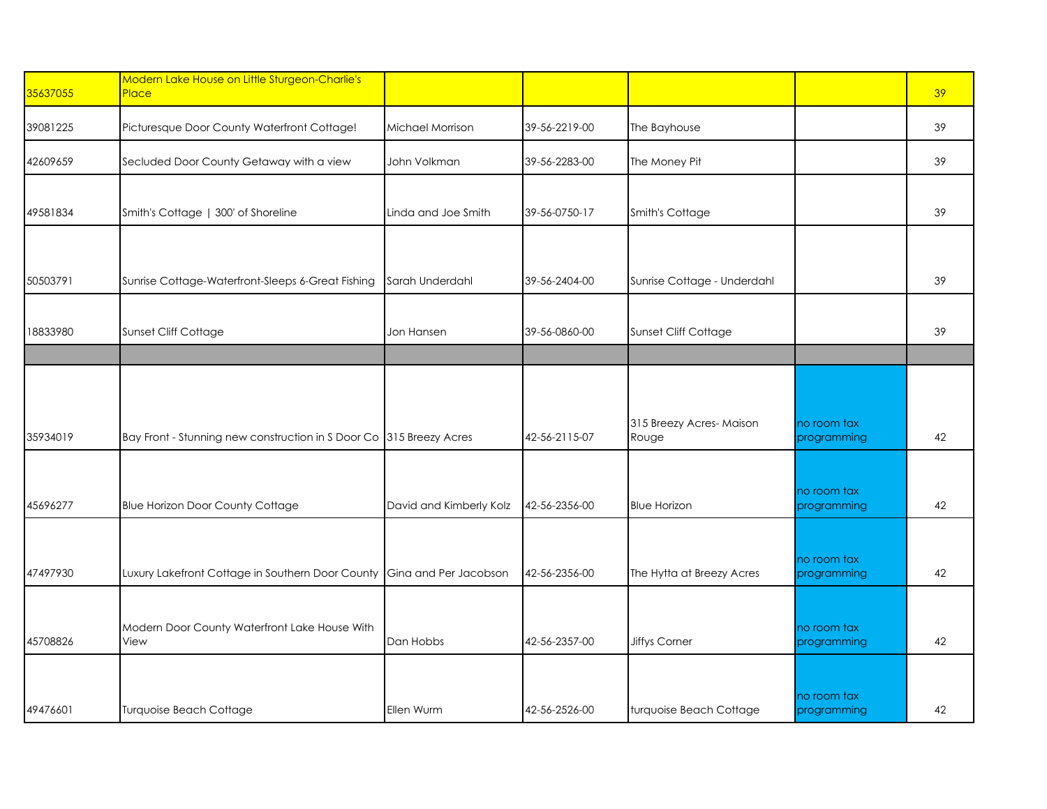| | | | | | | |
|---|---|---|---|---|---|---|
| 35637055 | Modern Lake House on Little Sturgeon-Charlie's Place | | | | | 39 |
| 39081225 | Picturesque Door County Waterfront Cottage! | Michael Morrison | 39-56-2219-00 | The Bayhouse | | 39 |
| 42609659 | Secluded Door County Getaway with a view | John Volkman | 39-56-2283-00 | The Money Pit | | 39 |
| 49581834 | Smith's Cottage \| 300' of Shoreline | Linda and Joe Smith | 39-56-0750-17 | Smith's Cottage | | 39 |
| 50503791 | Sunrise Cottage-Waterfront-Sleeps 6-Great Fishing | Sarah Underdahl | 39-56-2404-00 | Sunrise Cottage - Underdahl | | 39 |
| 18833980 | Sunset Cliff Cottage | Jon Hansen | 39-56-0860-00 | Sunset Cliff Cottage | | 39 |
| | | | | | | |
| 35934019 | Bay Front - Stunning new construction in S Door Co | 315 Breezy Acres | 42-56-2115-07 | 315 Breezy Acres- Maison Rouge | no room tax programming | 42 |
| 45696277 | Blue Horizon Door County Cottage | David and Kimberly Kolz | 42-56-2356-00 | Blue Horizon | no room tax programming | 42 |
| 47497930 | Luxury Lakefront Cottage in Southern Door County | Gina and Per Jacobson | 42-56-2356-00 | The Hytta at Breezy Acres | no room tax programming | 42 |
| 45708826 | Modern Door County Waterfront Lake House With View | Dan Hobbs | 42-56-2357-00 | Jiffys Corner | no room tax programming | 42 |
| 49476601 | Turquoise Beach Cottage | Ellen Wurm | 42-56-2526-00 | turquoise Beach Cottage | no room tax programming | 42 |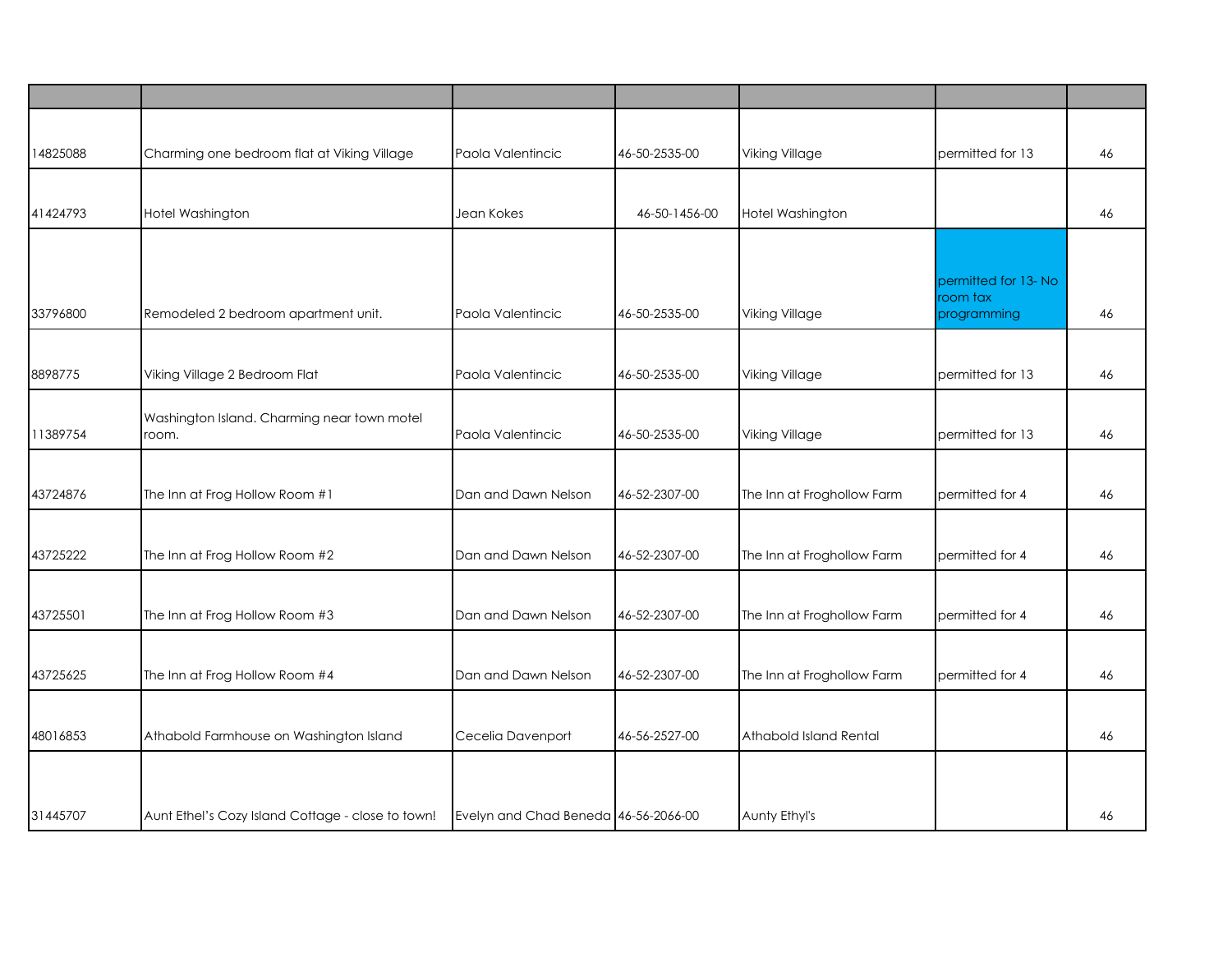| | | | | | | |
|---|---|---|---|---|---|---|
| 14825088 | Charming one bedroom flat at Viking Village | Paola Valentincic | 46-50-2535-00 | Viking Village | permitted for 13 | 46 |
| 41424793 | Hotel Washington | Jean Kokes | 46-50-1456-00 | Hotel Washington | | 46 |
| 33796800 | Remodeled 2 bedroom apartment unit. | Paola Valentincic | 46-50-2535-00 | Viking Village | permitted for 13- No room tax programming | 46 |
| 8898775 | Viking Village 2 Bedroom Flat | Paola Valentincic | 46-50-2535-00 | Viking Village | permitted for 13 | 46 |
| 11389754 | Washington Island. Charming near town motel room. | Paola Valentincic | 46-50-2535-00 | Viking Village | permitted for 13 | 46 |
| 43724876 | The Inn at Frog Hollow Room #1 | Dan and Dawn Nelson | 46-52-2307-00 | The Inn at Froghollow Farm | permitted for 4 | 46 |
| 43725222 | The Inn at Frog Hollow Room #2 | Dan and Dawn Nelson | 46-52-2307-00 | The Inn at Froghollow Farm | permitted for 4 | 46 |
| 43725501 | The Inn at Frog Hollow Room #3 | Dan and Dawn Nelson | 46-52-2307-00 | The Inn at Froghollow Farm | permitted for 4 | 46 |
| 43725625 | The Inn at Frog Hollow Room #4 | Dan and Dawn Nelson | 46-52-2307-00 | The Inn at Froghollow Farm | permitted for 4 | 46 |
| 48016853 | Athabold Farmhouse on Washington Island | Cecelia Davenport | 46-56-2527-00 | Athabold Island Rental | | 46 |
| 31445707 | Aunt Ethel's Cozy Island Cottage - close to town! | Evelyn and Chad Beneda | 46-56-2066-00 | Aunty Ethyl's | | 46 |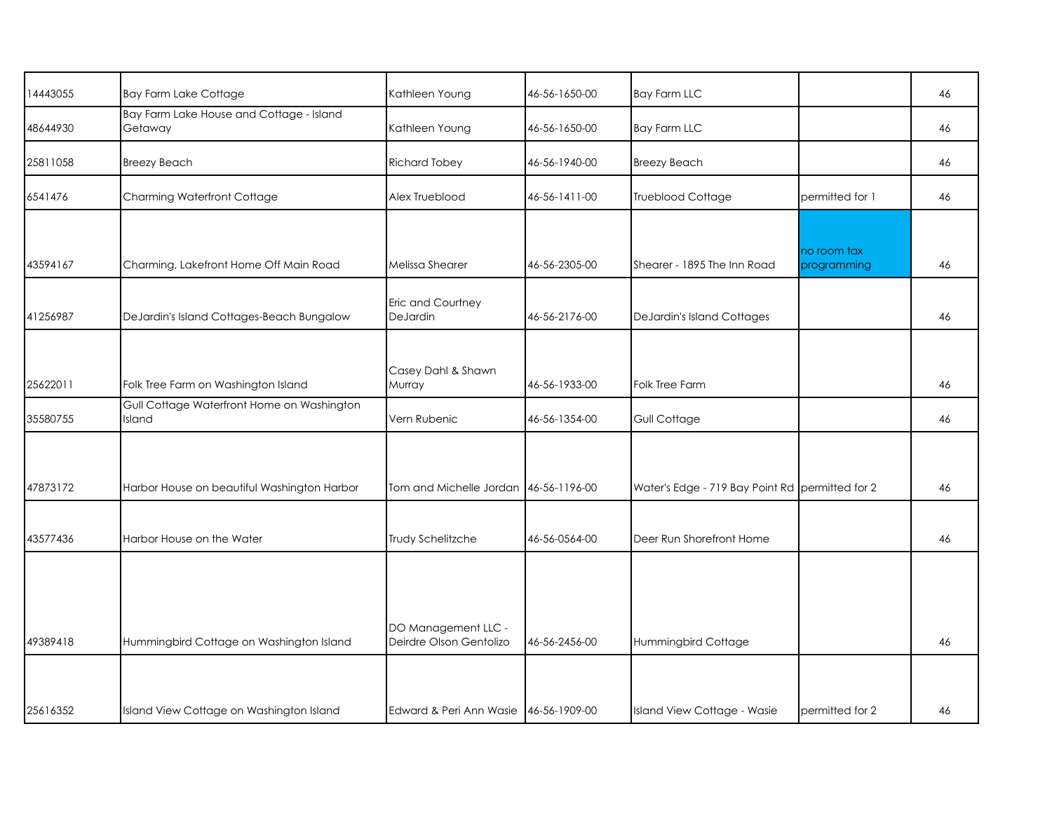| | | | | | | |
|---|---|---|---|---|---|---|
| 14443055 | Bay Farm Lake Cottage | Kathleen Young | 46-56-1650-00 | Bay Farm LLC | | 46 |
| 48644930 | Bay Farm Lake House and Cottage - Island Getaway | Kathleen Young | 46-56-1650-00 | Bay Farm LLC | | 46 |
| 25811058 | Breezy Beach | Richard Tobey | 46-56-1940-00 | Breezy Beach | | 46 |
| 6541476 | Charming Waterfront Cottage | Alex Trueblood | 46-56-1411-00 | Trueblood Cottage | permitted for 1 | 46 |
| 43594167 | Charming, Lakefront Home Off Main Road | Melissa Shearer | 46-56-2305-00 | Shearer - 1895 The Inn Road | no room tax programming | 46 |
| 41256987 | DeJardin's Island Cottages-Beach Bungalow | Eric and Courtney DeJardin | 46-56-2176-00 | DeJardin's Island Cottages | | 46 |
| 25622011 | Folk Tree Farm on Washington Island | Casey Dahl & Shawn Murray | 46-56-1933-00 | Folk Tree Farm | | 46 |
| 35580755 | Gull Cottage Waterfront Home on Washington Island | Vern Rubenic | 46-56-1354-00 | Gull Cottage | | 46 |
| 47873172 | Harbor House on beautiful Washington Harbor | Tom and Michelle Jordan | 46-56-1196-00 | Water's Edge - 719 Bay Point Rd | permitted for 2 | 46 |
| 43577436 | Harbor House on the Water | Trudy Schelitzche | 46-56-0564-00 | Deer Run Shorefront Home | | 46 |
| 49389418 | Hummingbird Cottage on Washington Island | DO Management LLC - Deirdre Olson Gentolizo | 46-56-2456-00 | Hummingbird Cottage | | 46 |
| 25616352 | Island View Cottage on Washington Island | Edward & Peri Ann Wasie | 46-56-1909-00 | Island View Cottage - Wasie | permitted for 2 | 46 |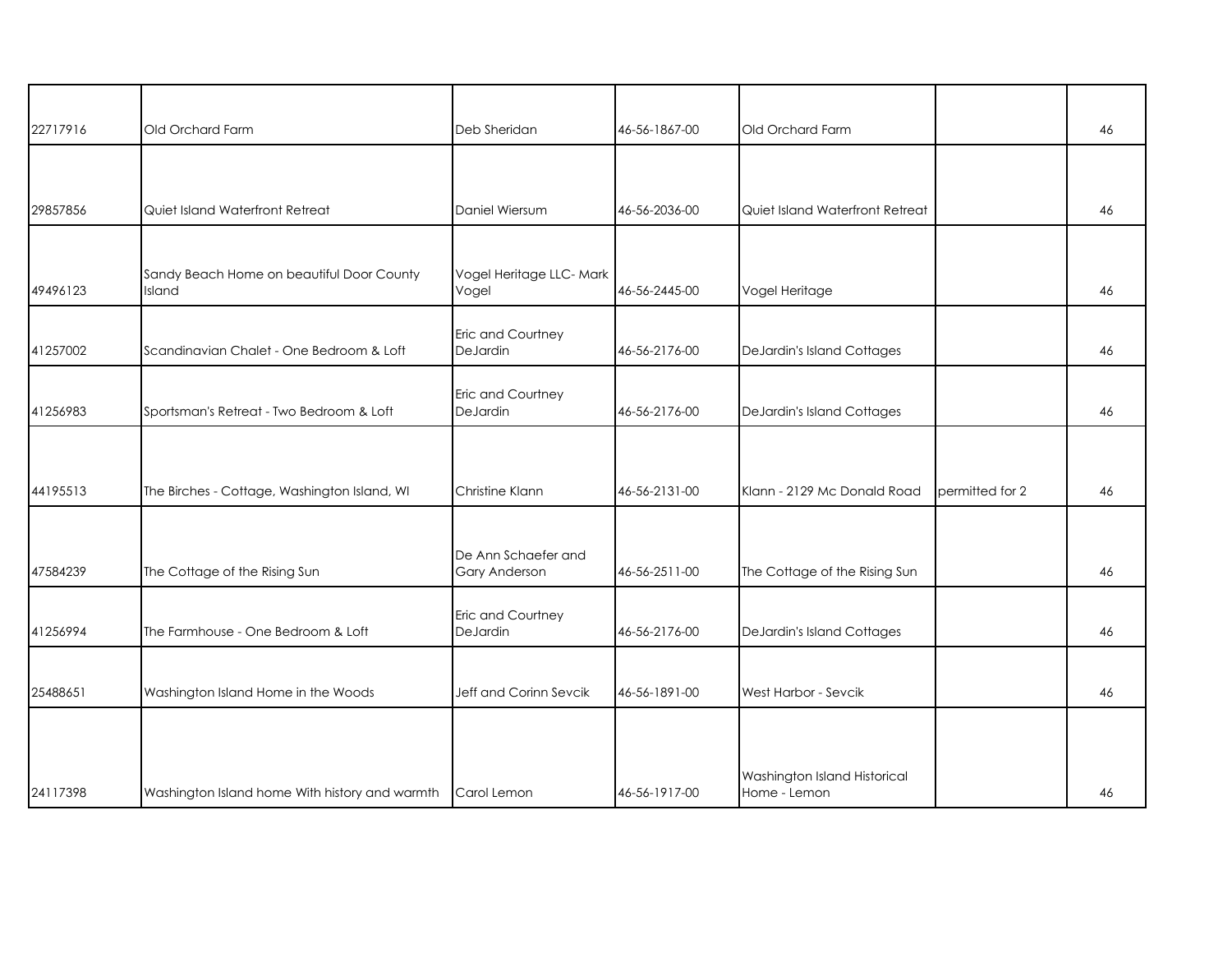| | | | | | | |
|---|---|---|---|---|---|---|
| 22717916 | Old Orchard Farm | Deb Sheridan | 46-56-1867-00 | Old Orchard Farm | | 46 |
| 29857856 | Quiet Island Waterfront Retreat | Daniel Wiersum | 46-56-2036-00 | Quiet Island Waterfront Retreat | | 46 |
| 49496123 | Sandy Beach Home on beautiful Door County Island | Vogel Heritage LLC- Mark Vogel | 46-56-2445-00 | Vogel Heritage | | 46 |
| 41257002 | Scandinavian Chalet - One Bedroom & Loft | Eric and Courtney DeJardin | 46-56-2176-00 | DeJardin's Island Cottages | | 46 |
| 41256983 | Sportsman's Retreat - Two Bedroom & Loft | Eric and Courtney DeJardin | 46-56-2176-00 | DeJardin's Island Cottages | | 46 |
| 44195513 | The Birches - Cottage, Washington Island, WI | Christine Klann | 46-56-2131-00 | Klann - 2129 Mc Donald Road | permitted for 2 | 46 |
| 47584239 | The Cottage of the Rising Sun | De Ann Schaefer and Gary Anderson | 46-56-2511-00 | The Cottage of the Rising Sun | | 46 |
| 41256994 | The Farmhouse - One Bedroom & Loft | Eric and Courtney DeJardin | 46-56-2176-00 | DeJardin's Island Cottages | | 46 |
| 25488651 | Washington Island Home in the Woods | Jeff and Corinn Sevcik | 46-56-1891-00 | West Harbor - Sevcik | | 46 |
| 24117398 | Washington Island home With history and warmth | Carol Lemon | 46-56-1917-00 | Washington Island Historical Home - Lemon | | 46 |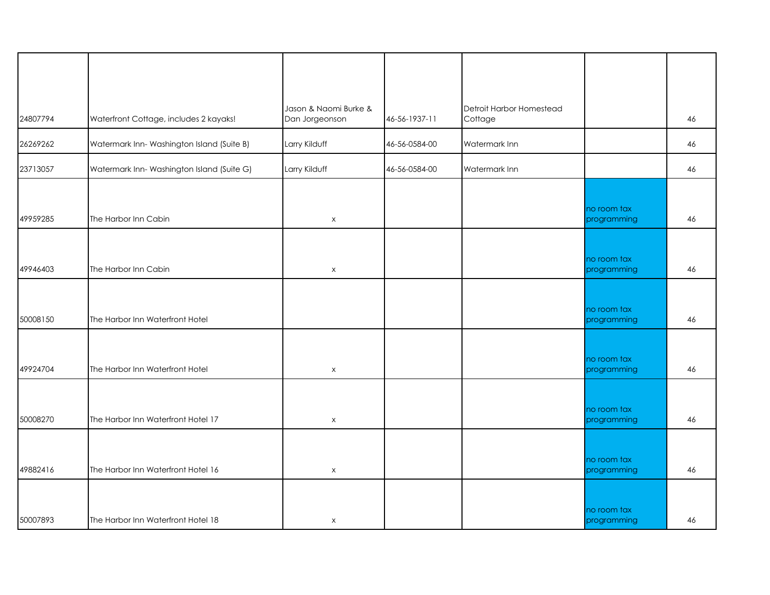| | | | | | | |
|---|---|---|---|---|---|---|
| 24807794 | Waterfront Cottage, includes 2 kayaks! | Jason & Naomi Burke & Dan Jorgeonson | 46-56-1937-11 | Detroit Harbor Homestead Cottage | | 46 |
| 26269262 | Watermark Inn- Washington Island (Suite B) | Larry Kilduff | 46-56-0584-00 | Watermark Inn | | 46 |
| 23713057 | Watermark Inn- Washington Island (Suite G) | Larry Kilduff | 46-56-0584-00 | Watermark Inn | | 46 |
| 49959285 | The Harbor Inn Cabin | x | | | no room tax programming | 46 |
| 49946403 | The Harbor Inn Cabin | x | | | no room tax programming | 46 |
| 50008150 | The Harbor Inn Waterfront Hotel | | | | no room tax programming | 46 |
| 49924704 | The Harbor Inn Waterfront Hotel | x | | | no room tax programming | 46 |
| 50008270 | The Harbor Inn Waterfront Hotel 17 | x | | | no room tax programming | 46 |
| 49882416 | The Harbor Inn Waterfront Hotel 16 | x | | | no room tax programming | 46 |
| 50007893 | The Harbor Inn Waterfront Hotel 18 | x | | | no room tax programming | 46 |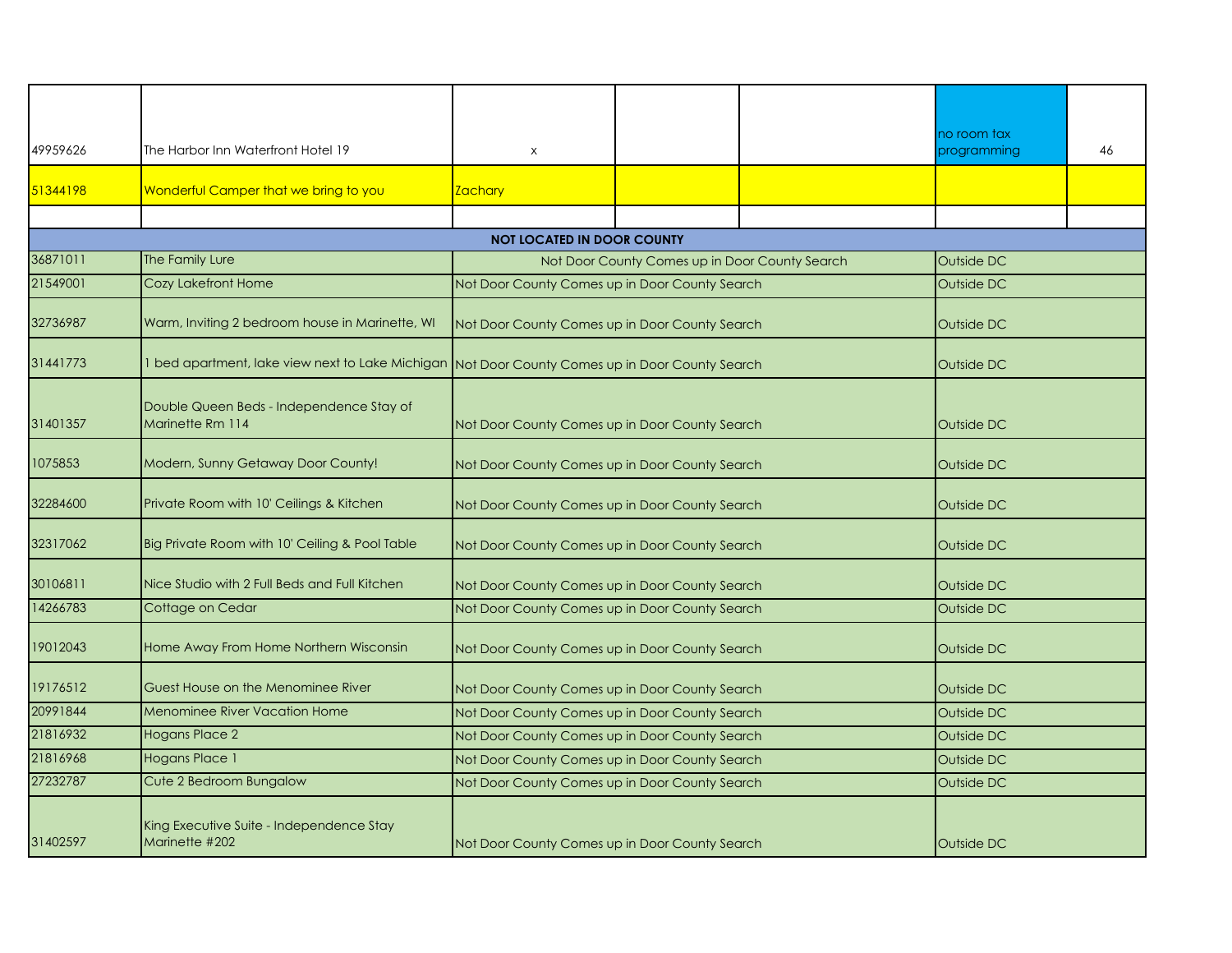| | | | | | | |
|---|---|---|---|---|---|---|
| 49959626 | The Harbor Inn Waterfront Hotel 19 | x | | | no room tax programming | 46 |
| 51344198 | Wonderful Camper that we bring to you | Zachary | | | | |
| | | | | | | |
| **NOT LOCATED IN DOOR COUNTY** | | | | | | |
| 36871011 | The Family Lure | Not Door County Comes up in Door County Search | | | Outside DC | |
| 21549001 | Cozy Lakefront Home | Not Door County Comes up in Door County Search | | | Outside DC | |
| 32736987 | Warm, Inviting 2 bedroom house in Marinette, WI | Not Door County Comes up in Door County Search | | | Outside DC | |
| 31441773 | 1 bed apartment, lake view next to Lake Michigan | Not Door County Comes up in Door County Search | | | Outside DC | |
| 31401357 | Double Queen Beds - Independence Stay of Marinette Rm 114 | Not Door County Comes up in Door County Search | | | Outside DC | |
| 1075853 | Modern, Sunny Getaway Door County! | Not Door County Comes up in Door County Search | | | Outside DC | |
| 32284600 | Private Room with 10' Ceilings & Kitchen | Not Door County Comes up in Door County Search | | | Outside DC | |
| 32317062 | Big Private Room with 10' Ceiling & Pool Table | Not Door County Comes up in Door County Search | | | Outside DC | |
| 30106811 | Nice Studio with 2 Full Beds and Full Kitchen | Not Door County Comes up in Door County Search | | | Outside DC | |
| 14266783 | Cottage on Cedar | Not Door County Comes up in Door County Search | | | Outside DC | |
| 19012043 | Home Away From Home Northern Wisconsin | Not Door County Comes up in Door County Search | | | Outside DC | |
| 19176512 | Guest House on the Menominee River | Not Door County Comes up in Door County Search | | | Outside DC | |
| 20991844 | Menominee River Vacation Home | Not Door County Comes up in Door County Search | | | Outside DC | |
| 21816932 | Hogans Place 2 | Not Door County Comes up in Door County Search | | | Outside DC | |
| 21816968 | Hogans Place 1 | Not Door County Comes up in Door County Search | | | Outside DC | |
| 27232787 | Cute 2 Bedroom Bungalow | Not Door County Comes up in Door County Search | | | Outside DC | |
| 31402597 | King Executive Suite - Independence Stay Marinette #202 | Not Door County Comes up in Door County Search | | | Outside DC | |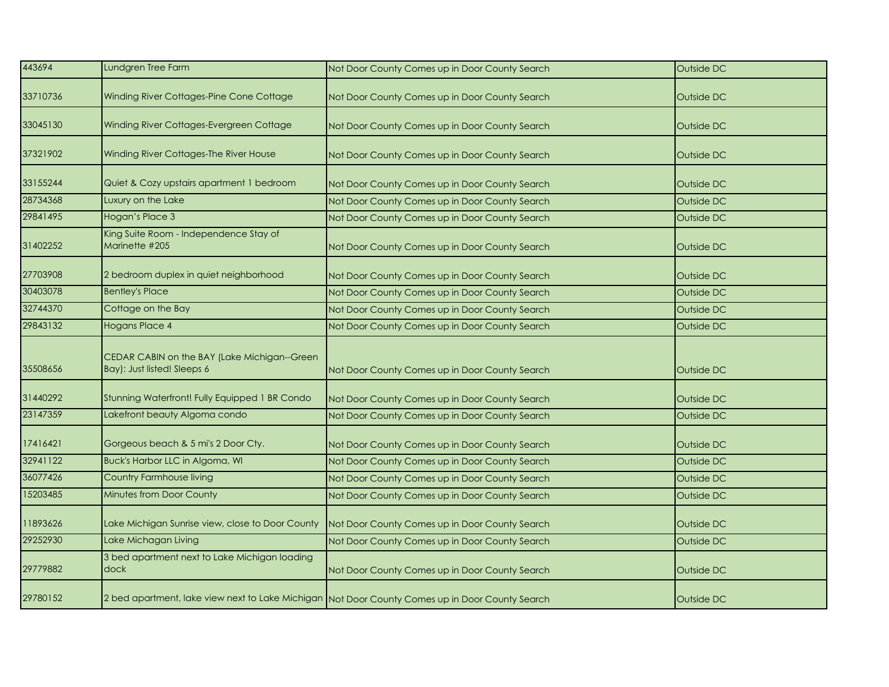| | | | |
|---|---|---|---|
| 443694 | Lundgren Tree Farm | Not Door County Comes up in Door County Search | Outside DC |
| 33710736 | Winding River Cottages-Pine Cone Cottage | Not Door County Comes up in Door County Search | Outside DC |
| 33045130 | Winding River Cottages-Evergreen Cottage | Not Door County Comes up in Door County Search | Outside DC |
| 37321902 | Winding River Cottages-The River House | Not Door County Comes up in Door County Search | Outside DC |
| 33155244 | Quiet & Cozy upstairs apartment 1 bedroom | Not Door County Comes up in Door County Search | Outside DC |
| 28734368 | Luxury on the Lake | Not Door County Comes up in Door County Search | Outside DC |
| 29841495 | Hogan's Place 3 | Not Door County Comes up in Door County Search | Outside DC |
| 31402252 | King Suite Room - Independence Stay of Marinette #205 | Not Door County Comes up in Door County Search | Outside DC |
| 27703908 | 2 bedroom duplex in quiet neighborhood | Not Door County Comes up in Door County Search | Outside DC |
| 30403078 | Bentley's Place | Not Door County Comes up in Door County Search | Outside DC |
| 32744370 | Cottage on the Bay | Not Door County Comes up in Door County Search | Outside DC |
| 29843132 | Hogans Place 4 | Not Door County Comes up in Door County Search | Outside DC |
| 35508656 | CEDAR CABIN on the BAY (Lake Michigan--Green Bay): Just listed! Sleeps 6 | Not Door County Comes up in Door County Search | Outside DC |
| 31440292 | Stunning Waterfront! Fully Equipped 1 BR Condo | Not Door County Comes up in Door County Search | Outside DC |
| 23147359 | Lakefront beauty Algoma condo | Not Door County Comes up in Door County Search | Outside DC |
| 17416421 | Gorgeous beach & 5 mi's 2 Door Cty. | Not Door County Comes up in Door County Search | Outside DC |
| 32941122 | Buck's Harbor LLC in Algoma, WI | Not Door County Comes up in Door County Search | Outside DC |
| 36077426 | Country Farmhouse living | Not Door County Comes up in Door County Search | Outside DC |
| 15203485 | Minutes from Door County | Not Door County Comes up in Door County Search | Outside DC |
| 11893626 | Lake Michigan Sunrise view, close to Door County | Not Door County Comes up in Door County Search | Outside DC |
| 29252930 | Lake Michagan Living | Not Door County Comes up in Door County Search | Outside DC |
| 29779882 | 3 bed apartment next to Lake Michigan loading dock | Not Door County Comes up in Door County Search | Outside DC |
| 29780152 | 2 bed apartment, lake view next to Lake Michigan | Not Door County Comes up in Door County Search | Outside DC |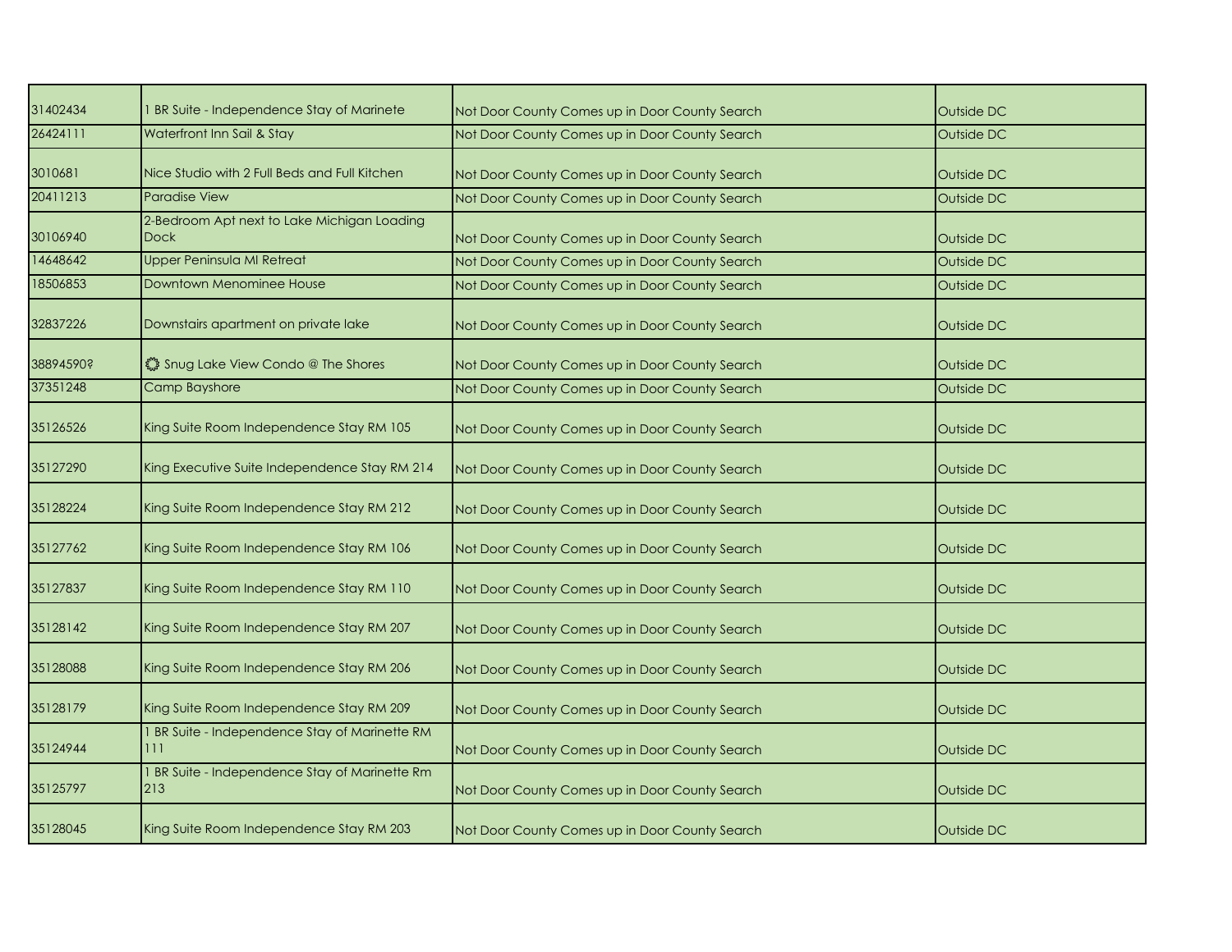| | | | |
|---|---|---|---|
| 31402434 | 1 BR Suite - Independence Stay of Marinete | Not Door County Comes up in Door County Search | Outside DC |
| 26424111 | Waterfront Inn Sail & Stay | Not Door County Comes up in Door County Search | Outside DC |
| 3010681 | Nice Studio with 2 Full Beds and Full Kitchen | Not Door County Comes up in Door County Search | Outside DC |
| 20411213 | Paradise View | Not Door County Comes up in Door County Search | Outside DC |
| 30106940 | 2-Bedroom Apt next to Lake Michigan Loading Dock | Not Door County Comes up in Door County Search | Outside DC |
| 14648642 | Upper Peninsula MI Retreat | Not Door County Comes up in Door County Search | Outside DC |
| 18506853 | Downtown Menominee House | Not Door County Comes up in Door County Search | Outside DC |
| 32837226 | Downstairs apartment on private lake | Not Door County Comes up in Door County Search | Outside DC |
| 38894590? | ❂ Snug Lake View Condo @ The Shores | Not Door County Comes up in Door County Search | Outside DC |
| 37351248 | Camp Bayshore | Not Door County Comes up in Door County Search | Outside DC |
| 35126526 | King Suite Room Independence Stay RM 105 | Not Door County Comes up in Door County Search | Outside DC |
| 35127290 | King Executive Suite Independence Stay RM 214 | Not Door County Comes up in Door County Search | Outside DC |
| 35128224 | King Suite Room Independence Stay RM 212 | Not Door County Comes up in Door County Search | Outside DC |
| 35127762 | King Suite Room Independence Stay RM 106 | Not Door County Comes up in Door County Search | Outside DC |
| 35127837 | King Suite Room Independence Stay RM 110 | Not Door County Comes up in Door County Search | Outside DC |
| 35128142 | King Suite Room Independence Stay RM 207 | Not Door County Comes up in Door County Search | Outside DC |
| 35128088 | King Suite Room Independence Stay RM 206 | Not Door County Comes up in Door County Search | Outside DC |
| 35128179 | King Suite Room Independence Stay RM 209 | Not Door County Comes up in Door County Search | Outside DC |
| 35124944 | 1 BR Suite - Independence Stay of Marinette RM 111 | Not Door County Comes up in Door County Search | Outside DC |
| 35125797 | 1 BR Suite - Independence Stay of Marinette Rm 213 | Not Door County Comes up in Door County Search | Outside DC |
| 35128045 | King Suite Room Independence Stay RM 203 | Not Door County Comes up in Door County Search | Outside DC |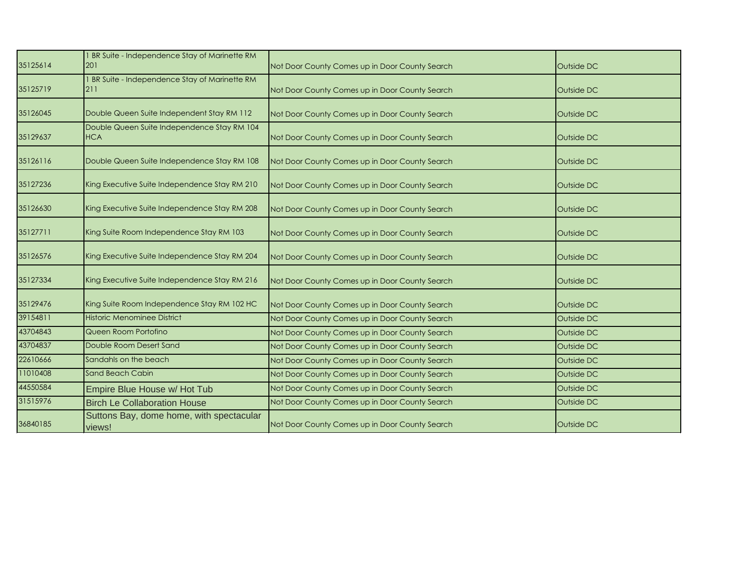| | | | |
|---|---|---|---|
| 35125614 | 1 BR Suite - Independence Stay of Marinette RM 201 | Not Door County Comes up in Door County Search | Outside DC |
| 35125719 | 1 BR Suite - Independence Stay of Marinette RM 211 | Not Door County Comes up in Door County Search | Outside DC |
| 35126045 | Double Queen Suite Independent Stay RM 112 | Not Door County Comes up in Door County Search | Outside DC |
| 35129637 | Double Queen Suite Independence Stay RM 104 HCA | Not Door County Comes up in Door County Search | Outside DC |
| 35126116 | Double Queen Suite Independence Stay RM 108 | Not Door County Comes up in Door County Search | Outside DC |
| 35127236 | King Executive Suite Independence Stay RM 210 | Not Door County Comes up in Door County Search | Outside DC |
| 35126630 | King Executive Suite Independence Stay RM 208 | Not Door County Comes up in Door County Search | Outside DC |
| 35127711 | King Suite Room Independence Stay RM 103 | Not Door County Comes up in Door County Search | Outside DC |
| 35126576 | King Executive Suite Independence Stay RM 204 | Not Door County Comes up in Door County Search | Outside DC |
| 35127334 | King Executive Suite Independence Stay RM 216 | Not Door County Comes up in Door County Search | Outside DC |
| 35129476 | King Suite Room Independence Stay RM 102 HC | Not Door County Comes up in Door County Search | Outside DC |
| 39154811 | Historic Menominee District | Not Door County Comes up in Door County Search | Outside DC |
| 43704843 | Queen Room Portofino | Not Door County Comes up in Door County Search | Outside DC |
| 43704837 | Double Room Desert Sand | Not Door County Comes up in Door County Search | Outside DC |
| 22610666 | Sandahls on the beach | Not Door County Comes up in Door County Search | Outside DC |
| 11010408 | Sand Beach Cabin | Not Door County Comes up in Door County Search | Outside DC |
| 44550584 | Empire Blue House w/ Hot Tub | Not Door County Comes up in Door County Search | Outside DC |
| 31515976 | Birch Le Collaboration House | Not Door County Comes up in Door County Search | Outside DC |
| 36840185 | Suttons Bay, dome home, with spectacular views! | Not Door County Comes up in Door County Search | Outside DC |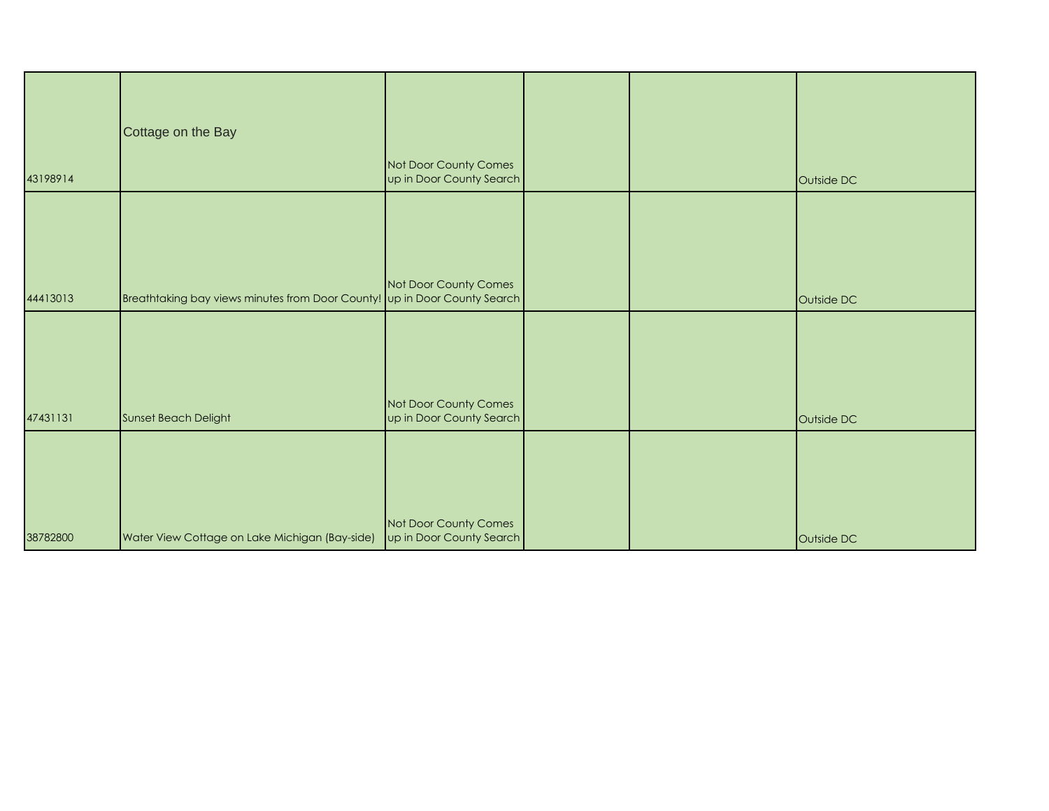| | | | | | |
|---|---|---|---|---|---|
| 43198914 | Cottage on the Bay | Not Door County Comes up in Door County Search | | | Outside DC |
| 44413013 | Breathtaking bay views minutes from Door County! | Not Door County Comes up in Door County Search | | | Outside DC |
| 47431131 | Sunset Beach Delight | Not Door County Comes up in Door County Search | | | Outside DC |
| 38782800 | Water View Cottage on Lake Michigan (Bay-side) | Not Door County Comes up in Door County Search | | | Outside DC |